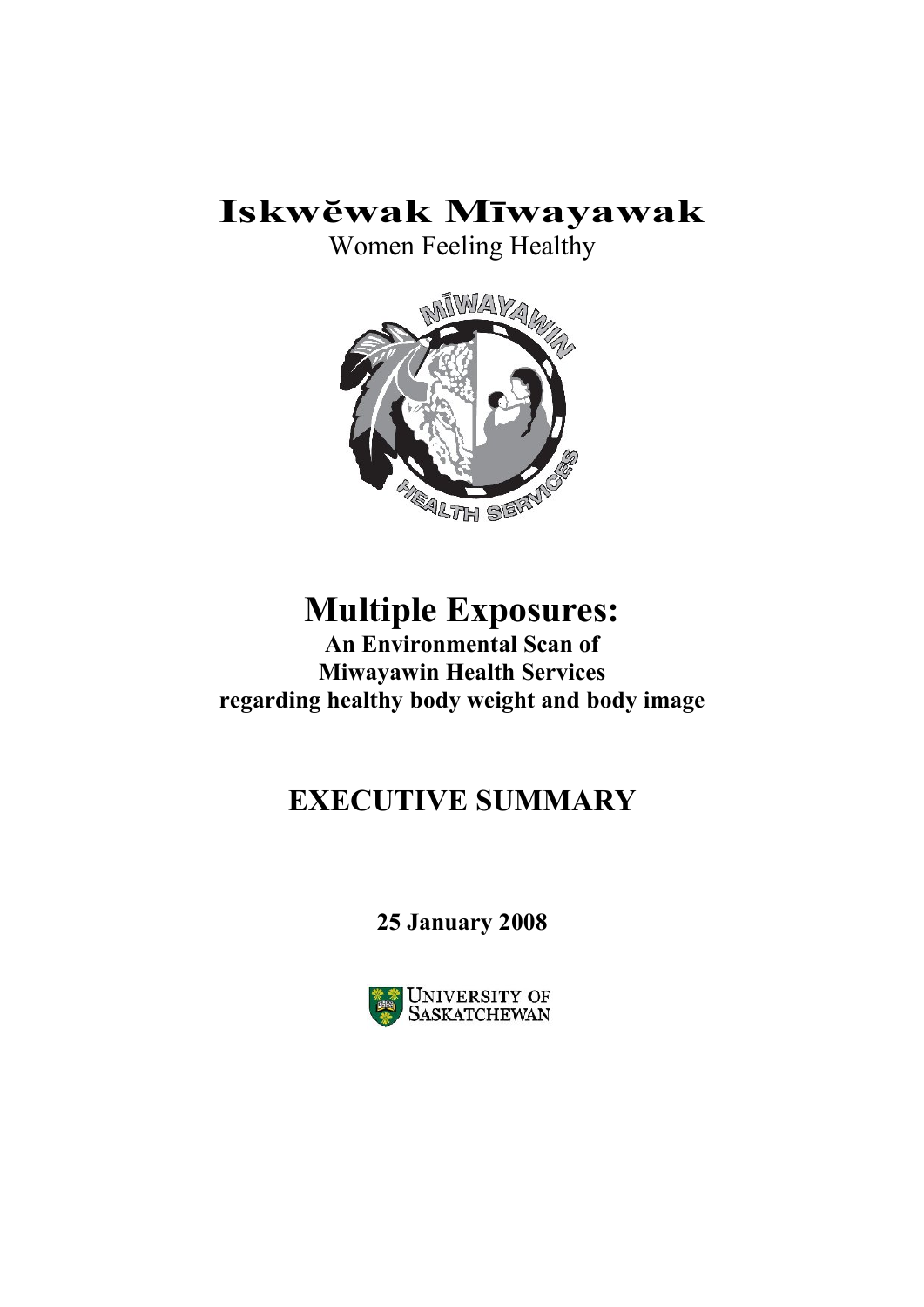# Iskwĕwak Mīwayawak

Women Feeling Healthy

# Multiple Exposures:

**An Environmental Scan of Miwayawin Health Services regarding healthy body weight and body image**

## EXECUTIVE SUMMARY

**25 January 2008**

University of Saskatchewan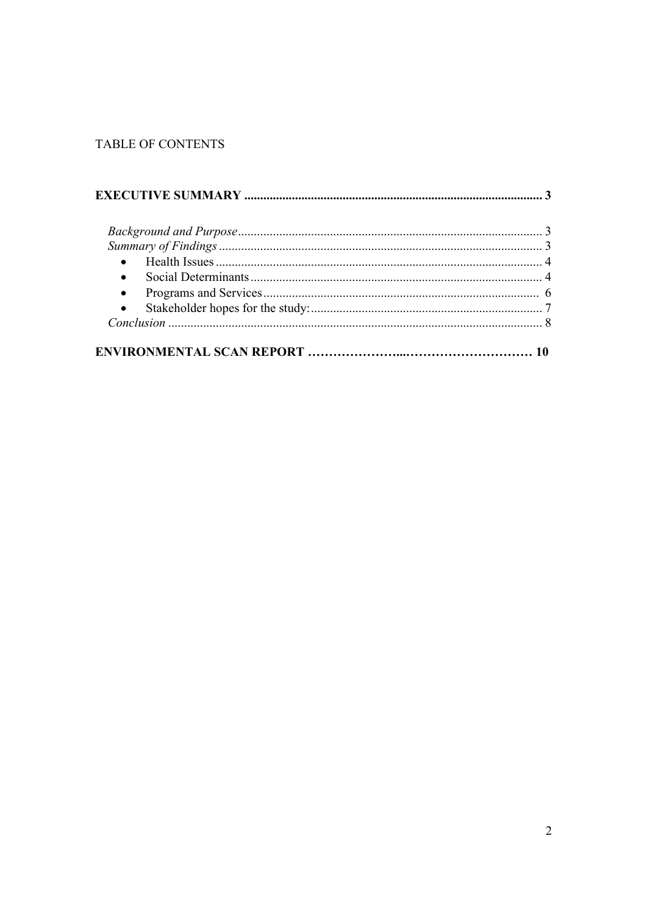TABLE OF CONTENTS

**EXECUTIVE SUMMARY .......................................................................................... 3**

*Background and Purpose* .......................................................................................... 3
*Summary of Findings* .......................................................................................... 3
- Health Issues .......................................................................................... 4
- Social Determinants .......................................................................................... 4
- Programs and Services .......................................................................................... 6
- Stakeholder hopes for the study: .......................................................................................... 7

*Conclusion* .......................................................................................... 8

**ENVIRONMENTAL SCAN REPORT …………………...………………………… 10**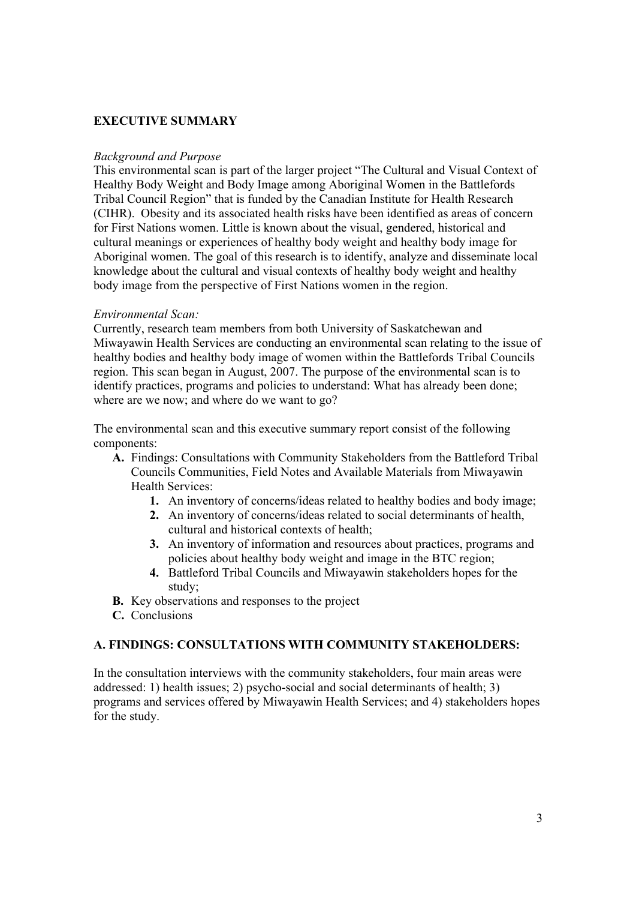## EXECUTIVE SUMMARY

*Background and Purpose*

This environmental scan is part of the larger project "The Cultural and Visual Context of Healthy Body Weight and Body Image among Aboriginal Women in the Battlefords Tribal Council Region" that is funded by the Canadian Institute for Health Research (CIHR). Obesity and its associated health risks have been identified as areas of concern for First Nations women. Little is known about the visual, gendered, historical and cultural meanings or experiences of healthy body weight and healthy body image for Aboriginal women. The goal of this research is to identify, analyze and disseminate local knowledge about the cultural and visual contexts of healthy body weight and healthy body image from the perspective of First Nations women in the region.

*Environmental Scan:*

Currently, research team members from both University of Saskatchewan and Miwayawin Health Services are conducting an environmental scan relating to the issue of healthy bodies and healthy body image of women within the Battlefords Tribal Councils region. This scan began in August, 2007. The purpose of the environmental scan is to identify practices, programs and policies to understand: What has already been done; where are we now; and where do we want to go?

The environmental scan and this executive summary report consist of the following components:

- **A.** Findings: Consultations with Community Stakeholders from the Battleford Tribal Councils Communities, Field Notes and Available Materials from Miwayawin Health Services:
  1. An inventory of concerns/ideas related to healthy bodies and body image;
  2. An inventory of concerns/ideas related to social determinants of health, cultural and historical contexts of health;
  3. An inventory of information and resources about practices, programs and policies about healthy body weight and image in the BTC region;
  4. Battleford Tribal Councils and Miwayawin stakeholders hopes for the study;
- **B.** Key observations and responses to the project
- **C.** Conclusions

## A. FINDINGS: CONSULTATIONS WITH COMMUNITY STAKEHOLDERS:

In the consultation interviews with the community stakeholders, four main areas were addressed: 1) health issues; 2) psycho-social and social determinants of health; 3) programs and services offered by Miwayawin Health Services; and 4) stakeholders hopes for the study.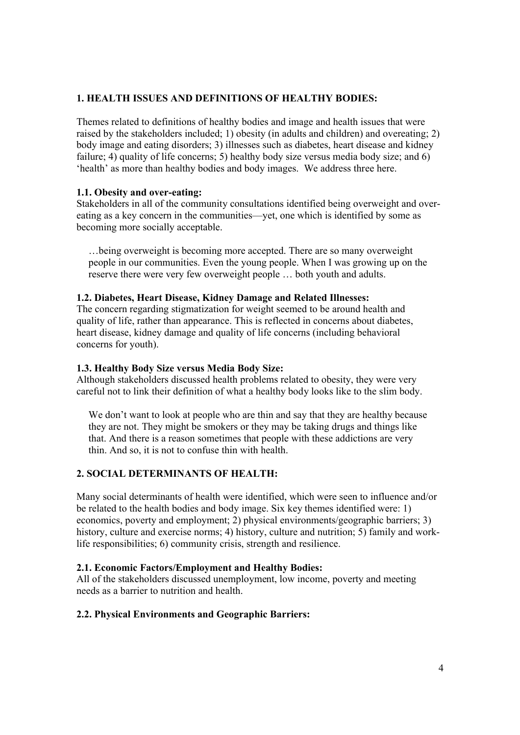## 1. HEALTH ISSUES AND DEFINITIONS OF HEALTHY BODIES:

Themes related to definitions of healthy bodies and image and health issues that were raised by the stakeholders included; 1) obesity (in adults and children) and overeating; 2) body image and eating disorders; 3) illnesses such as diabetes, heart disease and kidney failure; 4) quality of life concerns; 5) healthy body size versus media body size; and 6) 'health' as more than healthy bodies and body images. We address three here.

### 1.1. Obesity and over-eating:

Stakeholders in all of the community consultations identified being overweight and over-eating as a key concern in the communities—yet, one which is identified by some as becoming more socially acceptable.

> …being overweight is becoming more accepted. There are so many overweight people in our communities. Even the young people. When I was growing up on the reserve there were very few overweight people … both youth and adults.

### 1.2. Diabetes, Heart Disease, Kidney Damage and Related Illnesses:

The concern regarding stigmatization for weight seemed to be around health and quality of life, rather than appearance. This is reflected in concerns about diabetes, heart disease, kidney damage and quality of life concerns (including behavioral concerns for youth).

### 1.3. Healthy Body Size versus Media Body Size:

Although stakeholders discussed health problems related to obesity, they were very careful not to link their definition of what a healthy body looks like to the slim body.

> We don't want to look at people who are thin and say that they are healthy because they are not. They might be smokers or they may be taking drugs and things like that. And there is a reason sometimes that people with these addictions are very thin. And so, it is not to confuse thin with health.

## 2. SOCIAL DETERMINANTS OF HEALTH:

Many social determinants of health were identified, which were seen to influence and/or be related to the health bodies and body image. Six key themes identified were: 1) economics, poverty and employment; 2) physical environments/geographic barriers; 3) history, culture and exercise norms; 4) history, culture and nutrition; 5) family and work-life responsibilities; 6) community crisis, strength and resilience.

### 2.1. Economic Factors/Employment and Healthy Bodies:

All of the stakeholders discussed unemployment, low income, poverty and meeting needs as a barrier to nutrition and health.

### 2.2. Physical Environments and Geographic Barriers: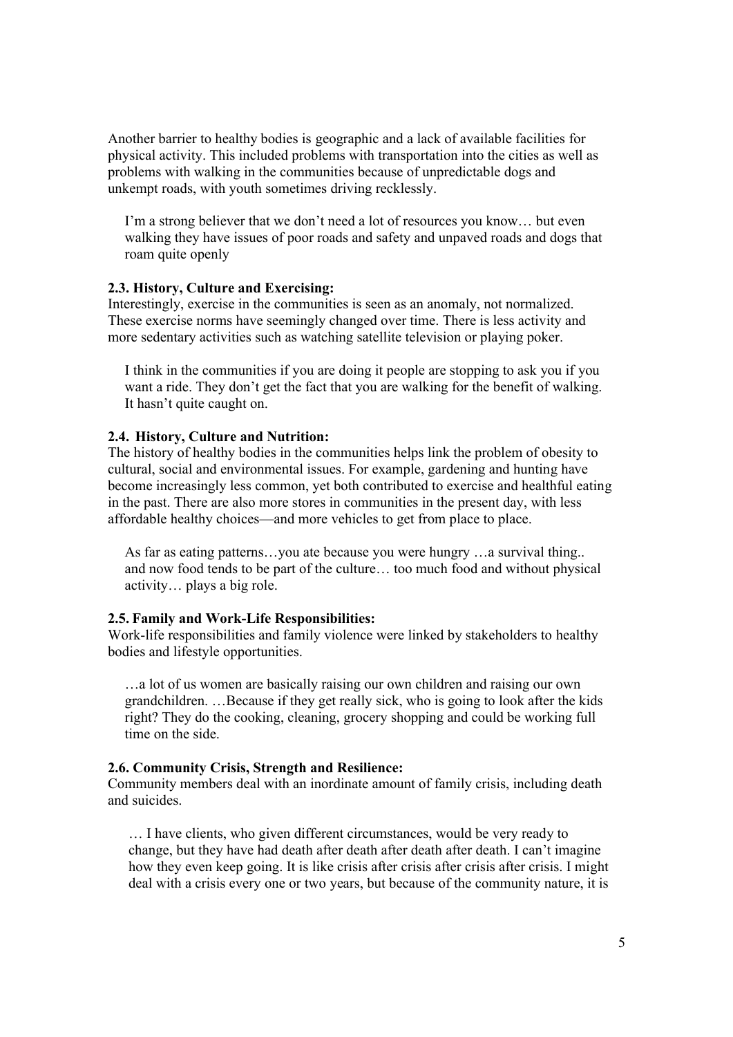Another barrier to healthy bodies is geographic and a lack of available facilities for physical activity. This included problems with transportation into the cities as well as problems with walking in the communities because of unpredictable dogs and unkempt roads, with youth sometimes driving recklessly.

> I'm a strong believer that we don't need a lot of resources you know… but even walking they have issues of poor roads and safety and unpaved roads and dogs that roam quite openly

### 2.3. History, Culture and Exercising:

Interestingly, exercise in the communities is seen as an anomaly, not normalized. These exercise norms have seemingly changed over time. There is less activity and more sedentary activities such as watching satellite television or playing poker.

> I think in the communities if you are doing it people are stopping to ask you if you want a ride. They don't get the fact that you are walking for the benefit of walking. It hasn't quite caught on.

### 2.4. History, Culture and Nutrition:

The history of healthy bodies in the communities helps link the problem of obesity to cultural, social and environmental issues. For example, gardening and hunting have become increasingly less common, yet both contributed to exercise and healthful eating in the past. There are also more stores in communities in the present day, with less affordable healthy choices—and more vehicles to get from place to place.

> As far as eating patterns…you ate because you were hungry …a survival thing.. and now food tends to be part of the culture… too much food and without physical activity… plays a big role.

### 2.5. Family and Work-Life Responsibilities:

Work-life responsibilities and family violence were linked by stakeholders to healthy bodies and lifestyle opportunities.

> …a lot of us women are basically raising our own children and raising our own grandchildren. …Because if they get really sick, who is going to look after the kids right? They do the cooking, cleaning, grocery shopping and could be working full time on the side.

### 2.6. Community Crisis, Strength and Resilience:

Community members deal with an inordinate amount of family crisis, including death and suicides.

> … I have clients, who given different circumstances, would be very ready to change, but they have had death after death after death after death. I can't imagine how they even keep going. It is like crisis after crisis after crisis after crisis. I might deal with a crisis every one or two years, but because of the community nature, it is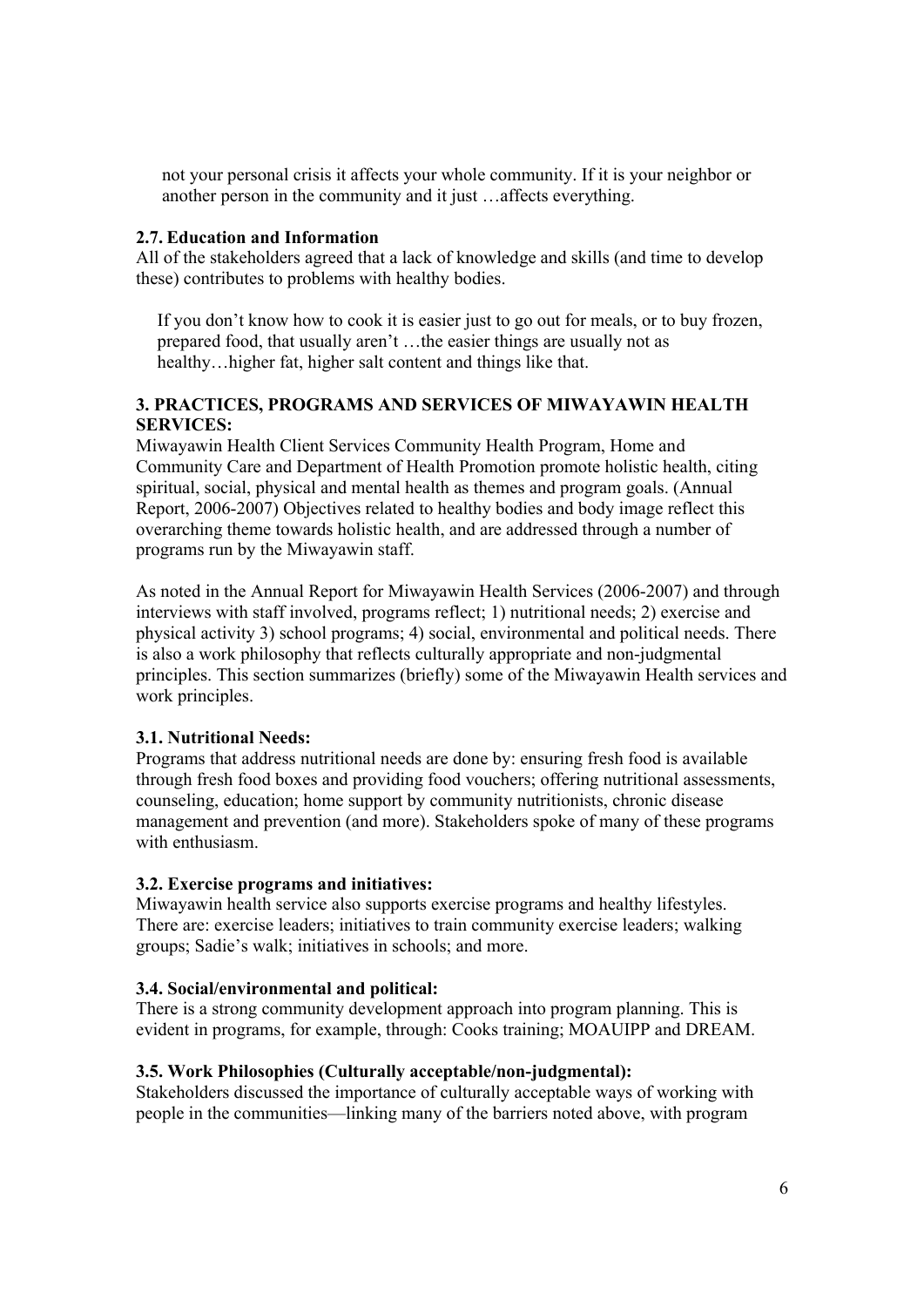> not your personal crisis it affects your whole community. If it is your neighbor or another person in the community and it just …affects everything.

### 2.7. Education and Information

All of the stakeholders agreed that a lack of knowledge and skills (and time to develop these) contributes to problems with healthy bodies.

> If you don't know how to cook it is easier just to go out for meals, or to buy frozen, prepared food, that usually aren't …the easier things are usually not as healthy…higher fat, higher salt content and things like that.

## 3. PRACTICES, PROGRAMS AND SERVICES OF MIWAYAWIN HEALTH SERVICES:

Miwayawin Health Client Services Community Health Program, Home and Community Care and Department of Health Promotion promote holistic health, citing spiritual, social, physical and mental health as themes and program goals. (Annual Report, 2006-2007) Objectives related to healthy bodies and body image reflect this overarching theme towards holistic health, and are addressed through a number of programs run by the Miwayawin staff.

As noted in the Annual Report for Miwayawin Health Services (2006-2007) and through interviews with staff involved, programs reflect; 1) nutritional needs; 2) exercise and physical activity 3) school programs; 4) social, environmental and political needs. There is also a work philosophy that reflects culturally appropriate and non-judgmental principles. This section summarizes (briefly) some of the Miwayawin Health services and work principles.

### 3.1. Nutritional Needs:

Programs that address nutritional needs are done by: ensuring fresh food is available through fresh food boxes and providing food vouchers; offering nutritional assessments, counseling, education; home support by community nutritionists, chronic disease management and prevention (and more). Stakeholders spoke of many of these programs with enthusiasm.

### 3.2. Exercise programs and initiatives:

Miwayawin health service also supports exercise programs and healthy lifestyles. There are: exercise leaders; initiatives to train community exercise leaders; walking groups; Sadie's walk; initiatives in schools; and more.

### 3.4. Social/environmental and political:

There is a strong community development approach into program planning. This is evident in programs, for example, through: Cooks training; MOAUIPP and DREAM.

### 3.5. Work Philosophies (Culturally acceptable/non-judgmental):

Stakeholders discussed the importance of culturally acceptable ways of working with people in the communities—linking many of the barriers noted above, with program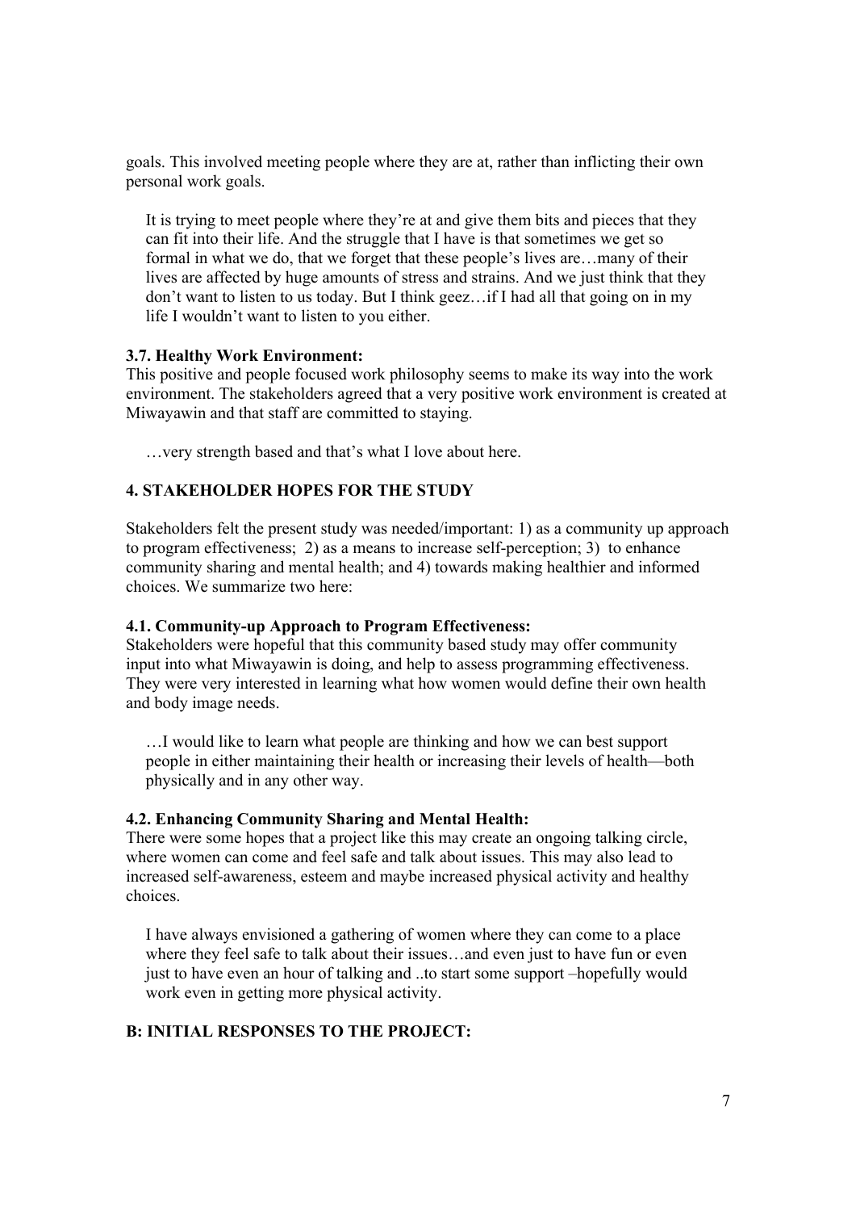goals. This involved meeting people where they are at, rather than inflicting their own personal work goals.

> It is trying to meet people where they're at and give them bits and pieces that they can fit into their life. And the struggle that I have is that sometimes we get so formal in what we do, that we forget that these people's lives are…many of their lives are affected by huge amounts of stress and strains. And we just think that they don't want to listen to us today. But I think geez…if I had all that going on in my life I wouldn't want to listen to you either.

**3.7. Healthy Work Environment:**
This positive and people focused work philosophy seems to make its way into the work environment. The stakeholders agreed that a very positive work environment is created at Miwayawin and that staff are committed to staying.

> …very strength based and that's what I love about here.

## 4. STAKEHOLDER HOPES FOR THE STUDY

Stakeholders felt the present study was needed/important: 1) as a community up approach to program effectiveness; 2) as a means to increase self-perception; 3) to enhance community sharing and mental health; and 4) towards making healthier and informed choices. We summarize two here:

**4.1. Community-up Approach to Program Effectiveness:**
Stakeholders were hopeful that this community based study may offer community input into what Miwayawin is doing, and help to assess programming effectiveness. They were very interested in learning what how women would define their own health and body image needs.

> …I would like to learn what people are thinking and how we can best support people in either maintaining their health or increasing their levels of health—both physically and in any other way.

**4.2. Enhancing Community Sharing and Mental Health:**
There were some hopes that a project like this may create an ongoing talking circle, where women can come and feel safe and talk about issues. This may also lead to increased self-awareness, esteem and maybe increased physical activity and healthy choices.

> I have always envisioned a gathering of women where they can come to a place where they feel safe to talk about their issues…and even just to have fun or even just to have even an hour of talking and ..to start some support –hopefully would work even in getting more physical activity.

## B: INITIAL RESPONSES TO THE PROJECT: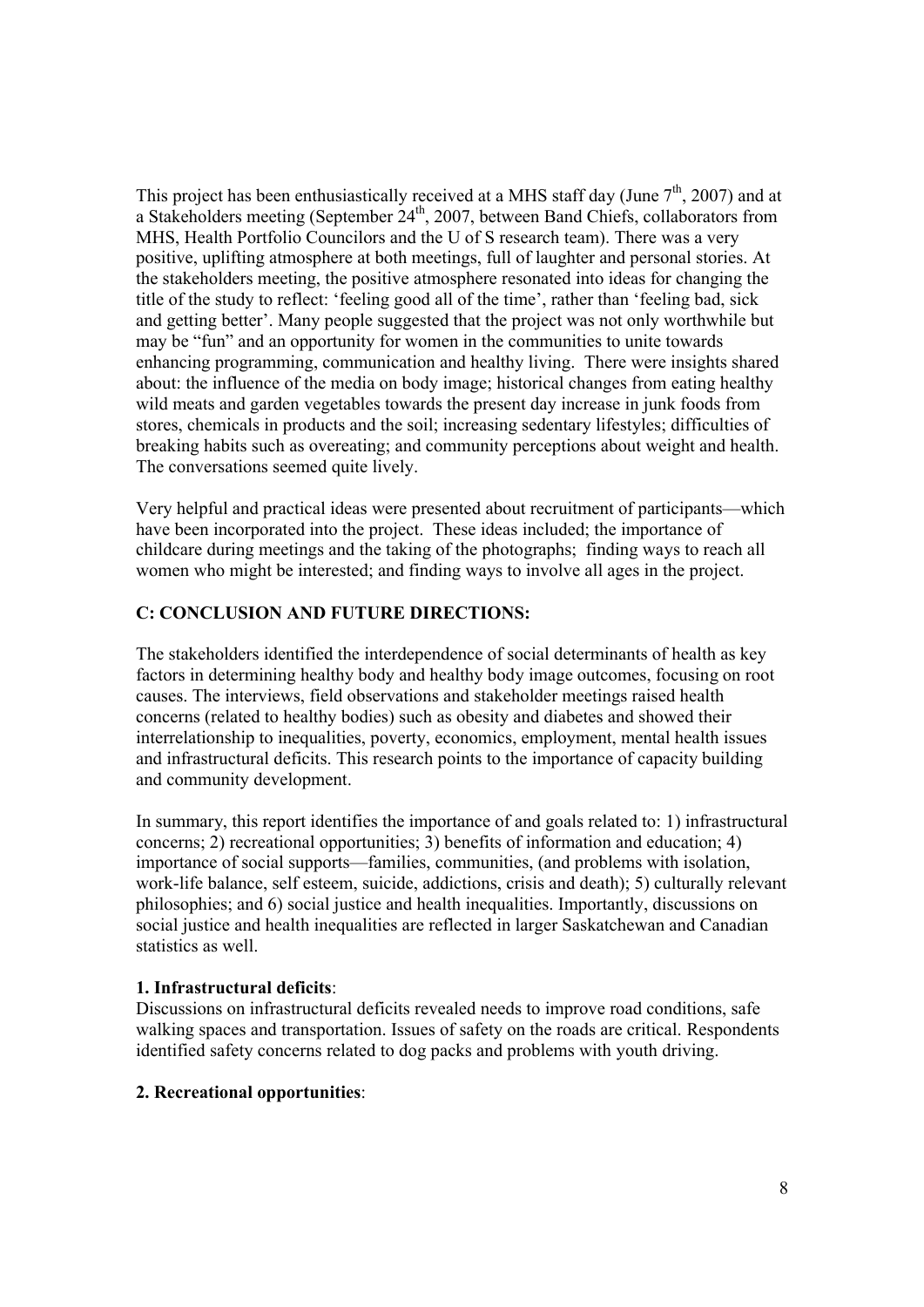This project has been enthusiastically received at a MHS staff day (June 7th, 2007) and at a Stakeholders meeting (September 24th, 2007, between Band Chiefs, collaborators from MHS, Health Portfolio Councilors and the U of S research team). There was a very positive, uplifting atmosphere at both meetings, full of laughter and personal stories. At the stakeholders meeting, the positive atmosphere resonated into ideas for changing the title of the study to reflect: 'feeling good all of the time', rather than 'feeling bad, sick and getting better'. Many people suggested that the project was not only worthwhile but may be "fun" and an opportunity for women in the communities to unite towards enhancing programming, communication and healthy living. There were insights shared about: the influence of the media on body image; historical changes from eating healthy wild meats and garden vegetables towards the present day increase in junk foods from stores, chemicals in products and the soil; increasing sedentary lifestyles; difficulties of breaking habits such as overeating; and community perceptions about weight and health. The conversations seemed quite lively.

Very helpful and practical ideas were presented about recruitment of participants—which have been incorporated into the project. These ideas included; the importance of childcare during meetings and the taking of the photographs; finding ways to reach all women who might be interested; and finding ways to involve all ages in the project.

## C: CONCLUSION AND FUTURE DIRECTIONS:

The stakeholders identified the interdependence of social determinants of health as key factors in determining healthy body and healthy body image outcomes, focusing on root causes. The interviews, field observations and stakeholder meetings raised health concerns (related to healthy bodies) such as obesity and diabetes and showed their interrelationship to inequalities, poverty, economics, employment, mental health issues and infrastructural deficits. This research points to the importance of capacity building and community development.

In summary, this report identifies the importance of and goals related to: 1) infrastructural concerns; 2) recreational opportunities; 3) benefits of information and education; 4) importance of social supports—families, communities, (and problems with isolation, work-life balance, self esteem, suicide, addictions, crisis and death); 5) culturally relevant philosophies; and 6) social justice and health inequalities. Importantly, discussions on social justice and health inequalities are reflected in larger Saskatchewan and Canadian statistics as well.

**1. Infrastructural deficits**:

Discussions on infrastructural deficits revealed needs to improve road conditions, safe walking spaces and transportation. Issues of safety on the roads are critical. Respondents identified safety concerns related to dog packs and problems with youth driving.

**2. Recreational opportunities**: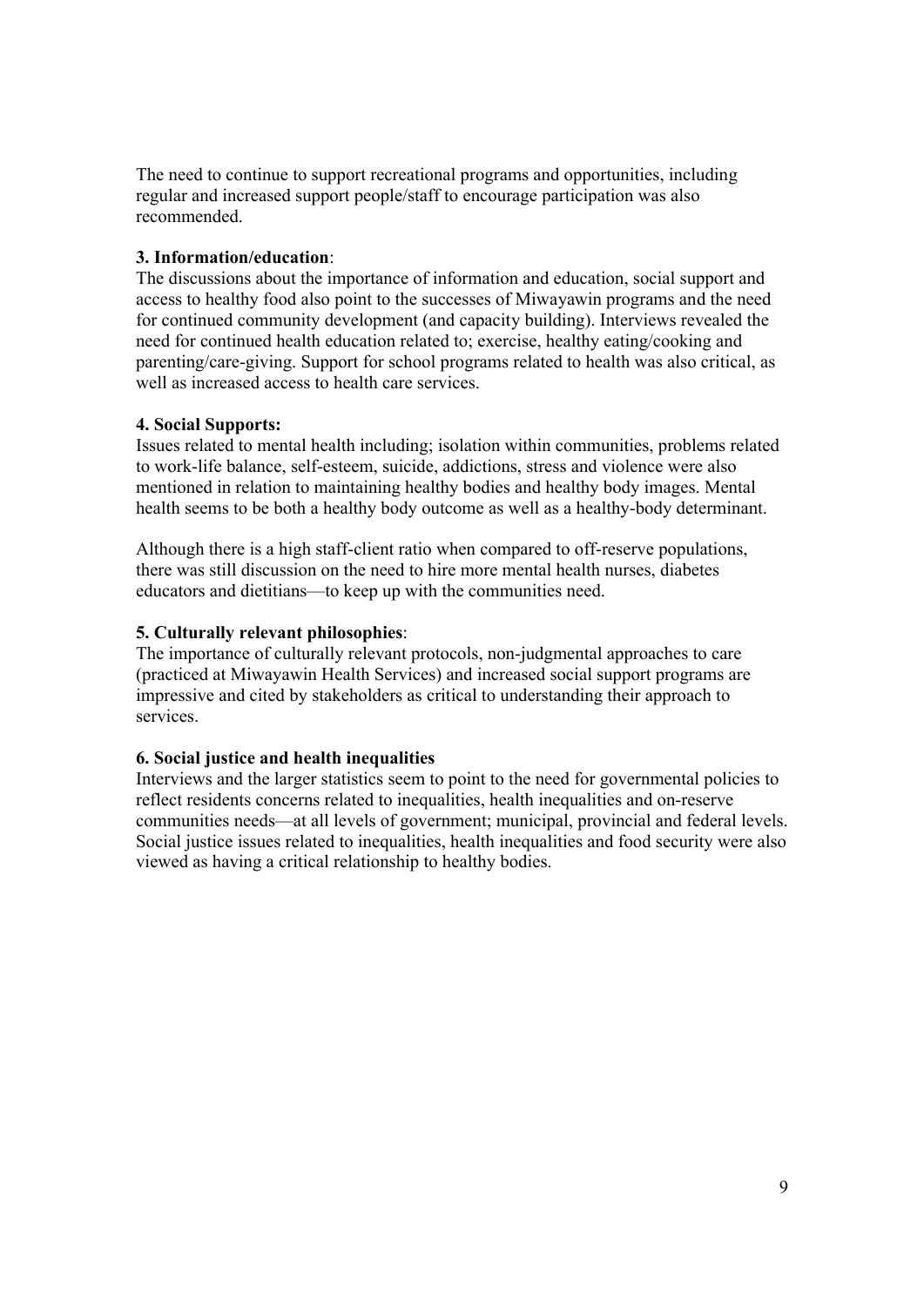The need to continue to support recreational programs and opportunities, including regular and increased support people/staff to encourage participation was also recommended.

**3. Information/education**:
The discussions about the importance of information and education, social support and access to healthy food also point to the successes of Miwayawin programs and the need for continued community development (and capacity building). Interviews revealed the need for continued health education related to; exercise, healthy eating/cooking and parenting/care-giving. Support for school programs related to health was also critical, as well as increased access to health care services.

**4. Social Supports:**
Issues related to mental health including; isolation within communities, problems related to work-life balance, self-esteem, suicide, addictions, stress and violence were also mentioned in relation to maintaining healthy bodies and healthy body images. Mental health seems to be both a healthy body outcome as well as a healthy-body determinant.

Although there is a high staff-client ratio when compared to off-reserve populations, there was still discussion on the need to hire more mental health nurses, diabetes educators and dietitians—to keep up with the communities need.

**5. Culturally relevant philosophies**:
The importance of culturally relevant protocols, non-judgmental approaches to care (practiced at Miwayawin Health Services) and increased social support programs are impressive and cited by stakeholders as critical to understanding their approach to services.

**6. Social justice and health inequalities**
Interviews and the larger statistics seem to point to the need for governmental policies to reflect residents concerns related to inequalities, health inequalities and on-reserve communities needs—at all levels of government; municipal, provincial and federal levels. Social justice issues related to inequalities, health inequalities and food security were also viewed as having a critical relationship to healthy bodies.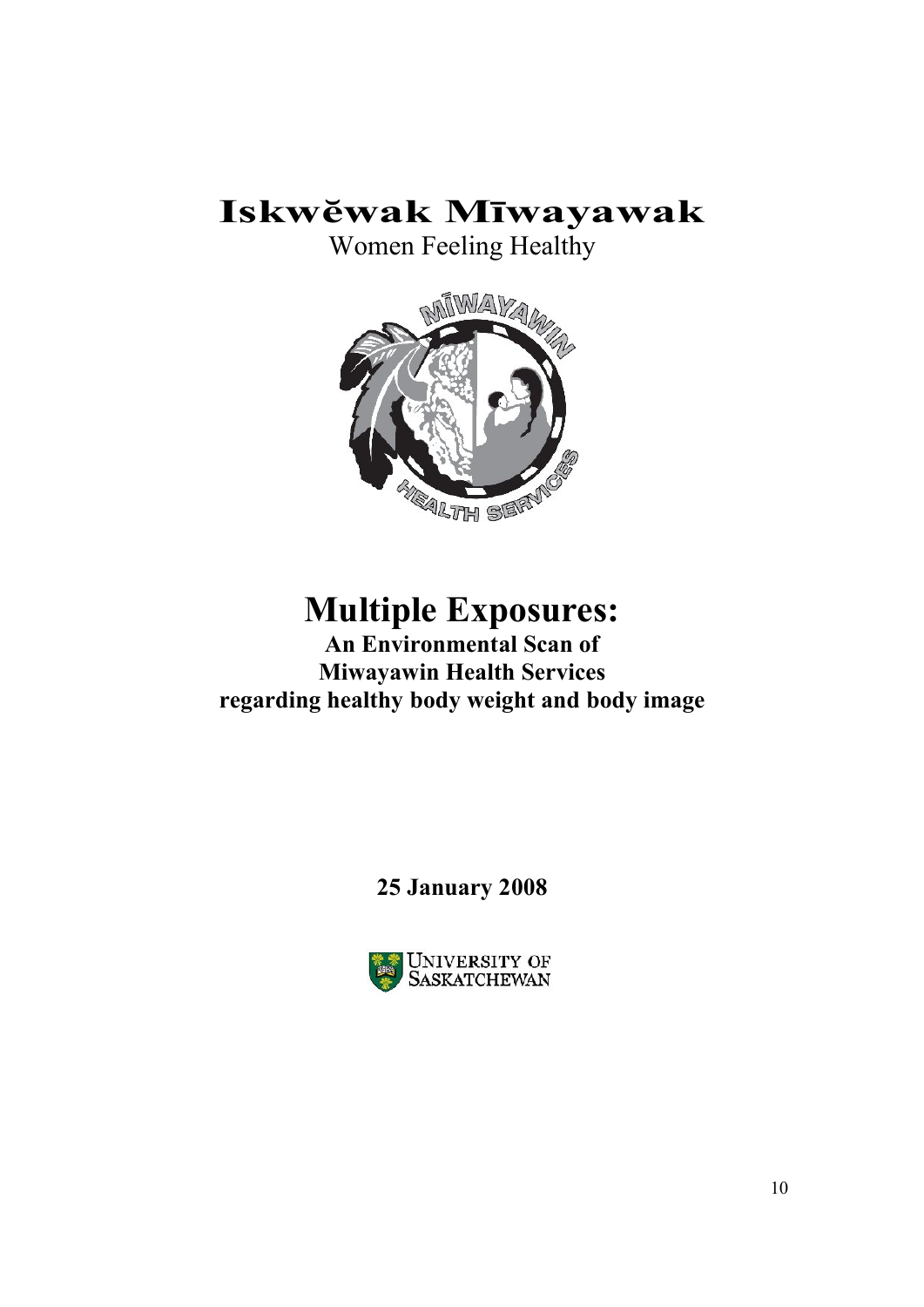# Iskwĕwak Mīwayawak

Women Feeling Healthy

# Multiple Exposures:

**An Environmental Scan of**
**Miwayawin Health Services**
**regarding healthy body weight and body image**

**25 January 2008**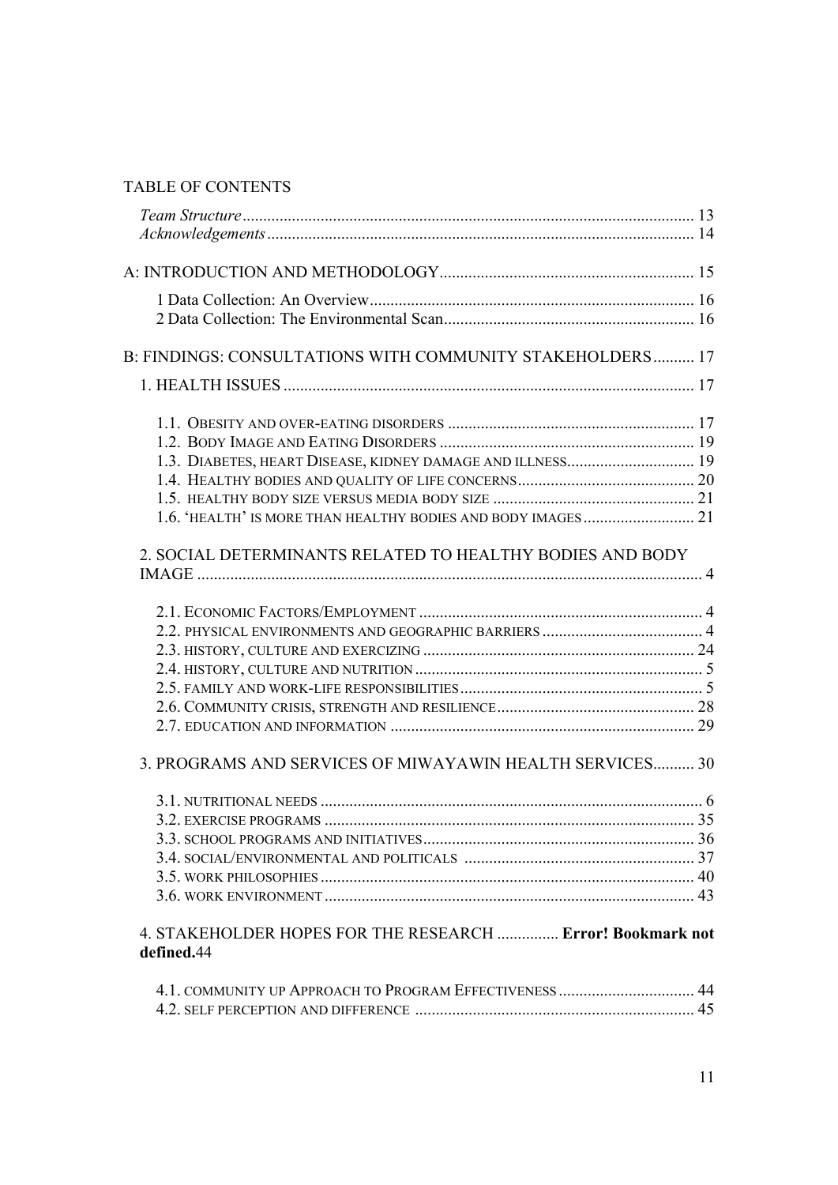TABLE OF CONTENTS

*Team Structure* ..... 13
*Acknowledgements* ..... 14

A: INTRODUCTION AND METHODOLOGY ..... 15

1 Data Collection: An Overview ..... 16
2 Data Collection: The Environmental Scan ..... 16

B: FINDINGS: CONSULTATIONS WITH COMMUNITY STAKEHOLDERS ..... 17

1. HEALTH ISSUES ..... 17

1.1. OBESITY AND OVER-EATING DISORDERS ..... 17
1.2. BODY IMAGE AND EATING DISORDERS ..... 19
1.3. DIABETES, HEART DISEASE, KIDNEY DAMAGE AND ILLNESS ..... 19
1.4. HEALTHY BODIES AND QUALITY OF LIFE CONCERNS ..... 20
1.5. HEALTHY BODY SIZE VERSUS MEDIA BODY SIZE ..... 21
1.6. 'HEALTH' IS MORE THAN HEALTHY BODIES AND BODY IMAGES ..... 21

2. SOCIAL DETERMINANTS RELATED TO HEALTHY BODIES AND BODY IMAGE ..... 4

2.1. ECONOMIC FACTORS/EMPLOYMENT ..... 4
2.2. PHYSICAL ENVIRONMENTS AND GEOGRAPHIC BARRIERS ..... 4
2.3. HISTORY, CULTURE AND EXERCIZING ..... 24
2.4. HISTORY, CULTURE AND NUTRITION ..... 5
2.5. FAMILY AND WORK-LIFE RESPONSIBILITIES ..... 5
2.6. COMMUNITY CRISIS, STRENGTH AND RESILIENCE ..... 28
2.7. EDUCATION AND INFORMATION ..... 29

3. PROGRAMS AND SERVICES OF MIWAYAWIN HEALTH SERVICES ..... 30

3.1. NUTRITIONAL NEEDS ..... 6
3.2. EXERCISE PROGRAMS ..... 35
3.3. SCHOOL PROGRAMS AND INITIATIVES ..... 36
3.4. SOCIAL/ENVIRONMENTAL AND POLITICALS ..... 37
3.5. WORK PHILOSOPHIES ..... 40
3.6. WORK ENVIRONMENT ..... 43

4. STAKEHOLDER HOPES FOR THE RESEARCH ..... **Error! Bookmark not defined.**44

4.1. COMMUNITY UP APPROACH TO PROGRAM EFFECTIVENESS ..... 44
4.2. SELF PERCEPTION AND DIFFERENCE ..... 45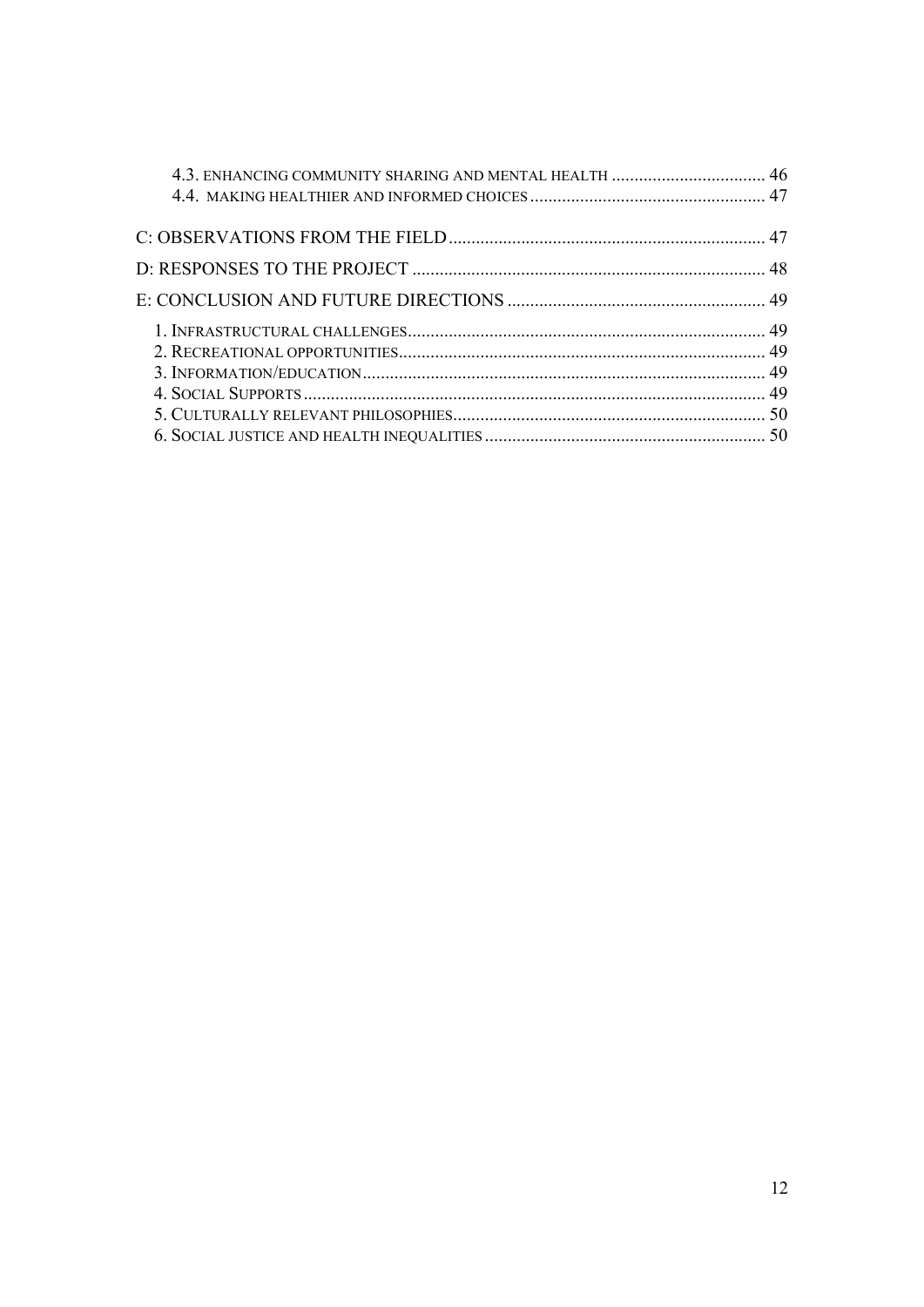4.3. ENHANCING COMMUNITY SHARING AND MENTAL HEALTH .................................. 46
4.4. MAKING HEALTHIER AND INFORMED CHOICES .................................................... 47

C: OBSERVATIONS FROM THE FIELD ...................................................................... 47

D: RESPONSES TO THE PROJECT ............................................................................. 48

E: CONCLUSION AND FUTURE DIRECTIONS ......................................................... 49

1. INFRASTRUCTURAL CHALLENGES ............................................................................... 49
2. RECREATIONAL OPPORTUNITIES ................................................................................. 49
3. INFORMATION/EDUCATION ......................................................................................... 49
4. SOCIAL SUPPORTS ...................................................................................................... 49
5. CULTURALLY RELEVANT PHILOSOPHIES ..................................................................... 50
6. SOCIAL JUSTICE AND HEALTH INEQUALITIES .............................................................. 50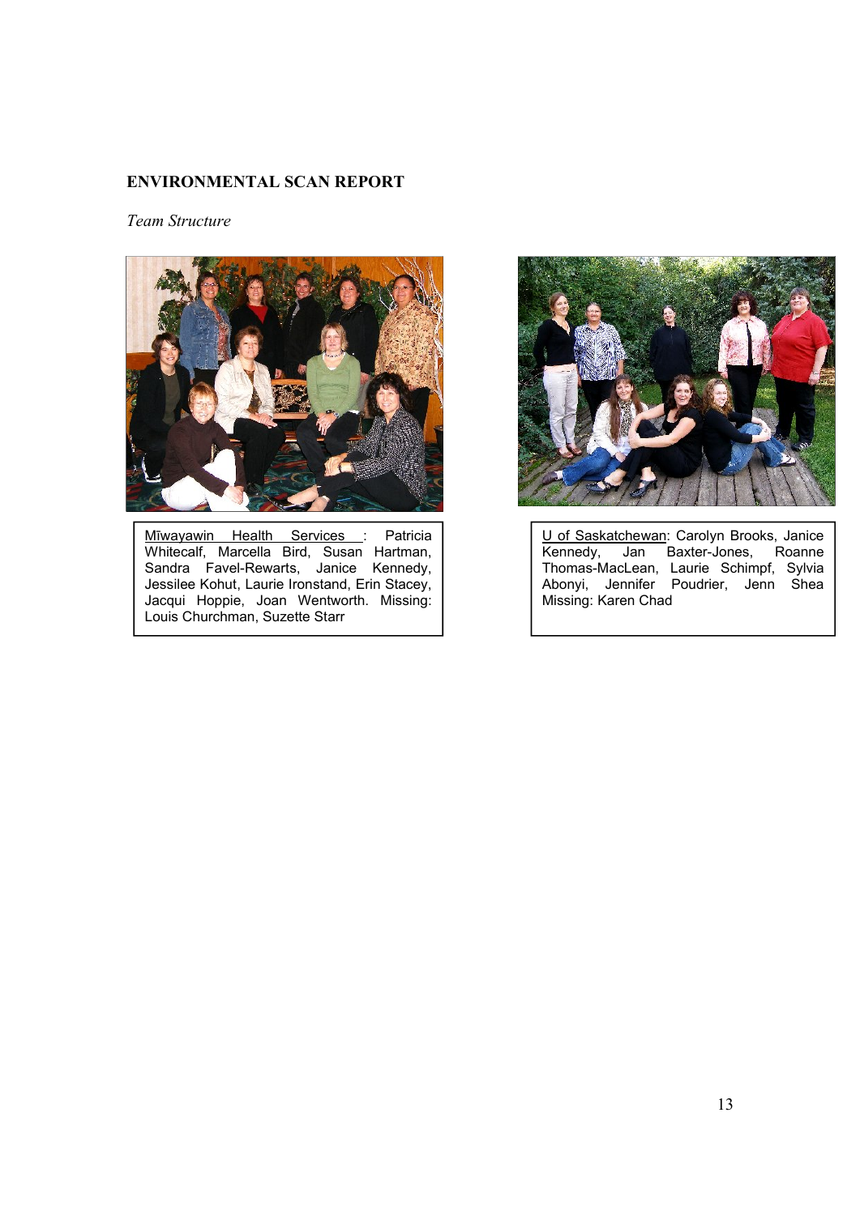**ENVIRONMENTAL SCAN REPORT**

*Team Structure*

Mīwayawin Health Services : Patricia Whitecalf, Marcella Bird, Susan Hartman, Sandra Favel-Rewarts, Janice Kennedy, Jessilee Kohut, Laurie Ironstand, Erin Stacey, Jacqui Hoppie, Joan Wentworth. Missing: Louis Churchman, Suzette Starr

U of Saskatchewan: Carolyn Brooks, Janice Kennedy, Jan Baxter-Jones, Roanne Thomas-MacLean, Laurie Schimpf, Sylvia Abonyi, Jennifer Poudrier, Jenn Shea Missing: Karen Chad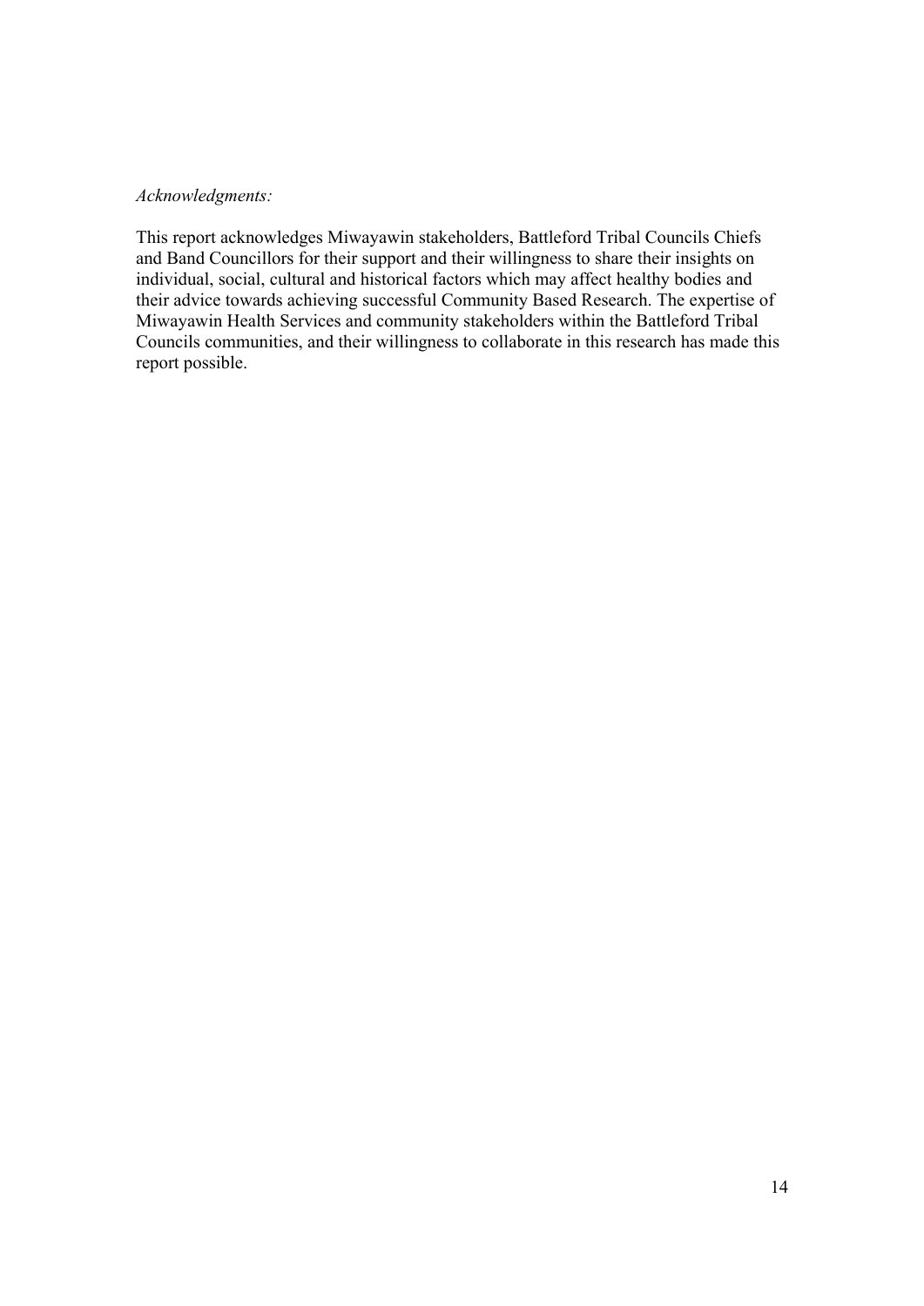*Acknowledgments:*

This report acknowledges Miwayawin stakeholders, Battleford Tribal Councils Chiefs and Band Councillors for their support and their willingness to share their insights on individual, social, cultural and historical factors which may affect healthy bodies and their advice towards achieving successful Community Based Research. The expertise of Miwayawin Health Services and community stakeholders within the Battleford Tribal Councils communities, and their willingness to collaborate in this research has made this report possible.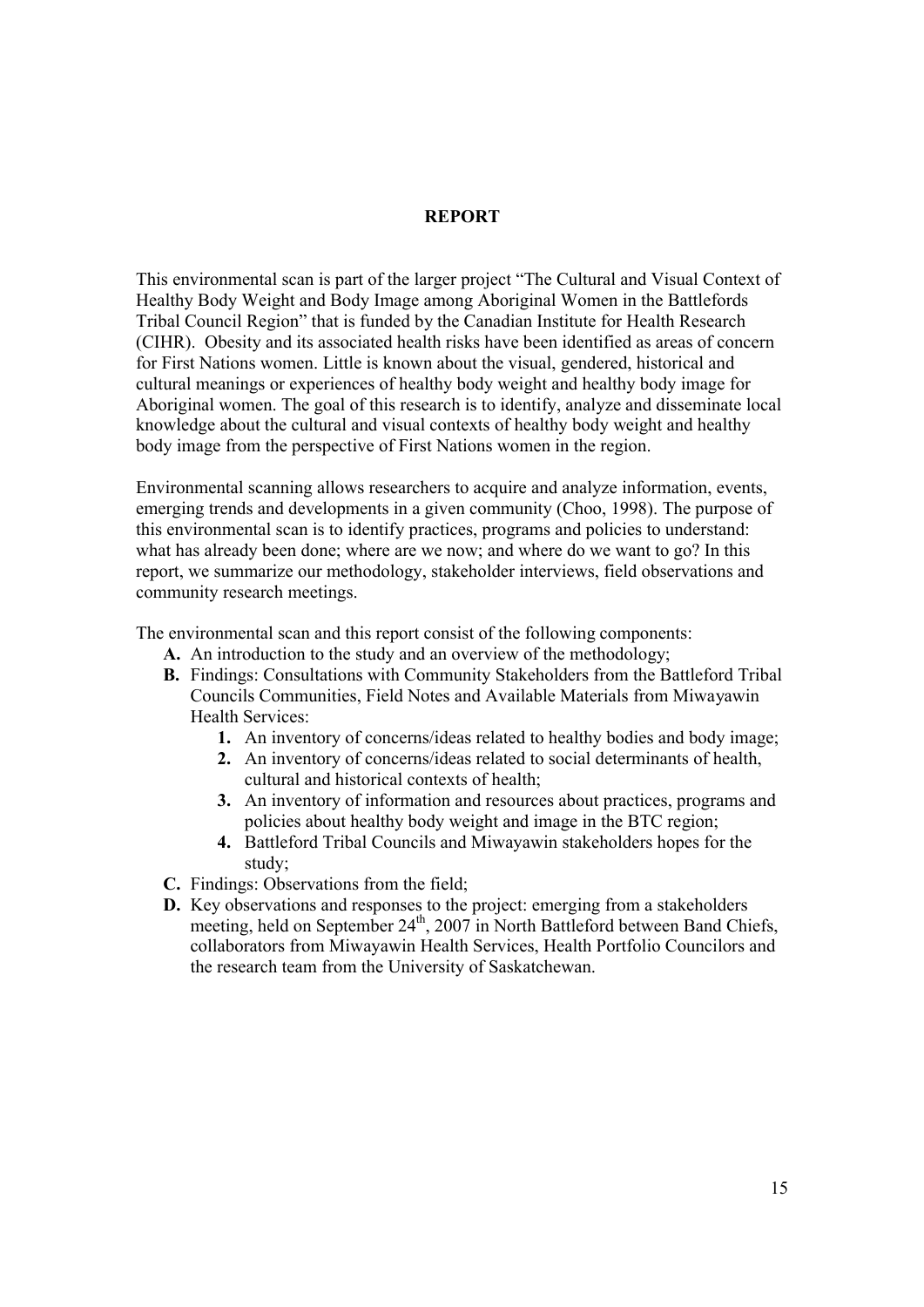# REPORT

This environmental scan is part of the larger project "The Cultural and Visual Context of Healthy Body Weight and Body Image among Aboriginal Women in the Battlefords Tribal Council Region" that is funded by the Canadian Institute for Health Research (CIHR). Obesity and its associated health risks have been identified as areas of concern for First Nations women. Little is known about the visual, gendered, historical and cultural meanings or experiences of healthy body weight and healthy body image for Aboriginal women. The goal of this research is to identify, analyze and disseminate local knowledge about the cultural and visual contexts of healthy body weight and healthy body image from the perspective of First Nations women in the region.

Environmental scanning allows researchers to acquire and analyze information, events, emerging trends and developments in a given community (Choo, 1998). The purpose of this environmental scan is to identify practices, programs and policies to understand: what has already been done; where are we now; and where do we want to go? In this report, we summarize our methodology, stakeholder interviews, field observations and community research meetings.

The environmental scan and this report consist of the following components:

- **A.** An introduction to the study and an overview of the methodology;
- **B.** Findings: Consultations with Community Stakeholders from the Battleford Tribal Councils Communities, Field Notes and Available Materials from Miwayawin Health Services:
    1. An inventory of concerns/ideas related to healthy bodies and body image;
    2. An inventory of concerns/ideas related to social determinants of health, cultural and historical contexts of health;
    3. An inventory of information and resources about practices, programs and policies about healthy body weight and image in the BTC region;
    4. Battleford Tribal Councils and Miwayawin stakeholders hopes for the study;
- **C.** Findings: Observations from the field;
- **D.** Key observations and responses to the project: emerging from a stakeholders meeting, held on September 24th, 2007 in North Battleford between Band Chiefs, collaborators from Miwayawin Health Services, Health Portfolio Councilors and the research team from the University of Saskatchewan.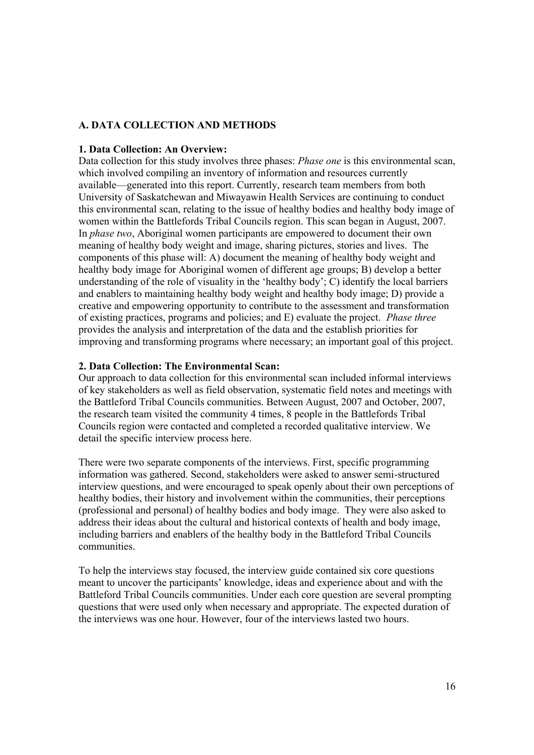## A. DATA COLLECTION AND METHODS

### 1. Data Collection: An Overview:

Data collection for this study involves three phases: *Phase one* is this environmental scan, which involved compiling an inventory of information and resources currently available—generated into this report. Currently, research team members from both University of Saskatchewan and Miwayawin Health Services are continuing to conduct this environmental scan, relating to the issue of healthy bodies and healthy body image of women within the Battlefords Tribal Councils region. This scan began in August, 2007. In *phase two*, Aboriginal women participants are empowered to document their own meaning of healthy body weight and image, sharing pictures, stories and lives. The components of this phase will: A) document the meaning of healthy body weight and healthy body image for Aboriginal women of different age groups; B) develop a better understanding of the role of visuality in the 'healthy body'; C) identify the local barriers and enablers to maintaining healthy body weight and healthy body image; D) provide a creative and empowering opportunity to contribute to the assessment and transformation of existing practices, programs and policies; and E) evaluate the project. *Phase three* provides the analysis and interpretation of the data and the establish priorities for improving and transforming programs where necessary; an important goal of this project.

### 2. Data Collection: The Environmental Scan:

Our approach to data collection for this environmental scan included informal interviews of key stakeholders as well as field observation, systematic field notes and meetings with the Battleford Tribal Councils communities. Between August, 2007 and October, 2007, the research team visited the community 4 times, 8 people in the Battlefords Tribal Councils region were contacted and completed a recorded qualitative interview. We detail the specific interview process here.

There were two separate components of the interviews. First, specific programming information was gathered. Second, stakeholders were asked to answer semi-structured interview questions, and were encouraged to speak openly about their own perceptions of healthy bodies, their history and involvement within the communities, their perceptions (professional and personal) of healthy bodies and body image. They were also asked to address their ideas about the cultural and historical contexts of health and body image, including barriers and enablers of the healthy body in the Battleford Tribal Councils communities.

To help the interviews stay focused, the interview guide contained six core questions meant to uncover the participants' knowledge, ideas and experience about and with the Battleford Tribal Councils communities. Under each core question are several prompting questions that were used only when necessary and appropriate. The expected duration of the interviews was one hour. However, four of the interviews lasted two hours.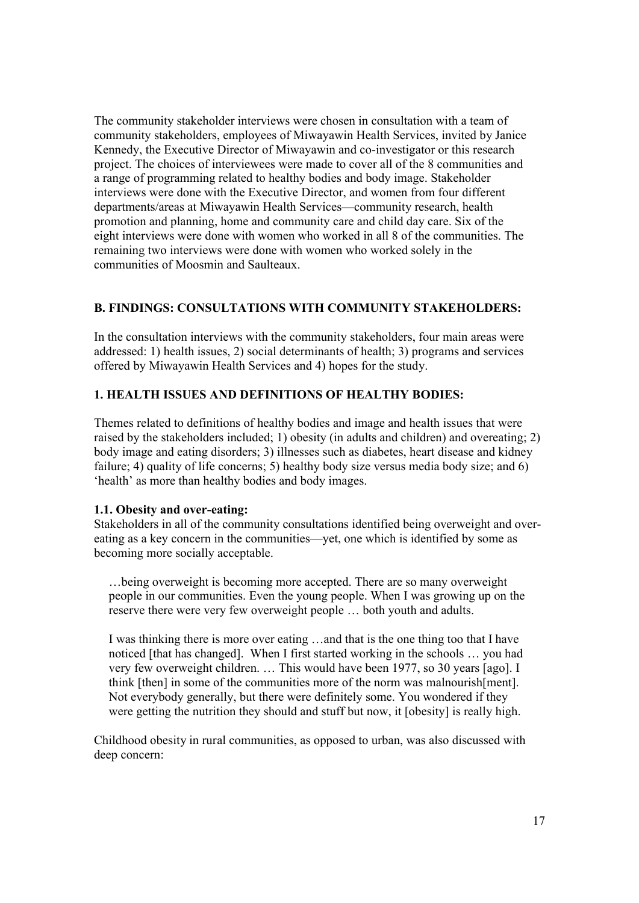The community stakeholder interviews were chosen in consultation with a team of community stakeholders, employees of Miwayawin Health Services, invited by Janice Kennedy, the Executive Director of Miwayawin and co-investigator or this research project. The choices of interviewees were made to cover all of the 8 communities and a range of programming related to healthy bodies and body image. Stakeholder interviews were done with the Executive Director, and women from four different departments/areas at Miwayawin Health Services—community research, health promotion and planning, home and community care and child day care. Six of the eight interviews were done with women who worked in all 8 of the communities. The remaining two interviews were done with women who worked solely in the communities of Moosmin and Saulteaux.

## B. FINDINGS: CONSULTATIONS WITH COMMUNITY STAKEHOLDERS:

In the consultation interviews with the community stakeholders, four main areas were addressed: 1) health issues, 2) social determinants of health; 3) programs and services offered by Miwayawin Health Services and 4) hopes for the study.

### 1. HEALTH ISSUES AND DEFINITIONS OF HEALTHY BODIES:

Themes related to definitions of healthy bodies and image and health issues that were raised by the stakeholders included; 1) obesity (in adults and children) and overeating; 2) body image and eating disorders; 3) illnesses such as diabetes, heart disease and kidney failure; 4) quality of life concerns; 5) healthy body size versus media body size; and 6) 'health' as more than healthy bodies and body images.

#### 1.1. Obesity and over-eating:

Stakeholders in all of the community consultations identified being overweight and over-eating as a key concern in the communities—yet, one which is identified by some as becoming more socially acceptable.

> …being overweight is becoming more accepted. There are so many overweight people in our communities. Even the young people. When I was growing up on the reserve there were very few overweight people … both youth and adults.

> I was thinking there is more over eating …and that is the one thing too that I have noticed [that has changed]. When I first started working in the schools … you had very few overweight children. … This would have been 1977, so 30 years [ago]. I think [then] in some of the communities more of the norm was malnourish[ment]. Not everybody generally, but there were definitely some. You wondered if they were getting the nutrition they should and stuff but now, it [obesity] is really high.

Childhood obesity in rural communities, as opposed to urban, was also discussed with deep concern: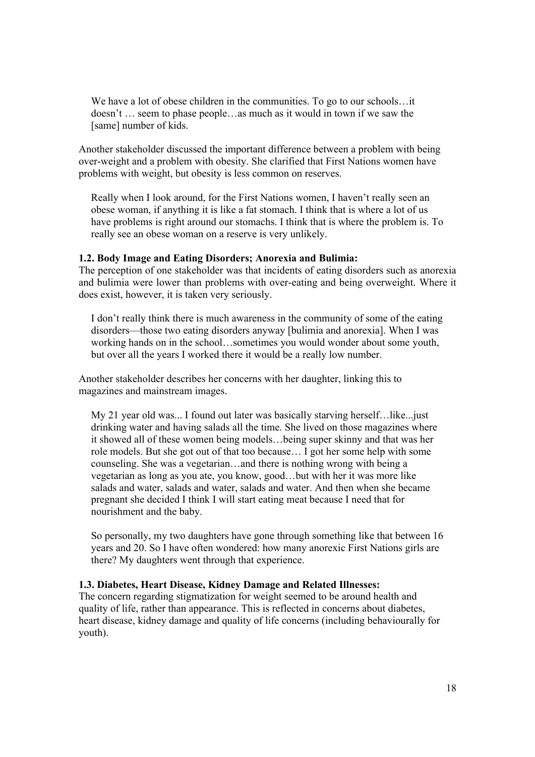> We have a lot of obese children in the communities. To go to our schools…it doesn't … seem to phase people…as much as it would in town if we saw the [same] number of kids.

Another stakeholder discussed the important difference between a problem with being over-weight and a problem with obesity. She clarified that First Nations women have problems with weight, but obesity is less common on reserves.

> Really when I look around, for the First Nations women, I haven't really seen an obese woman, if anything it is like a fat stomach. I think that is where a lot of us have problems is right around our stomachs. I think that is where the problem is. To really see an obese woman on a reserve is very unlikely.

**1.2. Body Image and Eating Disorders; Anorexia and Bulimia:**
The perception of one stakeholder was that incidents of eating disorders such as anorexia and bulimia were lower than problems with over-eating and being overweight. Where it does exist, however, it is taken very seriously.

> I don't really think there is much awareness in the community of some of the eating disorders—those two eating disorders anyway [bulimia and anorexia]. When I was working hands on in the school…sometimes you would wonder about some youth, but over all the years I worked there it would be a really low number.

Another stakeholder describes her concerns with her daughter, linking this to magazines and mainstream images.

> My 21 year old was... I found out later was basically starving herself…like...just drinking water and having salads all the time. She lived on those magazines where it showed all of these women being models…being super skinny and that was her role models. But she got out of that too because… I got her some help with some counseling. She was a vegetarian…and there is nothing wrong with being a vegetarian as long as you ate, you know, good…but with her it was more like salads and water, salads and water, salads and water. And then when she became pregnant she decided I think I will start eating meat because I need that for nourishment and the baby.
>
> So personally, my two daughters have gone through something like that between 16 years and 20. So I have often wondered: how many anorexic First Nations girls are there? My daughters went through that experience.

**1.3. Diabetes, Heart Disease, Kidney Damage and Related Illnesses:**
The concern regarding stigmatization for weight seemed to be around health and quality of life, rather than appearance. This is reflected in concerns about diabetes, heart disease, kidney damage and quality of life concerns (including behaviourally for youth).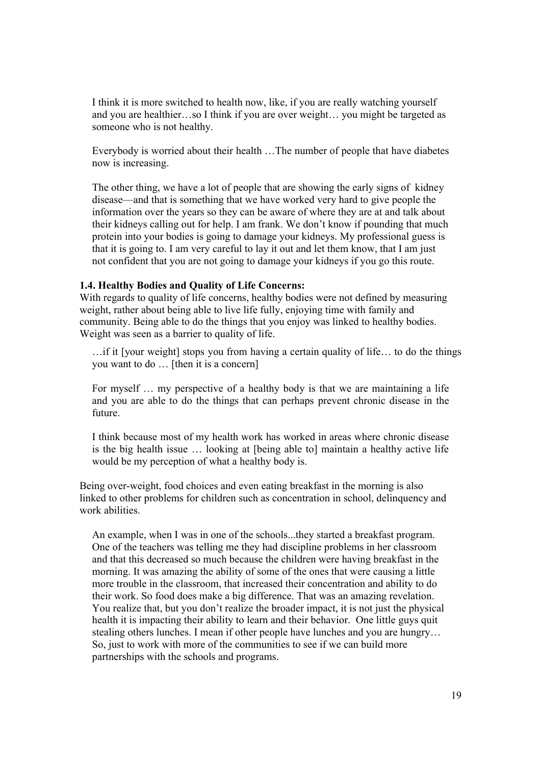> I think it is more switched to health now, like, if you are really watching yourself and you are healthier…so I think if you are over weight… you might be targeted as someone who is not healthy.

> Everybody is worried about their health …The number of people that have diabetes now is increasing.

> The other thing, we have a lot of people that are showing the early signs of kidney disease—and that is something that we have worked very hard to give people the information over the years so they can be aware of where they are at and talk about their kidneys calling out for help. I am frank. We don't know if pounding that much protein into your bodies is going to damage your kidneys. My professional guess is that it is going to. I am very careful to lay it out and let them know, that I am just not confident that you are not going to damage your kidneys if you go this route.

**1.4. Healthy Bodies and Quality of Life Concerns:**

With regards to quality of life concerns, healthy bodies were not defined by measuring weight, rather about being able to live life fully, enjoying time with family and community. Being able to do the things that you enjoy was linked to healthy bodies. Weight was seen as a barrier to quality of life.

> …if it [your weight] stops you from having a certain quality of life… to do the things you want to do … [then it is a concern]

> For myself … my perspective of a healthy body is that we are maintaining a life and you are able to do the things that can perhaps prevent chronic disease in the future.

> I think because most of my health work has worked in areas where chronic disease is the big health issue … looking at [being able to] maintain a healthy active life would be my perception of what a healthy body is.

Being over-weight, food choices and even eating breakfast in the morning is also linked to other problems for children such as concentration in school, delinquency and work abilities.

> An example, when I was in one of the schools...they started a breakfast program. One of the teachers was telling me they had discipline problems in her classroom and that this decreased so much because the children were having breakfast in the morning. It was amazing the ability of some of the ones that were causing a little more trouble in the classroom, that increased their concentration and ability to do their work. So food does make a big difference. That was an amazing revelation. You realize that, but you don't realize the broader impact, it is not just the physical health it is impacting their ability to learn and their behavior. One little guys quit stealing others lunches. I mean if other people have lunches and you are hungry… So, just to work with more of the communities to see if we can build more partnerships with the schools and programs.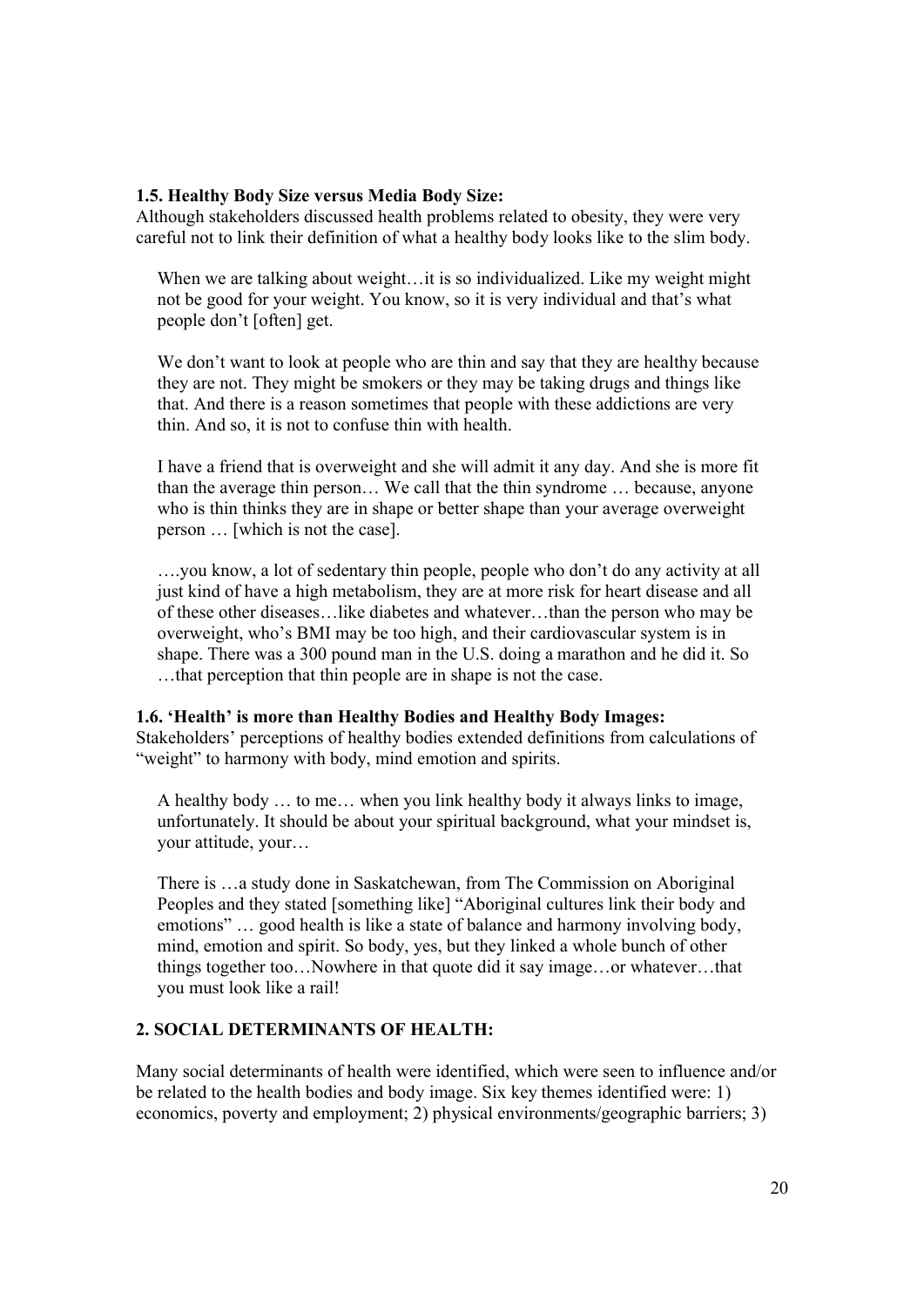### 1.5. Healthy Body Size versus Media Body Size:

Although stakeholders discussed health problems related to obesity, they were very careful not to link their definition of what a healthy body looks like to the slim body.

> When we are talking about weight…it is so individualized. Like my weight might not be good for your weight. You know, so it is very individual and that's what people don't [often] get.
>
> We don't want to look at people who are thin and say that they are healthy because they are not. They might be smokers or they may be taking drugs and things like that. And there is a reason sometimes that people with these addictions are very thin. And so, it is not to confuse thin with health.
>
> I have a friend that is overweight and she will admit it any day. And she is more fit than the average thin person… We call that the thin syndrome … because, anyone who is thin thinks they are in shape or better shape than your average overweight person … [which is not the case].
>
> ….you know, a lot of sedentary thin people, people who don't do any activity at all just kind of have a high metabolism, they are at more risk for heart disease and all of these other diseases…like diabetes and whatever…than the person who may be overweight, who's BMI may be too high, and their cardiovascular system is in shape. There was a 300 pound man in the U.S. doing a marathon and he did it. So …that perception that thin people are in shape is not the case.

### 1.6. 'Health' is more than Healthy Bodies and Healthy Body Images:

Stakeholders' perceptions of healthy bodies extended definitions from calculations of "weight" to harmony with body, mind emotion and spirits.

> A healthy body … to me… when you link healthy body it always links to image, unfortunately. It should be about your spiritual background, what your mindset is, your attitude, your…
>
> There is …a study done in Saskatchewan, from The Commission on Aboriginal Peoples and they stated [something like] "Aboriginal cultures link their body and emotions" … good health is like a state of balance and harmony involving body, mind, emotion and spirit. So body, yes, but they linked a whole bunch of other things together too…Nowhere in that quote did it say image…or whatever…that you must look like a rail!

## 2. SOCIAL DETERMINANTS OF HEALTH:

Many social determinants of health were identified, which were seen to influence and/or be related to the health bodies and body image. Six key themes identified were: 1) economics, poverty and employment; 2) physical environments/geographic barriers; 3)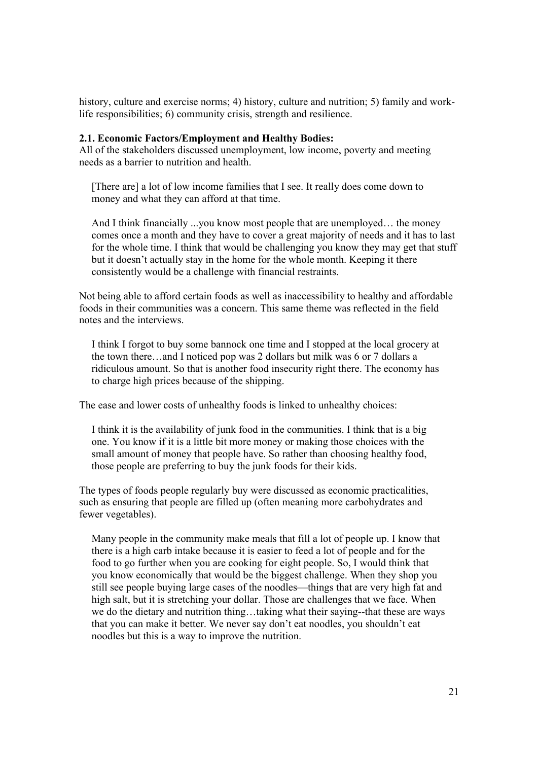history, culture and exercise norms; 4) history, culture and nutrition; 5) family and work-life responsibilities; 6) community crisis, strength and resilience.

**2.1. Economic Factors/Employment and Healthy Bodies:**

All of the stakeholders discussed unemployment, low income, poverty and meeting needs as a barrier to nutrition and health.

> [There are] a lot of low income families that I see. It really does come down to money and what they can afford at that time.
>
> And I think financially ...you know most people that are unemployed… the money comes once a month and they have to cover a great majority of needs and it has to last for the whole time. I think that would be challenging you know they may get that stuff but it doesn't actually stay in the home for the whole month. Keeping it there consistently would be a challenge with financial restraints.

Not being able to afford certain foods as well as inaccessibility to healthy and affordable foods in their communities was a concern. This same theme was reflected in the field notes and the interviews.

> I think I forgot to buy some bannock one time and I stopped at the local grocery at the town there…and I noticed pop was 2 dollars but milk was 6 or 7 dollars a ridiculous amount. So that is another food insecurity right there. The economy has to charge high prices because of the shipping.

The ease and lower costs of unhealthy foods is linked to unhealthy choices:

> I think it is the availability of junk food in the communities. I think that is a big one. You know if it is a little bit more money or making those choices with the small amount of money that people have. So rather than choosing healthy food, those people are preferring to buy the junk foods for their kids.

The types of foods people regularly buy were discussed as economic practicalities, such as ensuring that people are filled up (often meaning more carbohydrates and fewer vegetables).

> Many people in the community make meals that fill a lot of people up. I know that there is a high carb intake because it is easier to feed a lot of people and for the food to go further when you are cooking for eight people. So, I would think that you know economically that would be the biggest challenge. When they shop you still see people buying large cases of the noodles—things that are very high fat and high salt, but it is stretching your dollar. Those are challenges that we face. When we do the dietary and nutrition thing…taking what their saying--that these are ways that you can make it better. We never say don't eat noodles, you shouldn't eat noodles but this is a way to improve the nutrition.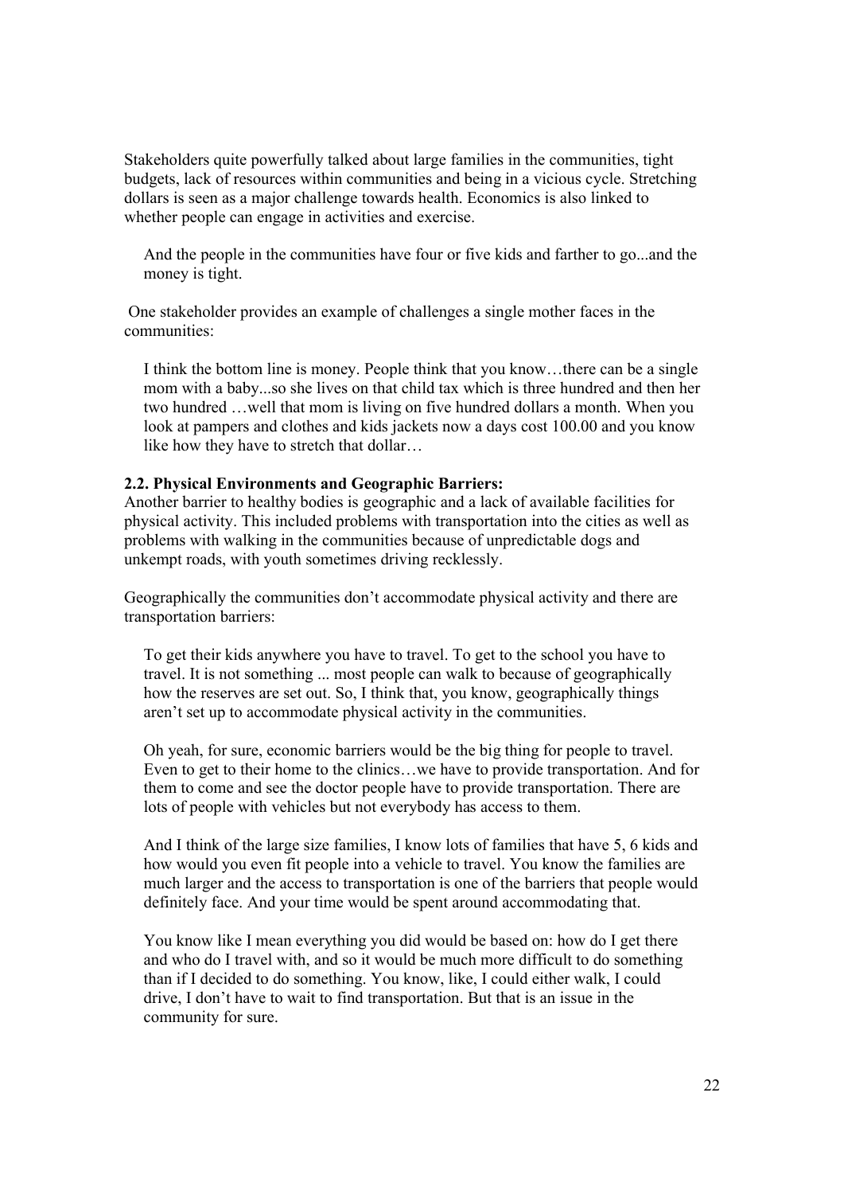Stakeholders quite powerfully talked about large families in the communities, tight budgets, lack of resources within communities and being in a vicious cycle. Stretching dollars is seen as a major challenge towards health. Economics is also linked to whether people can engage in activities and exercise.

> And the people in the communities have four or five kids and farther to go...and the money is tight.

One stakeholder provides an example of challenges a single mother faces in the communities:

> I think the bottom line is money. People think that you know…there can be a single mom with a baby...so she lives on that child tax which is three hundred and then her two hundred …well that mom is living on five hundred dollars a month. When you look at pampers and clothes and kids jackets now a days cost 100.00 and you know like how they have to stretch that dollar…

**2.2. Physical Environments and Geographic Barriers:**
Another barrier to healthy bodies is geographic and a lack of available facilities for physical activity. This included problems with transportation into the cities as well as problems with walking in the communities because of unpredictable dogs and unkempt roads, with youth sometimes driving recklessly.

Geographically the communities don't accommodate physical activity and there are transportation barriers:

> To get their kids anywhere you have to travel. To get to the school you have to travel. It is not something ... most people can walk to because of geographically how the reserves are set out. So, I think that, you know, geographically things aren't set up to accommodate physical activity in the communities.

> Oh yeah, for sure, economic barriers would be the big thing for people to travel. Even to get to their home to the clinics…we have to provide transportation. And for them to come and see the doctor people have to provide transportation. There are lots of people with vehicles but not everybody has access to them.

> And I think of the large size families, I know lots of families that have 5, 6 kids and how would you even fit people into a vehicle to travel. You know the families are much larger and the access to transportation is one of the barriers that people would definitely face. And your time would be spent around accommodating that.

> You know like I mean everything you did would be based on: how do I get there and who do I travel with, and so it would be much more difficult to do something than if I decided to do something. You know, like, I could either walk, I could drive, I don't have to wait to find transportation. But that is an issue in the community for sure.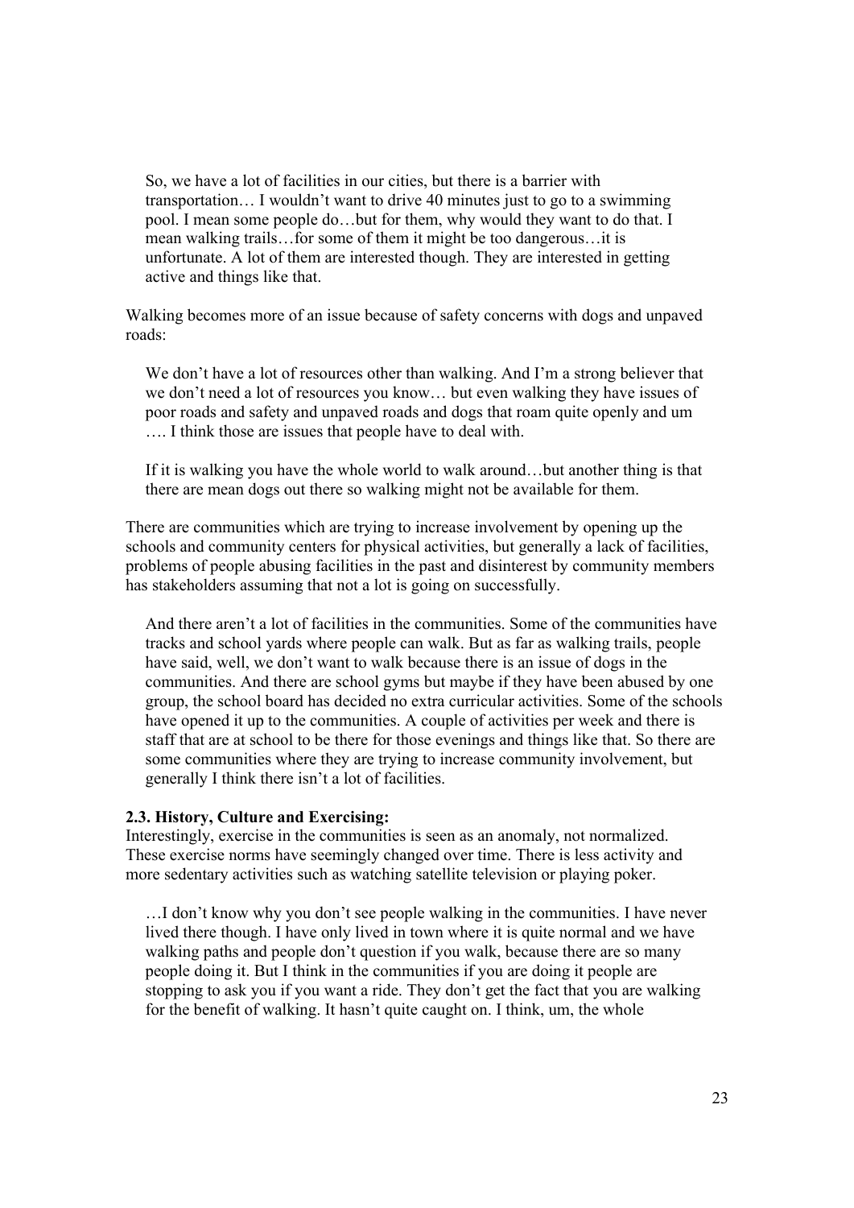> So, we have a lot of facilities in our cities, but there is a barrier with transportation… I wouldn't want to drive 40 minutes just to go to a swimming pool. I mean some people do…but for them, why would they want to do that. I mean walking trails…for some of them it might be too dangerous…it is unfortunate. A lot of them are interested though. They are interested in getting active and things like that.

Walking becomes more of an issue because of safety concerns with dogs and unpaved roads:

> We don't have a lot of resources other than walking. And I'm a strong believer that we don't need a lot of resources you know… but even walking they have issues of poor roads and safety and unpaved roads and dogs that roam quite openly and um …. I think those are issues that people have to deal with.

> If it is walking you have the whole world to walk around…but another thing is that there are mean dogs out there so walking might not be available for them.

There are communities which are trying to increase involvement by opening up the schools and community centers for physical activities, but generally a lack of facilities, problems of people abusing facilities in the past and disinterest by community members has stakeholders assuming that not a lot is going on successfully.

> And there aren't a lot of facilities in the communities. Some of the communities have tracks and school yards where people can walk. But as far as walking trails, people have said, well, we don't want to walk because there is an issue of dogs in the communities. And there are school gyms but maybe if they have been abused by one group, the school board has decided no extra curricular activities. Some of the schools have opened it up to the communities. A couple of activities per week and there is staff that are at school to be there for those evenings and things like that. So there are some communities where they are trying to increase community involvement, but generally I think there isn't a lot of facilities.

### 2.3. History, Culture and Exercising:

Interestingly, exercise in the communities is seen as an anomaly, not normalized. These exercise norms have seemingly changed over time. There is less activity and more sedentary activities such as watching satellite television or playing poker.

> …I don't know why you don't see people walking in the communities. I have never lived there though. I have only lived in town where it is quite normal and we have walking paths and people don't question if you walk, because there are so many people doing it. But I think in the communities if you are doing it people are stopping to ask you if you want a ride. They don't get the fact that you are walking for the benefit of walking. It hasn't quite caught on. I think, um, the whole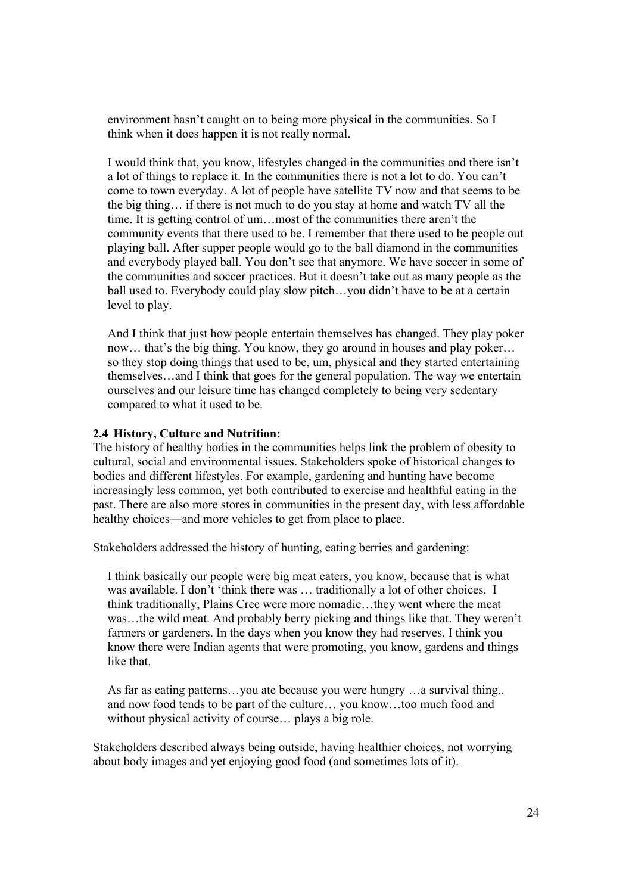environment hasn't caught on to being more physical in the communities. So I think when it does happen it is not really normal.

> I would think that, you know, lifestyles changed in the communities and there isn't a lot of things to replace it. In the communities there is not a lot to do. You can't come to town everyday. A lot of people have satellite TV now and that seems to be the big thing… if there is not much to do you stay at home and watch TV all the time. It is getting control of um…most of the communities there aren't the community events that there used to be. I remember that there used to be people out playing ball. After supper people would go to the ball diamond in the communities and everybody played ball. You don't see that anymore. We have soccer in some of the communities and soccer practices. But it doesn't take out as many people as the ball used to. Everybody could play slow pitch…you didn't have to be at a certain level to play.

> And I think that just how people entertain themselves has changed. They play poker now… that's the big thing. You know, they go around in houses and play poker… so they stop doing things that used to be, um, physical and they started entertaining themselves…and I think that goes for the general population. The way we entertain ourselves and our leisure time has changed completely to being very sedentary compared to what it used to be.

### 2.4 History, Culture and Nutrition:

The history of healthy bodies in the communities helps link the problem of obesity to cultural, social and environmental issues. Stakeholders spoke of historical changes to bodies and different lifestyles. For example, gardening and hunting have become increasingly less common, yet both contributed to exercise and healthful eating in the past. There are also more stores in communities in the present day, with less affordable healthy choices—and more vehicles to get from place to place.

Stakeholders addressed the history of hunting, eating berries and gardening:

> I think basically our people were big meat eaters, you know, because that is what was available. I don't 'think there was … traditionally a lot of other choices. I think traditionally, Plains Cree were more nomadic…they went where the meat was…the wild meat. And probably berry picking and things like that. They weren't farmers or gardeners. In the days when you know they had reserves, I think you know there were Indian agents that were promoting, you know, gardens and things like that.

> As far as eating patterns…you ate because you were hungry …a survival thing.. and now food tends to be part of the culture… you know…too much food and without physical activity of course… plays a big role.

Stakeholders described always being outside, having healthier choices, not worrying about body images and yet enjoying good food (and sometimes lots of it).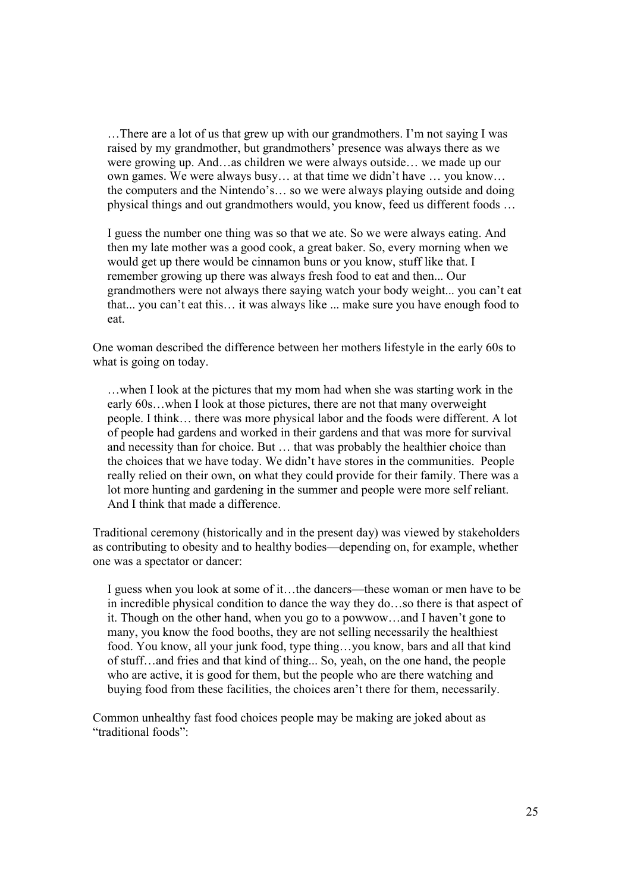> …There are a lot of us that grew up with our grandmothers. I'm not saying I was raised by my grandmother, but grandmothers' presence was always there as we were growing up. And…as children we were always outside… we made up our own games. We were always busy… at that time we didn't have … you know… the computers and the Nintendo's… so we were always playing outside and doing physical things and out grandmothers would, you know, feed us different foods …
>
> I guess the number one thing was so that we ate. So we were always eating. And then my late mother was a good cook, a great baker. So, every morning when we would get up there would be cinnamon buns or you know, stuff like that. I remember growing up there was always fresh food to eat and then... Our grandmothers were not always there saying watch your body weight... you can't eat that... you can't eat this… it was always like ... make sure you have enough food to eat.

One woman described the difference between her mothers lifestyle in the early 60s to what is going on today.

> …when I look at the pictures that my mom had when she was starting work in the early 60s…when I look at those pictures, there are not that many overweight people. I think… there was more physical labor and the foods were different. A lot of people had gardens and worked in their gardens and that was more for survival and necessity than for choice. But … that was probably the healthier choice than the choices that we have today. We didn't have stores in the communities. People really relied on their own, on what they could provide for their family. There was a lot more hunting and gardening in the summer and people were more self reliant. And I think that made a difference.

Traditional ceremony (historically and in the present day) was viewed by stakeholders as contributing to obesity and to healthy bodies—depending on, for example, whether one was a spectator or dancer:

> I guess when you look at some of it…the dancers—these woman or men have to be in incredible physical condition to dance the way they do…so there is that aspect of it. Though on the other hand, when you go to a powwow…and I haven't gone to many, you know the food booths, they are not selling necessarily the healthiest food. You know, all your junk food, type thing…you know, bars and all that kind of stuff…and fries and that kind of thing... So, yeah, on the one hand, the people who are active, it is good for them, but the people who are there watching and buying food from these facilities, the choices aren't there for them, necessarily.

Common unhealthy fast food choices people may be making are joked about as "traditional foods":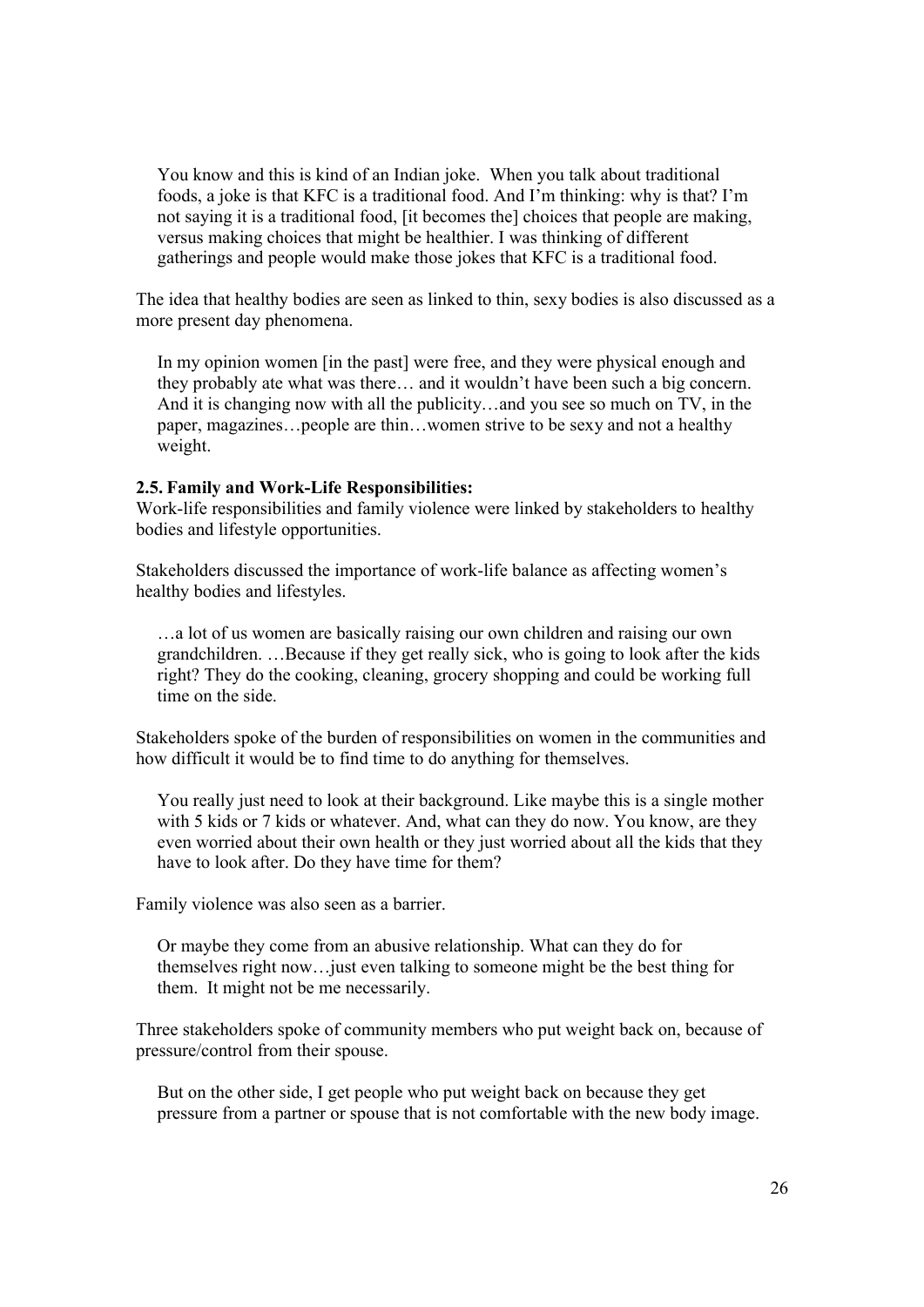> You know and this is kind of an Indian joke. When you talk about traditional foods, a joke is that KFC is a traditional food. And I'm thinking: why is that? I'm not saying it is a traditional food, [it becomes the] choices that people are making, versus making choices that might be healthier. I was thinking of different gatherings and people would make those jokes that KFC is a traditional food.

The idea that healthy bodies are seen as linked to thin, sexy bodies is also discussed as a more present day phenomena.

> In my opinion women [in the past] were free, and they were physical enough and they probably ate what was there… and it wouldn't have been such a big concern. And it is changing now with all the publicity…and you see so much on TV, in the paper, magazines…people are thin…women strive to be sexy and not a healthy weight.

**2.5. Family and Work-Life Responsibilities:**

Work-life responsibilities and family violence were linked by stakeholders to healthy bodies and lifestyle opportunities.

Stakeholders discussed the importance of work-life balance as affecting women's healthy bodies and lifestyles.

> …a lot of us women are basically raising our own children and raising our own grandchildren. …Because if they get really sick, who is going to look after the kids right? They do the cooking, cleaning, grocery shopping and could be working full time on the side.

Stakeholders spoke of the burden of responsibilities on women in the communities and how difficult it would be to find time to do anything for themselves.

> You really just need to look at their background. Like maybe this is a single mother with 5 kids or 7 kids or whatever. And, what can they do now. You know, are they even worried about their own health or they just worried about all the kids that they have to look after. Do they have time for them?

Family violence was also seen as a barrier.

> Or maybe they come from an abusive relationship. What can they do for themselves right now…just even talking to someone might be the best thing for them. It might not be me necessarily.

Three stakeholders spoke of community members who put weight back on, because of pressure/control from their spouse.

> But on the other side, I get people who put weight back on because they get pressure from a partner or spouse that is not comfortable with the new body image.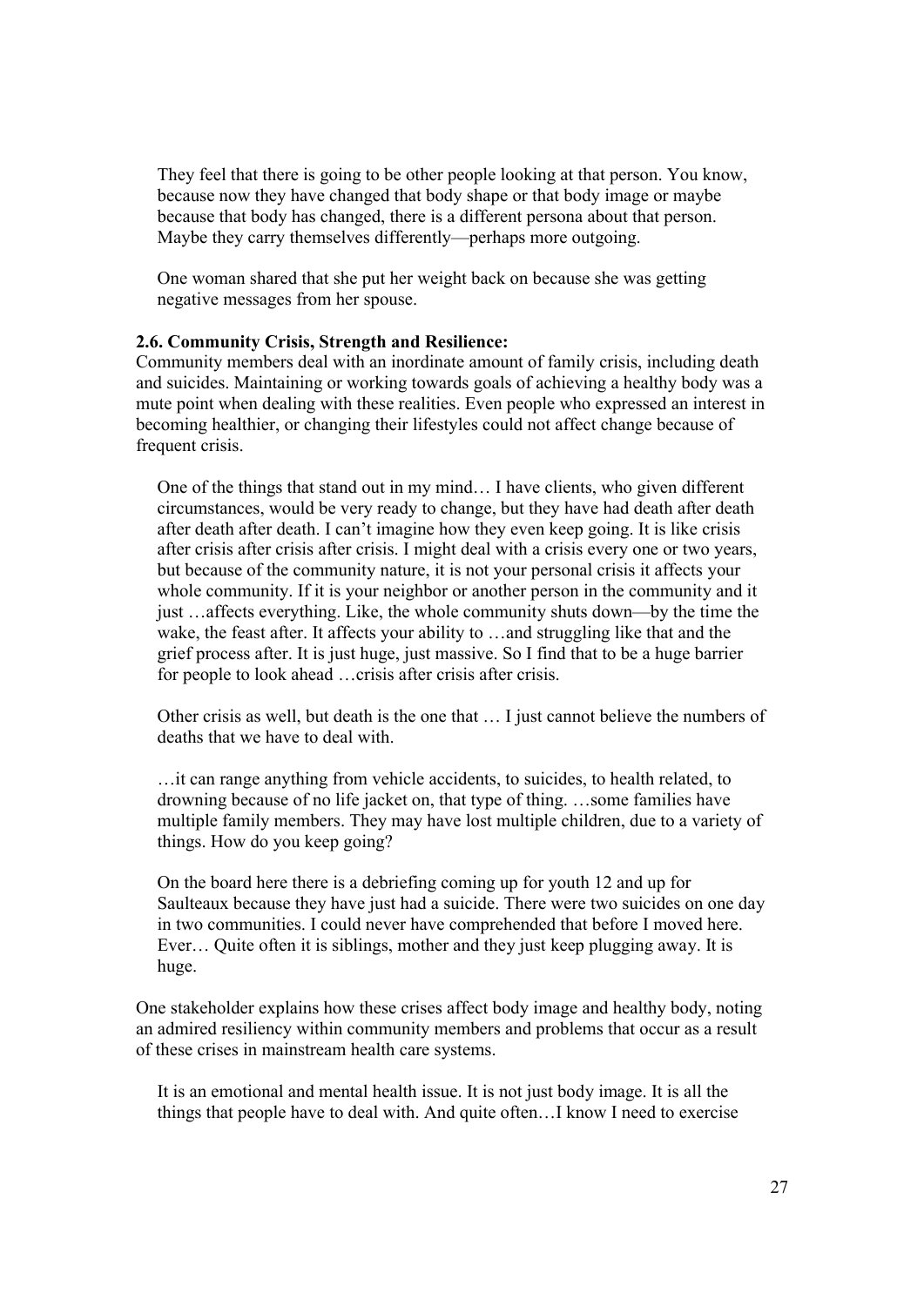> They feel that there is going to be other people looking at that person. You know, because now they have changed that body shape or that body image or maybe because that body has changed, there is a different persona about that person. Maybe they carry themselves differently—perhaps more outgoing.
>
> One woman shared that she put her weight back on because she was getting negative messages from her spouse.

**2.6. Community Crisis, Strength and Resilience:**

Community members deal with an inordinate amount of family crisis, including death and suicides. Maintaining or working towards goals of achieving a healthy body was a mute point when dealing with these realities. Even people who expressed an interest in becoming healthier, or changing their lifestyles could not affect change because of frequent crisis.

> One of the things that stand out in my mind… I have clients, who given different circumstances, would be very ready to change, but they have had death after death after death after death. I can't imagine how they even keep going. It is like crisis after crisis after crisis after crisis. I might deal with a crisis every one or two years, but because of the community nature, it is not your personal crisis it affects your whole community. If it is your neighbor or another person in the community and it just …affects everything. Like, the whole community shuts down—by the time the wake, the feast after. It affects your ability to …and struggling like that and the grief process after. It is just huge, just massive. So I find that to be a huge barrier for people to look ahead …crisis after crisis after crisis.
>
> Other crisis as well, but death is the one that … I just cannot believe the numbers of deaths that we have to deal with.
>
> …it can range anything from vehicle accidents, to suicides, to health related, to drowning because of no life jacket on, that type of thing. …some families have multiple family members. They may have lost multiple children, due to a variety of things. How do you keep going?
>
> On the board here there is a debriefing coming up for youth 12 and up for Saulteaux because they have just had a suicide. There were two suicides on one day in two communities. I could never have comprehended that before I moved here. Ever… Quite often it is siblings, mother and they just keep plugging away. It is huge.

One stakeholder explains how these crises affect body image and healthy body, noting an admired resiliency within community members and problems that occur as a result of these crises in mainstream health care systems.

> It is an emotional and mental health issue. It is not just body image. It is all the things that people have to deal with. And quite often…I know I need to exercise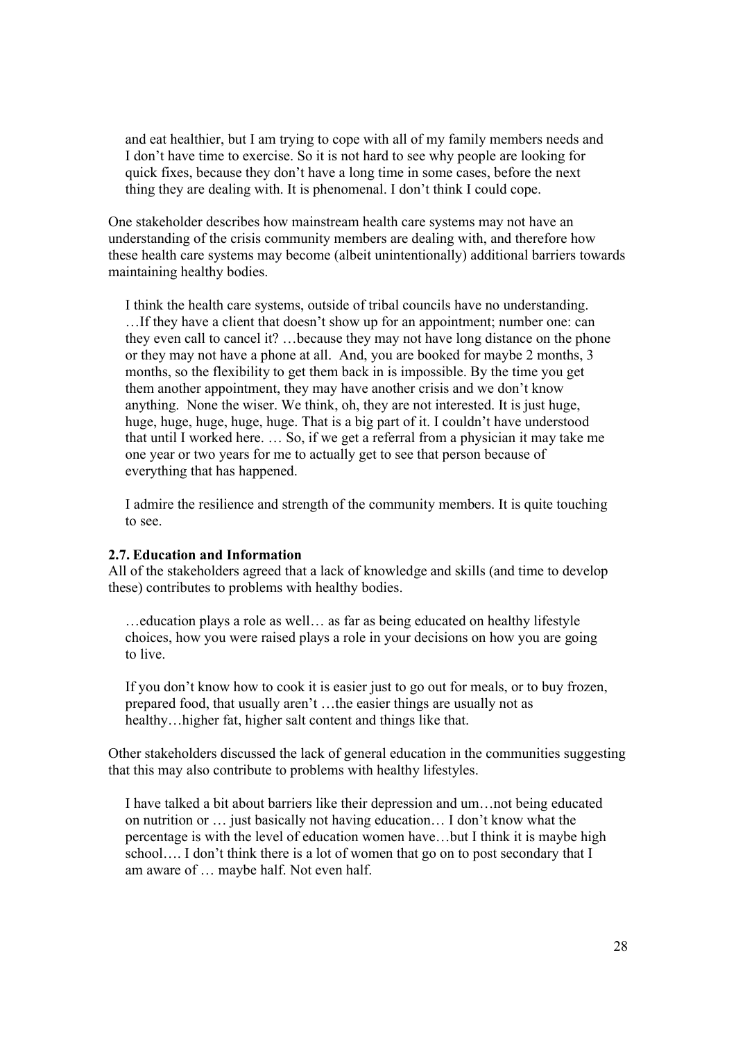> and eat healthier, but I am trying to cope with all of my family members needs and I don't have time to exercise. So it is not hard to see why people are looking for quick fixes, because they don't have a long time in some cases, before the next thing they are dealing with. It is phenomenal. I don't think I could cope.

One stakeholder describes how mainstream health care systems may not have an understanding of the crisis community members are dealing with, and therefore how these health care systems may become (albeit unintentionally) additional barriers towards maintaining healthy bodies.

> I think the health care systems, outside of tribal councils have no understanding. …If they have a client that doesn't show up for an appointment; number one: can they even call to cancel it? …because they may not have long distance on the phone or they may not have a phone at all. And, you are booked for maybe 2 months, 3 months, so the flexibility to get them back in is impossible. By the time you get them another appointment, they may have another crisis and we don't know anything. None the wiser. We think, oh, they are not interested. It is just huge, huge, huge, huge, huge, huge. That is a big part of it. I couldn't have understood that until I worked here. … So, if we get a referral from a physician it may take me one year or two years for me to actually get to see that person because of everything that has happened.
>
> I admire the resilience and strength of the community members. It is quite touching to see.

### 2.7. Education and Information

All of the stakeholders agreed that a lack of knowledge and skills (and time to develop these) contributes to problems with healthy bodies.

> …education plays a role as well… as far as being educated on healthy lifestyle choices, how you were raised plays a role in your decisions on how you are going to live.
>
> If you don't know how to cook it is easier just to go out for meals, or to buy frozen, prepared food, that usually aren't …the easier things are usually not as healthy…higher fat, higher salt content and things like that.

Other stakeholders discussed the lack of general education in the communities suggesting that this may also contribute to problems with healthy lifestyles.

> I have talked a bit about barriers like their depression and um…not being educated on nutrition or … just basically not having education… I don't know what the percentage is with the level of education women have…but I think it is maybe high school…. I don't think there is a lot of women that go on to post secondary that I am aware of … maybe half. Not even half.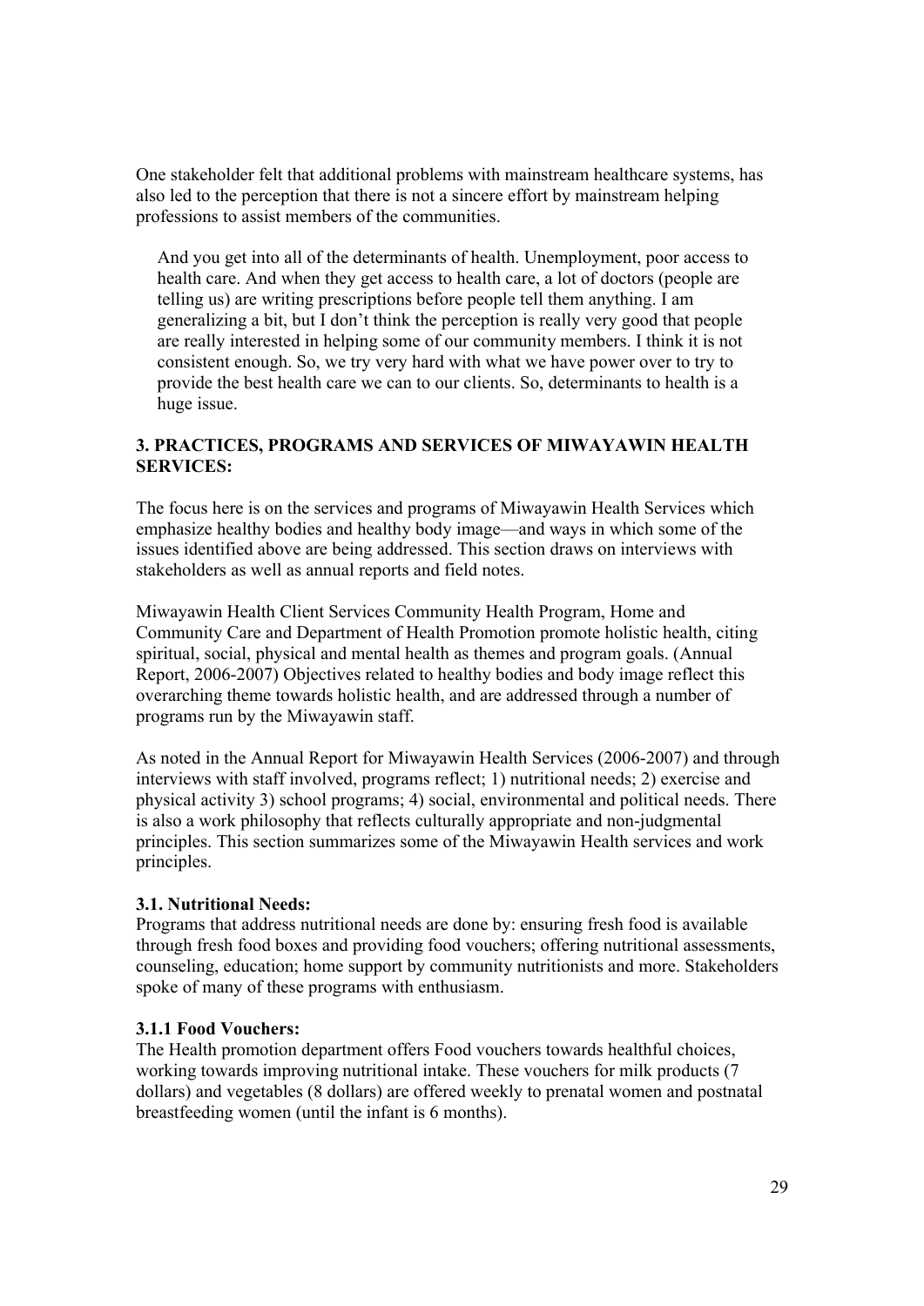One stakeholder felt that additional problems with mainstream healthcare systems, has also led to the perception that there is not a sincere effort by mainstream helping professions to assist members of the communities.

> And you get into all of the determinants of health. Unemployment, poor access to health care. And when they get access to health care, a lot of doctors (people are telling us) are writing prescriptions before people tell them anything. I am generalizing a bit, but I don't think the perception is really very good that people are really interested in helping some of our community members. I think it is not consistent enough. So, we try very hard with what we have power over to try to provide the best health care we can to our clients. So, determinants to health is a huge issue.

## 3. PRACTICES, PROGRAMS AND SERVICES OF MIWAYAWIN HEALTH SERVICES:

The focus here is on the services and programs of Miwayawin Health Services which emphasize healthy bodies and healthy body image—and ways in which some of the issues identified above are being addressed. This section draws on interviews with stakeholders as well as annual reports and field notes.

Miwayawin Health Client Services Community Health Program, Home and Community Care and Department of Health Promotion promote holistic health, citing spiritual, social, physical and mental health as themes and program goals. (Annual Report, 2006-2007) Objectives related to healthy bodies and body image reflect this overarching theme towards holistic health, and are addressed through a number of programs run by the Miwayawin staff.

As noted in the Annual Report for Miwayawin Health Services (2006-2007) and through interviews with staff involved, programs reflect; 1) nutritional needs; 2) exercise and physical activity 3) school programs; 4) social, environmental and political needs. There is also a work philosophy that reflects culturally appropriate and non-judgmental principles. This section summarizes some of the Miwayawin Health services and work principles.

### 3.1. Nutritional Needs:

Programs that address nutritional needs are done by: ensuring fresh food is available through fresh food boxes and providing food vouchers; offering nutritional assessments, counseling, education; home support by community nutritionists and more. Stakeholders spoke of many of these programs with enthusiasm.

#### 3.1.1 Food Vouchers:

The Health promotion department offers Food vouchers towards healthful choices, working towards improving nutritional intake. These vouchers for milk products (7 dollars) and vegetables (8 dollars) are offered weekly to prenatal women and postnatal breastfeeding women (until the infant is 6 months).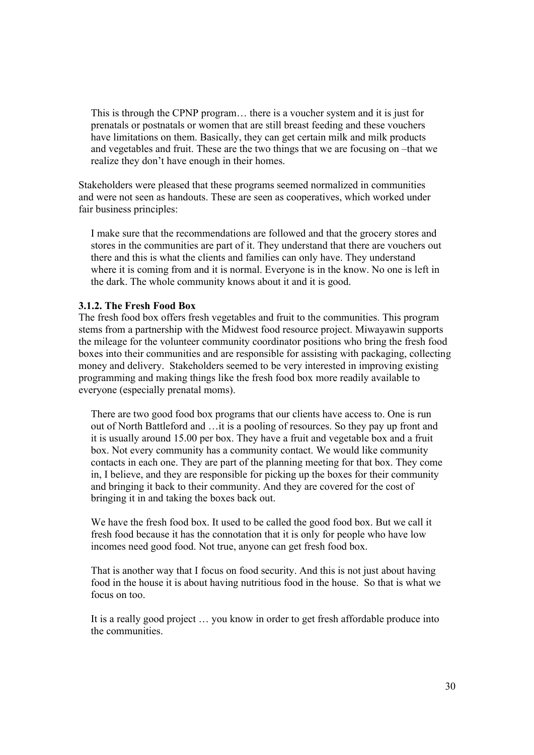> This is through the CPNP program… there is a voucher system and it is just for prenatals or postnatals or women that are still breast feeding and these vouchers have limitations on them. Basically, they can get certain milk and milk products and vegetables and fruit. These are the two things that we are focusing on –that we realize they don't have enough in their homes.

Stakeholders were pleased that these programs seemed normalized in communities and were not seen as handouts. These are seen as cooperatives, which worked under fair business principles:

> I make sure that the recommendations are followed and that the grocery stores and stores in the communities are part of it. They understand that there are vouchers out there and this is what the clients and families can only have. They understand where it is coming from and it is normal. Everyone is in the know. No one is left in the dark. The whole community knows about it and it is good.

#### 3.1.2. The Fresh Food Box

The fresh food box offers fresh vegetables and fruit to the communities. This program stems from a partnership with the Midwest food resource project. Miwayawin supports the mileage for the volunteer community coordinator positions who bring the fresh food boxes into their communities and are responsible for assisting with packaging, collecting money and delivery. Stakeholders seemed to be very interested in improving existing programming and making things like the fresh food box more readily available to everyone (especially prenatal moms).

> There are two good food box programs that our clients have access to. One is run out of North Battleford and …it is a pooling of resources. So they pay up front and it is usually around 15.00 per box. They have a fruit and vegetable box and a fruit box. Not every community has a community contact. We would like community contacts in each one. They are part of the planning meeting for that box. They come in, I believe, and they are responsible for picking up the boxes for their community and bringing it back to their community. And they are covered for the cost of bringing it in and taking the boxes back out.
>
> We have the fresh food box. It used to be called the good food box. But we call it fresh food because it has the connotation that it is only for people who have low incomes need good food. Not true, anyone can get fresh food box.
>
> That is another way that I focus on food security. And this is not just about having food in the house it is about having nutritious food in the house. So that is what we focus on too.
>
> It is a really good project … you know in order to get fresh affordable produce into the communities.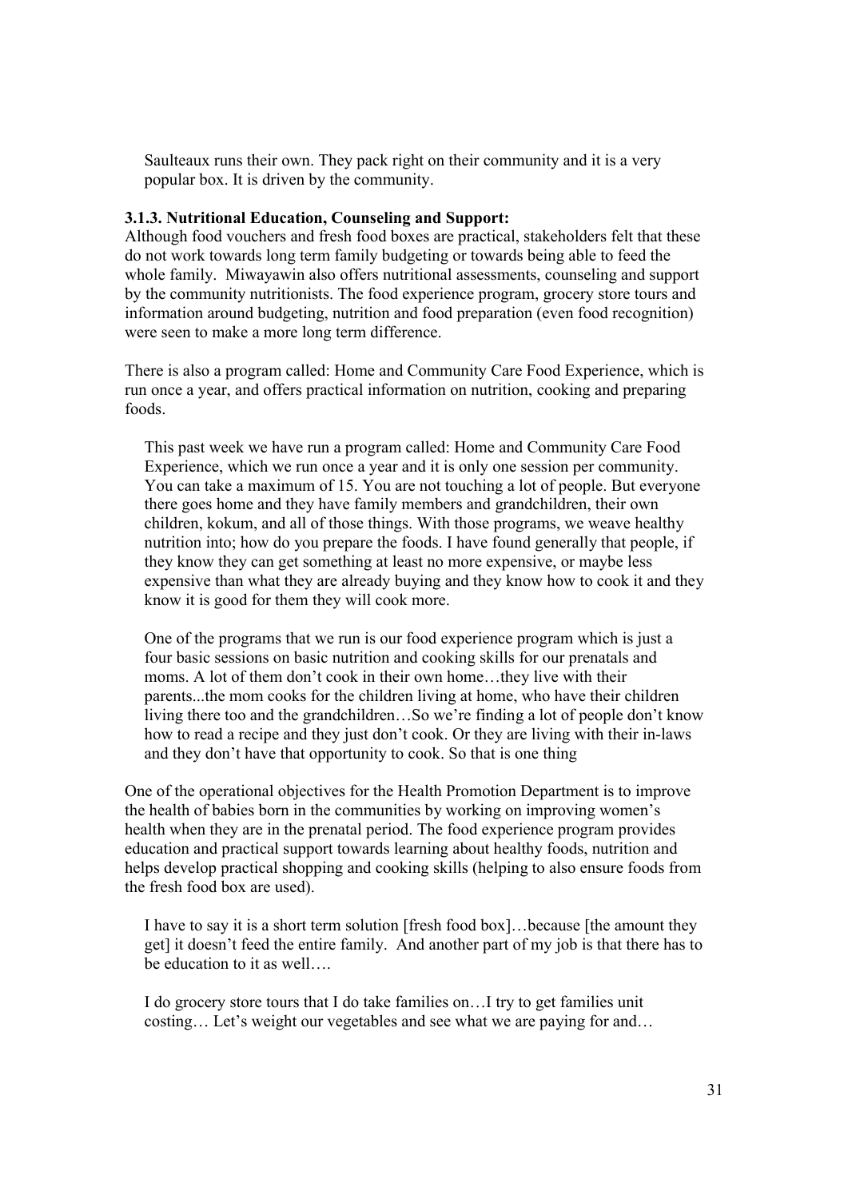> Saulteaux runs their own. They pack right on their community and it is a very popular box. It is driven by the community.

### 3.1.3. Nutritional Education, Counseling and Support:

Although food vouchers and fresh food boxes are practical, stakeholders felt that these do not work towards long term family budgeting or towards being able to feed the whole family. Miwayawin also offers nutritional assessments, counseling and support by the community nutritionists. The food experience program, grocery store tours and information around budgeting, nutrition and food preparation (even food recognition) were seen to make a more long term difference.

There is also a program called: Home and Community Care Food Experience, which is run once a year, and offers practical information on nutrition, cooking and preparing foods.

> This past week we have run a program called: Home and Community Care Food Experience, which we run once a year and it is only one session per community. You can take a maximum of 15. You are not touching a lot of people. But everyone there goes home and they have family members and grandchildren, their own children, kokum, and all of those things. With those programs, we weave healthy nutrition into; how do you prepare the foods. I have found generally that people, if they know they can get something at least no more expensive, or maybe less expensive than what they are already buying and they know how to cook it and they know it is good for them they will cook more.

> One of the programs that we run is our food experience program which is just a four basic sessions on basic nutrition and cooking skills for our prenatals and moms. A lot of them don't cook in their own home…they live with their parents...the mom cooks for the children living at home, who have their children living there too and the grandchildren…So we're finding a lot of people don't know how to read a recipe and they just don't cook. Or they are living with their in-laws and they don't have that opportunity to cook. So that is one thing

One of the operational objectives for the Health Promotion Department is to improve the health of babies born in the communities by working on improving women's health when they are in the prenatal period. The food experience program provides education and practical support towards learning about healthy foods, nutrition and helps develop practical shopping and cooking skills (helping to also ensure foods from the fresh food box are used).

> I have to say it is a short term solution [fresh food box]…because [the amount they get] it doesn't feed the entire family. And another part of my job is that there has to be education to it as well….

> I do grocery store tours that I do take families on…I try to get families unit costing… Let's weight our vegetables and see what we are paying for and…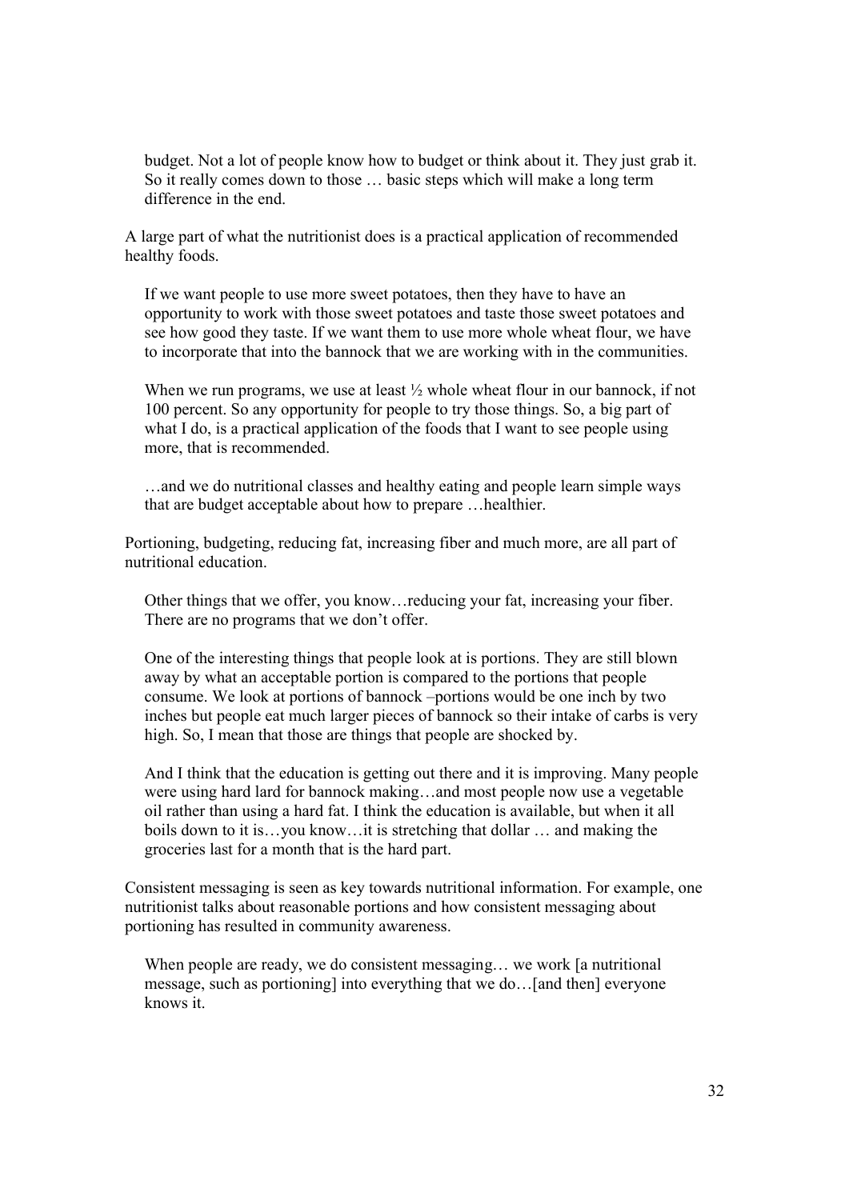> budget. Not a lot of people know how to budget or think about it. They just grab it. So it really comes down to those … basic steps which will make a long term difference in the end.

A large part of what the nutritionist does is a practical application of recommended healthy foods.

> If we want people to use more sweet potatoes, then they have to have an opportunity to work with those sweet potatoes and taste those sweet potatoes and see how good they taste. If we want them to use more whole wheat flour, we have to incorporate that into the bannock that we are working with in the communities.
>
> When we run programs, we use at least ½ whole wheat flour in our bannock, if not 100 percent. So any opportunity for people to try those things. So, a big part of what I do, is a practical application of the foods that I want to see people using more, that is recommended.
>
> …and we do nutritional classes and healthy eating and people learn simple ways that are budget acceptable about how to prepare …healthier.

Portioning, budgeting, reducing fat, increasing fiber and much more, are all part of nutritional education.

> Other things that we offer, you know…reducing your fat, increasing your fiber. There are no programs that we don't offer.
>
> One of the interesting things that people look at is portions. They are still blown away by what an acceptable portion is compared to the portions that people consume. We look at portions of bannock –portions would be one inch by two inches but people eat much larger pieces of bannock so their intake of carbs is very high. So, I mean that those are things that people are shocked by.
>
> And I think that the education is getting out there and it is improving. Many people were using hard lard for bannock making…and most people now use a vegetable oil rather than using a hard fat. I think the education is available, but when it all boils down to it is…you know…it is stretching that dollar … and making the groceries last for a month that is the hard part.

Consistent messaging is seen as key towards nutritional information. For example, one nutritionist talks about reasonable portions and how consistent messaging about portioning has resulted in community awareness.

> When people are ready, we do consistent messaging… we work [a nutritional message, such as portioning] into everything that we do…[and then] everyone knows it.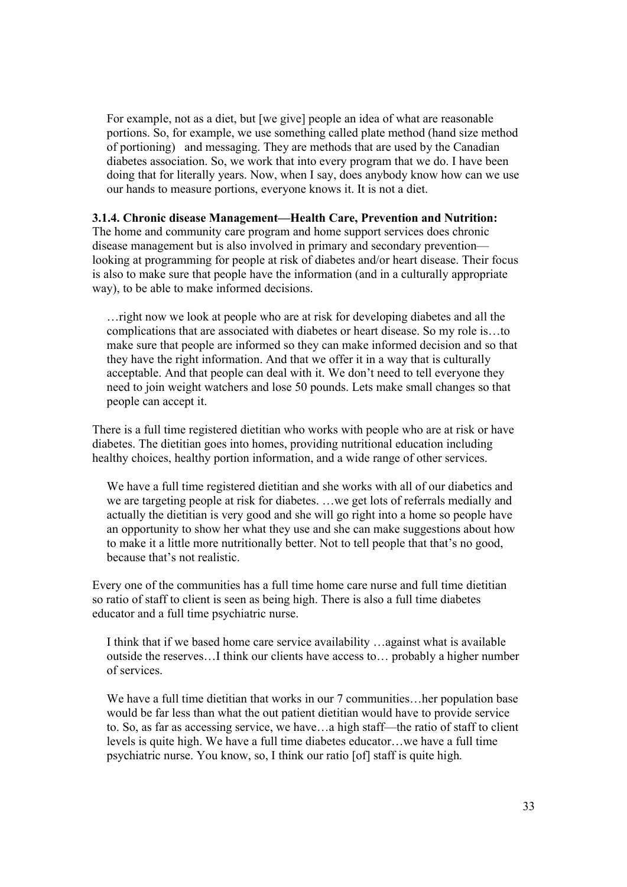> For example, not as a diet, but [we give] people an idea of what are reasonable portions. So, for example, we use something called plate method (hand size method of portioning) and messaging. They are methods that are used by the Canadian diabetes association. So, we work that into every program that we do. I have been doing that for literally years. Now, when I say, does anybody know how can we use our hands to measure portions, everyone knows it. It is not a diet.

**3.1.4. Chronic disease Management—Health Care, Prevention and Nutrition:** The home and community care program and home support services does chronic disease management but is also involved in primary and secondary prevention—looking at programming for people at risk of diabetes and/or heart disease. Their focus is also to make sure that people have the information (and in a culturally appropriate way), to be able to make informed decisions.

> …right now we look at people who are at risk for developing diabetes and all the complications that are associated with diabetes or heart disease. So my role is…to make sure that people are informed so they can make informed decision and so that they have the right information. And that we offer it in a way that is culturally acceptable. And that people can deal with it. We don't need to tell everyone they need to join weight watchers and lose 50 pounds. Lets make small changes so that people can accept it.

There is a full time registered dietitian who works with people who are at risk or have diabetes. The dietitian goes into homes, providing nutritional education including healthy choices, healthy portion information, and a wide range of other services.

> We have a full time registered dietitian and she works with all of our diabetics and we are targeting people at risk for diabetes. …we get lots of referrals medially and actually the dietitian is very good and she will go right into a home so people have an opportunity to show her what they use and she can make suggestions about how to make it a little more nutritionally better. Not to tell people that that's no good, because that's not realistic.

Every one of the communities has a full time home care nurse and full time dietitian so ratio of staff to client is seen as being high. There is also a full time diabetes educator and a full time psychiatric nurse.

> I think that if we based home care service availability …against what is available outside the reserves…I think our clients have access to… probably a higher number of services.

> We have a full time dietitian that works in our 7 communities…her population base would be far less than what the out patient dietitian would have to provide service to. So, as far as accessing service, we have…a high staff—the ratio of staff to client levels is quite high. We have a full time diabetes educator…we have a full time psychiatric nurse. You know, so, I think our ratio [of] staff is quite high.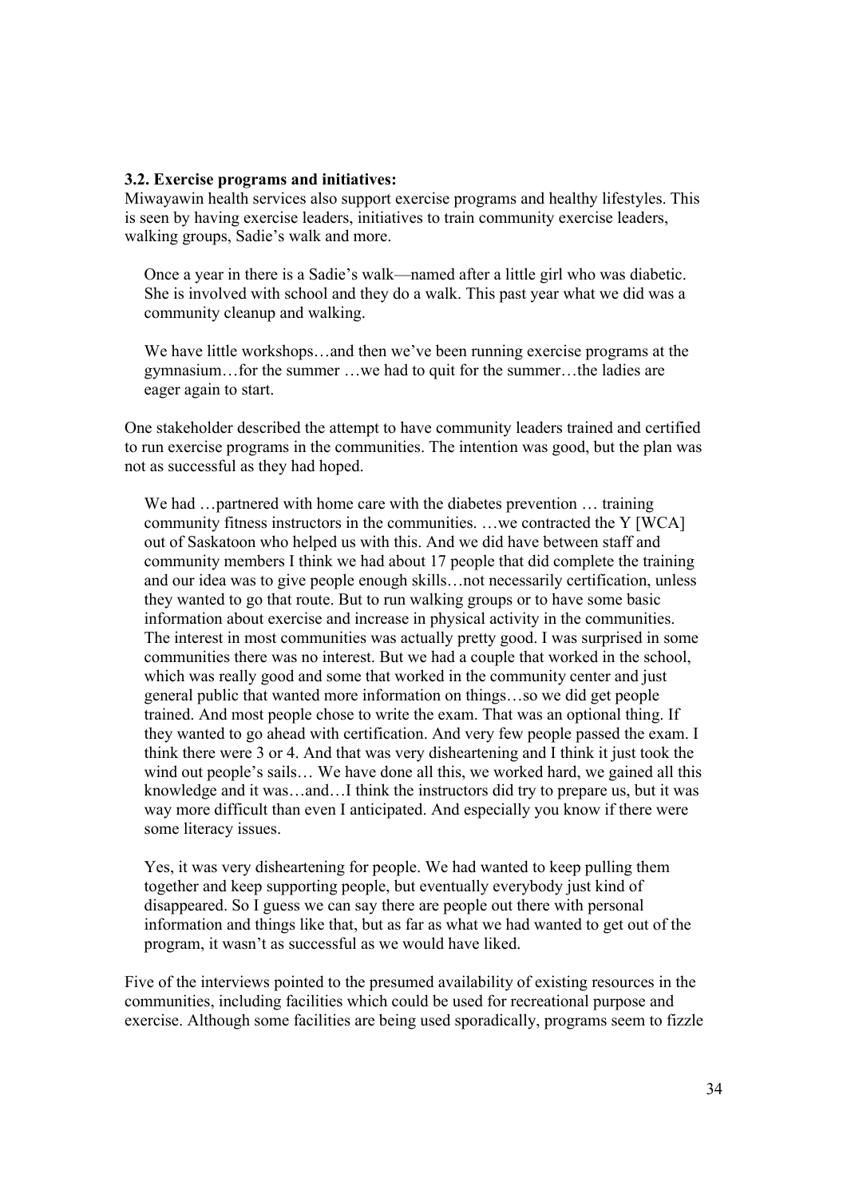### 3.2. Exercise programs and initiatives:

Miwayawin health services also support exercise programs and healthy lifestyles. This is seen by having exercise leaders, initiatives to train community exercise leaders, walking groups, Sadie's walk and more.

> Once a year in there is a Sadie's walk—named after a little girl who was diabetic. She is involved with school and they do a walk. This past year what we did was a community cleanup and walking.
>
> We have little workshops…and then we've been running exercise programs at the gymnasium…for the summer …we had to quit for the summer…the ladies are eager again to start.

One stakeholder described the attempt to have community leaders trained and certified to run exercise programs in the communities. The intention was good, but the plan was not as successful as they had hoped.

> We had …partnered with home care with the diabetes prevention … training community fitness instructors in the communities. …we contracted the Y [WCA] out of Saskatoon who helped us with this. And we did have between staff and community members I think we had about 17 people that did complete the training and our idea was to give people enough skills…not necessarily certification, unless they wanted to go that route. But to run walking groups or to have some basic information about exercise and increase in physical activity in the communities. The interest in most communities was actually pretty good. I was surprised in some communities there was no interest. But we had a couple that worked in the school, which was really good and some that worked in the community center and just general public that wanted more information on things…so we did get people trained. And most people chose to write the exam. That was an optional thing. If they wanted to go ahead with certification. And very few people passed the exam. I think there were 3 or 4. And that was very disheartening and I think it just took the wind out people's sails… We have done all this, we worked hard, we gained all this knowledge and it was…and…I think the instructors did try to prepare us, but it was way more difficult than even I anticipated. And especially you know if there were some literacy issues.
>
> Yes, it was very disheartening for people. We had wanted to keep pulling them together and keep supporting people, but eventually everybody just kind of disappeared. So I guess we can say there are people out there with personal information and things like that, but as far as what we had wanted to get out of the program, it wasn't as successful as we would have liked.

Five of the interviews pointed to the presumed availability of existing resources in the communities, including facilities which could be used for recreational purpose and exercise. Although some facilities are being used sporadically, programs seem to fizzle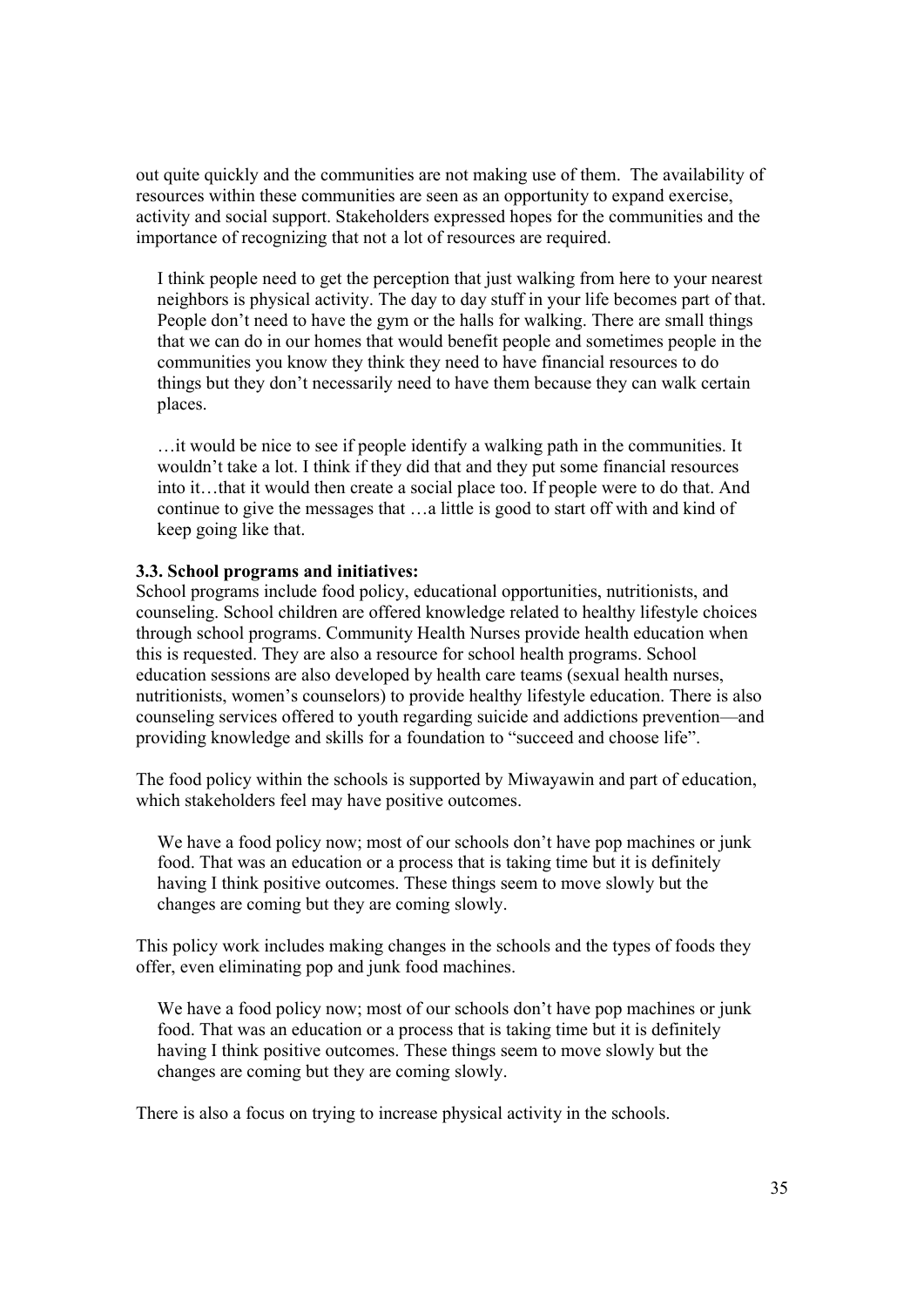out quite quickly and the communities are not making use of them. The availability of resources within these communities are seen as an opportunity to expand exercise, activity and social support. Stakeholders expressed hopes for the communities and the importance of recognizing that not a lot of resources are required.

> I think people need to get the perception that just walking from here to your nearest neighbors is physical activity. The day to day stuff in your life becomes part of that. People don't need to have the gym or the halls for walking. There are small things that we can do in our homes that would benefit people and sometimes people in the communities you know they think they need to have financial resources to do things but they don't necessarily need to have them because they can walk certain places.

> …it would be nice to see if people identify a walking path in the communities. It wouldn't take a lot. I think if they did that and they put some financial resources into it…that it would then create a social place too. If people were to do that. And continue to give the messages that …a little is good to start off with and kind of keep going like that.

**3.3. School programs and initiatives:**

School programs include food policy, educational opportunities, nutritionists, and counseling. School children are offered knowledge related to healthy lifestyle choices through school programs. Community Health Nurses provide health education when this is requested. They are also a resource for school health programs. School education sessions are also developed by health care teams (sexual health nurses, nutritionists, women's counselors) to provide healthy lifestyle education. There is also counseling services offered to youth regarding suicide and addictions prevention—and providing knowledge and skills for a foundation to "succeed and choose life".

The food policy within the schools is supported by Miwayawin and part of education, which stakeholders feel may have positive outcomes.

> We have a food policy now; most of our schools don't have pop machines or junk food. That was an education or a process that is taking time but it is definitely having I think positive outcomes. These things seem to move slowly but the changes are coming but they are coming slowly.

This policy work includes making changes in the schools and the types of foods they offer, even eliminating pop and junk food machines.

> We have a food policy now; most of our schools don't have pop machines or junk food. That was an education or a process that is taking time but it is definitely having I think positive outcomes. These things seem to move slowly but the changes are coming but they are coming slowly.

There is also a focus on trying to increase physical activity in the schools.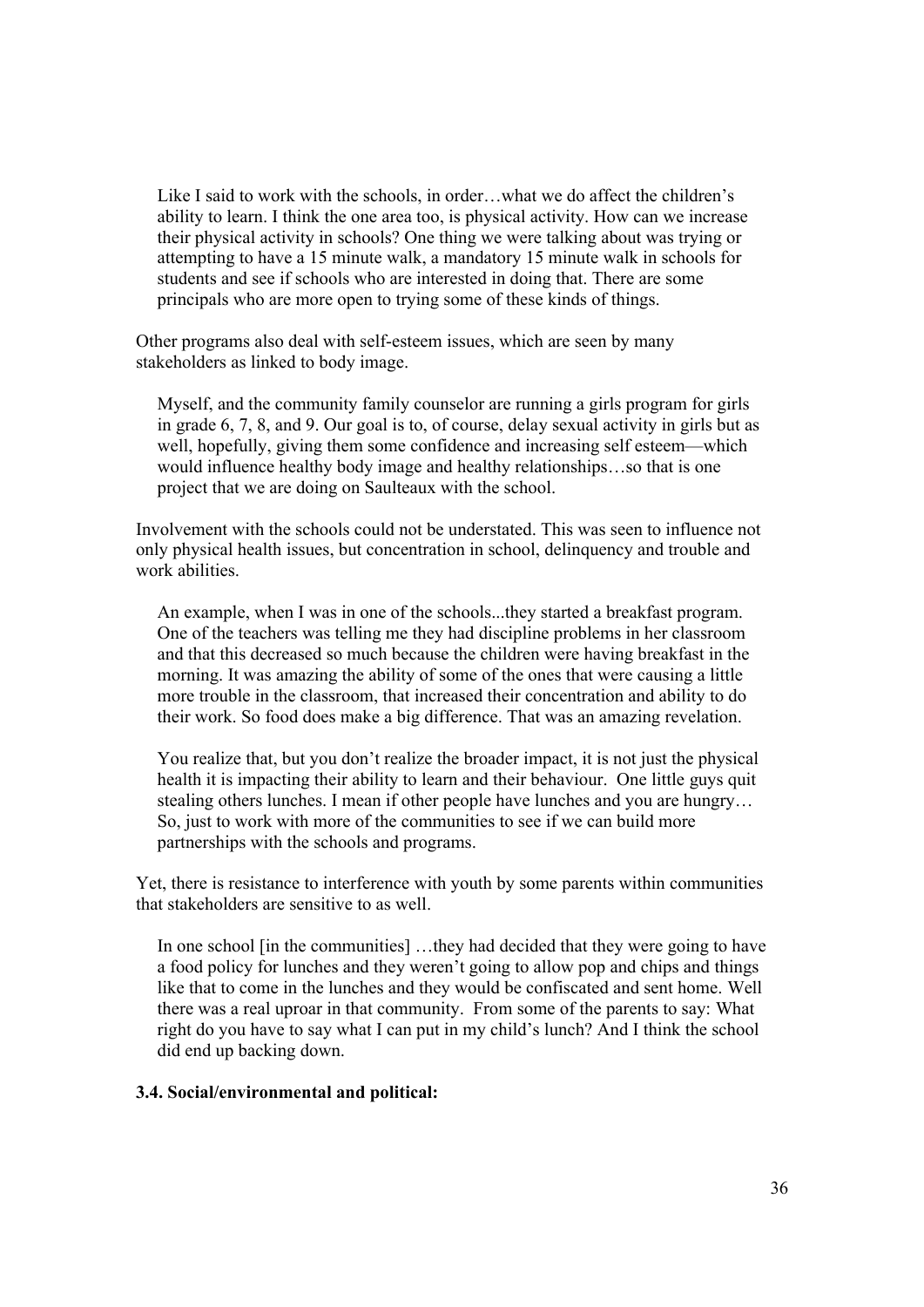> Like I said to work with the schools, in order…what we do affect the children's ability to learn. I think the one area too, is physical activity. How can we increase their physical activity in schools? One thing we were talking about was trying or attempting to have a 15 minute walk, a mandatory 15 minute walk in schools for students and see if schools who are interested in doing that. There are some principals who are more open to trying some of these kinds of things.

Other programs also deal with self-esteem issues, which are seen by many stakeholders as linked to body image.

> Myself, and the community family counselor are running a girls program for girls in grade 6, 7, 8, and 9. Our goal is to, of course, delay sexual activity in girls but as well, hopefully, giving them some confidence and increasing self esteem—which would influence healthy body image and healthy relationships…so that is one project that we are doing on Saulteaux with the school.

Involvement with the schools could not be understated. This was seen to influence not only physical health issues, but concentration in school, delinquency and trouble and work abilities.

> An example, when I was in one of the schools...they started a breakfast program. One of the teachers was telling me they had discipline problems in her classroom and that this decreased so much because the children were having breakfast in the morning. It was amazing the ability of some of the ones that were causing a little more trouble in the classroom, that increased their concentration and ability to do their work. So food does make a big difference. That was an amazing revelation.
>
> You realize that, but you don't realize the broader impact, it is not just the physical health it is impacting their ability to learn and their behaviour. One little guys quit stealing others lunches. I mean if other people have lunches and you are hungry… So, just to work with more of the communities to see if we can build more partnerships with the schools and programs.

Yet, there is resistance to interference with youth by some parents within communities that stakeholders are sensitive to as well.

> In one school [in the communities] …they had decided that they were going to have a food policy for lunches and they weren't going to allow pop and chips and things like that to come in the lunches and they would be confiscated and sent home. Well there was a real uproar in that community. From some of the parents to say: What right do you have to say what I can put in my child's lunch? And I think the school did end up backing down.

### 3.4. Social/environmental and political: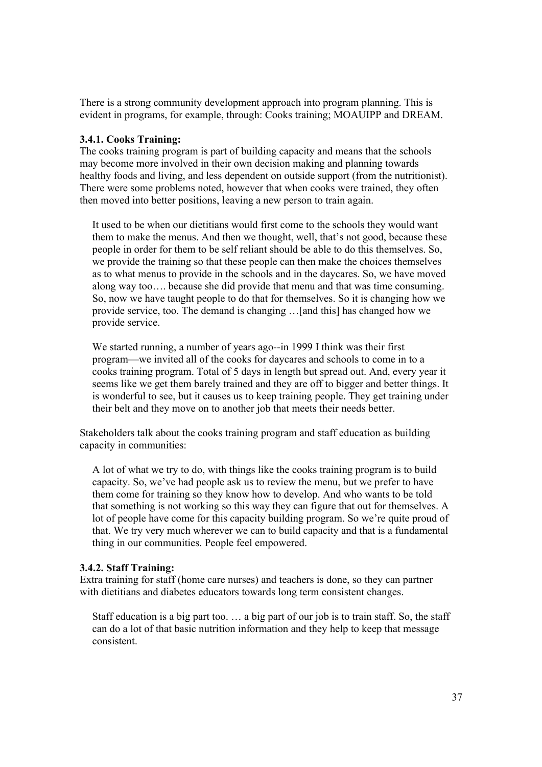There is a strong community development approach into program planning. This is evident in programs, for example, through: Cooks training; MOAUIPP and DREAM.

### 3.4.1. Cooks Training:

The cooks training program is part of building capacity and means that the schools may become more involved in their own decision making and planning towards healthy foods and living, and less dependent on outside support (from the nutritionist). There were some problems noted, however that when cooks were trained, they often then moved into better positions, leaving a new person to train again.

> It used to be when our dietitians would first come to the schools they would want them to make the menus. And then we thought, well, that's not good, because these people in order for them to be self reliant should be able to do this themselves. So, we provide the training so that these people can then make the choices themselves as to what menus to provide in the schools and in the daycares. So, we have moved along way too…. because she did provide that menu and that was time consuming. So, now we have taught people to do that for themselves. So it is changing how we provide service, too. The demand is changing …[and this] has changed how we provide service.

> We started running, a number of years ago--in 1999 I think was their first program—we invited all of the cooks for daycares and schools to come in to a cooks training program. Total of 5 days in length but spread out. And, every year it seems like we get them barely trained and they are off to bigger and better things. It is wonderful to see, but it causes us to keep training people. They get training under their belt and they move on to another job that meets their needs better.

Stakeholders talk about the cooks training program and staff education as building capacity in communities:

> A lot of what we try to do, with things like the cooks training program is to build capacity. So, we've had people ask us to review the menu, but we prefer to have them come for training so they know how to develop. And who wants to be told that something is not working so this way they can figure that out for themselves. A lot of people have come for this capacity building program. So we're quite proud of that. We try very much wherever we can to build capacity and that is a fundamental thing in our communities. People feel empowered.

### 3.4.2. Staff Training:

Extra training for staff (home care nurses) and teachers is done, so they can partner with dietitians and diabetes educators towards long term consistent changes.

> Staff education is a big part too. … a big part of our job is to train staff. So, the staff can do a lot of that basic nutrition information and they help to keep that message consistent.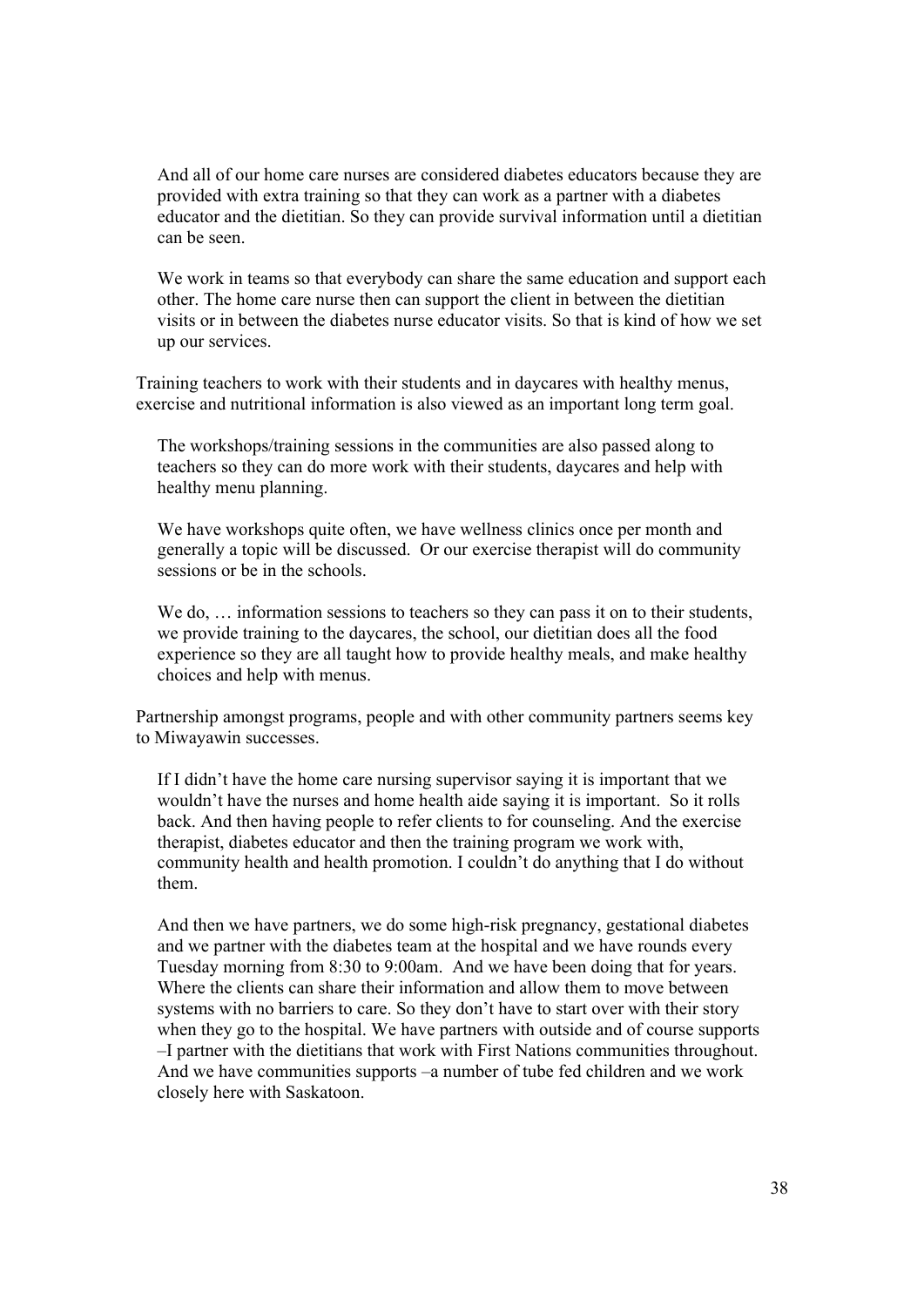> And all of our home care nurses are considered diabetes educators because they are provided with extra training so that they can work as a partner with a diabetes educator and the dietitian. So they can provide survival information until a dietitian can be seen.
>
> We work in teams so that everybody can share the same education and support each other. The home care nurse then can support the client in between the dietitian visits or in between the diabetes nurse educator visits. So that is kind of how we set up our services.

Training teachers to work with their students and in daycares with healthy menus, exercise and nutritional information is also viewed as an important long term goal.

> The workshops/training sessions in the communities are also passed along to teachers so they can do more work with their students, daycares and help with healthy menu planning.
>
> We have workshops quite often, we have wellness clinics once per month and generally a topic will be discussed. Or our exercise therapist will do community sessions or be in the schools.
>
> We do, … information sessions to teachers so they can pass it on to their students, we provide training to the daycares, the school, our dietitian does all the food experience so they are all taught how to provide healthy meals, and make healthy choices and help with menus.

Partnership amongst programs, people and with other community partners seems key to Miwayawin successes.

> If I didn't have the home care nursing supervisor saying it is important that we wouldn't have the nurses and home health aide saying it is important. So it rolls back. And then having people to refer clients to for counseling. And the exercise therapist, diabetes educator and then the training program we work with, community health and health promotion. I couldn't do anything that I do without them.
>
> And then we have partners, we do some high-risk pregnancy, gestational diabetes and we partner with the diabetes team at the hospital and we have rounds every Tuesday morning from 8:30 to 9:00am. And we have been doing that for years. Where the clients can share their information and allow them to move between systems with no barriers to care. So they don't have to start over with their story when they go to the hospital. We have partners with outside and of course supports –I partner with the dietitians that work with First Nations communities throughout. And we have communities supports –a number of tube fed children and we work closely here with Saskatoon.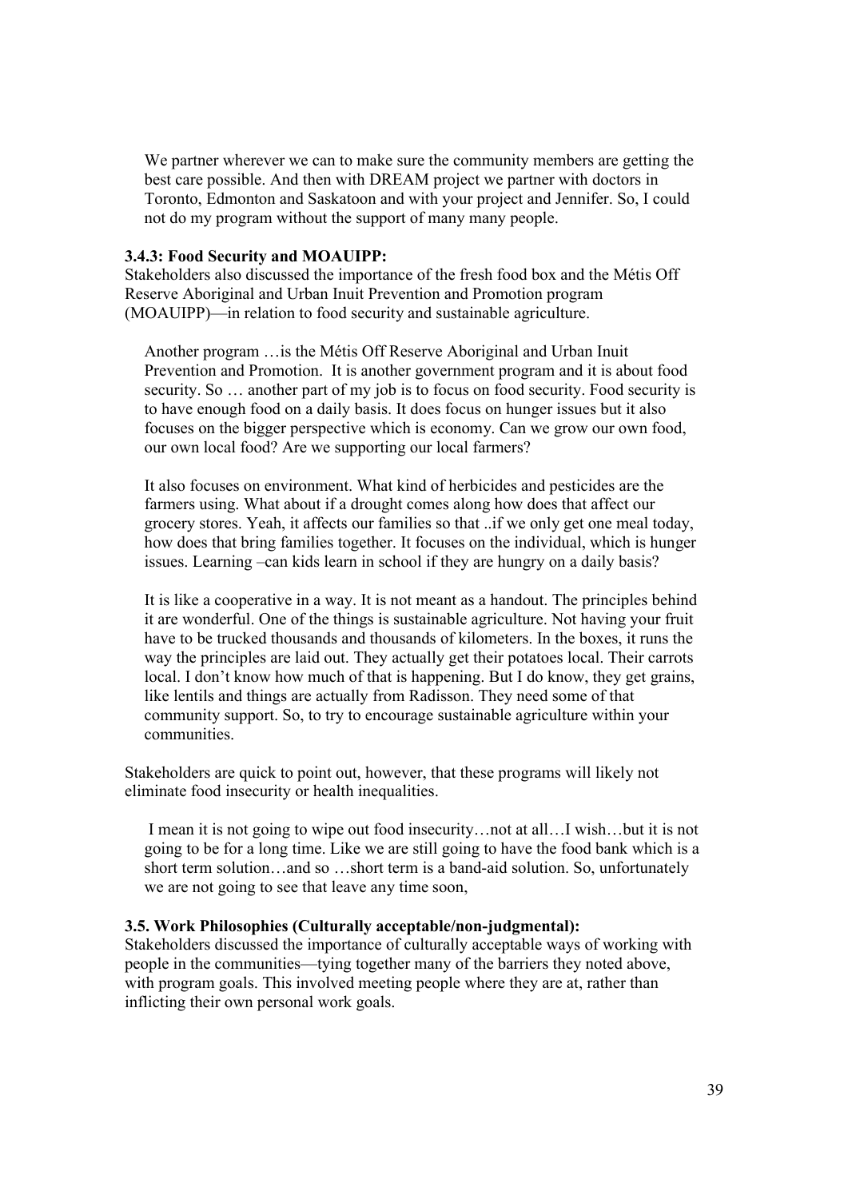> We partner wherever we can to make sure the community members are getting the best care possible. And then with DREAM project we partner with doctors in Toronto, Edmonton and Saskatoon and with your project and Jennifer. So, I could not do my program without the support of many many people.

### 3.4.3: Food Security and MOAUIPP:

Stakeholders also discussed the importance of the fresh food box and the Métis Off Reserve Aboriginal and Urban Inuit Prevention and Promotion program (MOAUIPP)—in relation to food security and sustainable agriculture.

> Another program …is the Métis Off Reserve Aboriginal and Urban Inuit Prevention and Promotion. It is another government program and it is about food security. So … another part of my job is to focus on food security. Food security is to have enough food on a daily basis. It does focus on hunger issues but it also focuses on the bigger perspective which is economy. Can we grow our own food, our own local food? Are we supporting our local farmers?
>
> It also focuses on environment. What kind of herbicides and pesticides are the farmers using. What about if a drought comes along how does that affect our grocery stores. Yeah, it affects our families so that ..if we only get one meal today, how does that bring families together. It focuses on the individual, which is hunger issues. Learning –can kids learn in school if they are hungry on a daily basis?
>
> It is like a cooperative in a way. It is not meant as a handout. The principles behind it are wonderful. One of the things is sustainable agriculture. Not having your fruit have to be trucked thousands and thousands of kilometers. In the boxes, it runs the way the principles are laid out. They actually get their potatoes local. Their carrots local. I don't know how much of that is happening. But I do know, they get grains, like lentils and things are actually from Radisson. They need some of that community support. So, to try to encourage sustainable agriculture within your communities.

Stakeholders are quick to point out, however, that these programs will likely not eliminate food insecurity or health inequalities.

> I mean it is not going to wipe out food insecurity…not at all…I wish…but it is not going to be for a long time. Like we are still going to have the food bank which is a short term solution…and so …short term is a band-aid solution. So, unfortunately we are not going to see that leave any time soon,

### 3.5. Work Philosophies (Culturally acceptable/non-judgmental):

Stakeholders discussed the importance of culturally acceptable ways of working with people in the communities—tying together many of the barriers they noted above, with program goals. This involved meeting people where they are at, rather than inflicting their own personal work goals.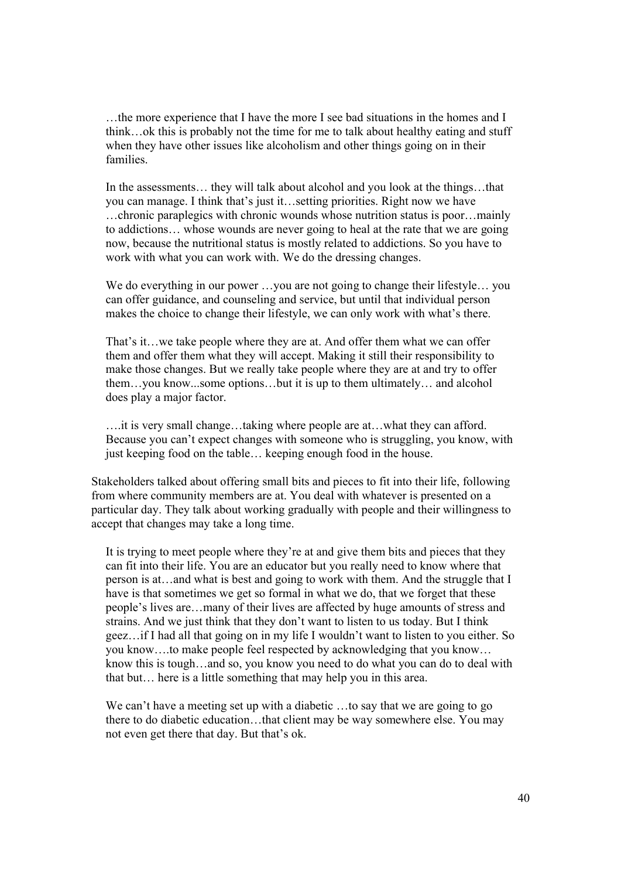> …the more experience that I have the more I see bad situations in the homes and I think…ok this is probably not the time for me to talk about healthy eating and stuff when they have other issues like alcoholism and other things going on in their families.

> In the assessments… they will talk about alcohol and you look at the things…that you can manage. I think that's just it…setting priorities. Right now we have …chronic paraplegics with chronic wounds whose nutrition status is poor…mainly to addictions… whose wounds are never going to heal at the rate that we are going now, because the nutritional status is mostly related to addictions. So you have to work with what you can work with. We do the dressing changes.

> We do everything in our power …you are not going to change their lifestyle… you can offer guidance, and counseling and service, but until that individual person makes the choice to change their lifestyle, we can only work with what's there.

> That's it…we take people where they are at. And offer them what we can offer them and offer them what they will accept. Making it still their responsibility to make those changes. But we really take people where they are at and try to offer them…you know...some options…but it is up to them ultimately… and alcohol does play a major factor.

> ….it is very small change…taking where people are at…what they can afford. Because you can't expect changes with someone who is struggling, you know, with just keeping food on the table… keeping enough food in the house.

Stakeholders talked about offering small bits and pieces to fit into their life, following from where community members are at. You deal with whatever is presented on a particular day. They talk about working gradually with people and their willingness to accept that changes may take a long time.

> It is trying to meet people where they're at and give them bits and pieces that they can fit into their life. You are an educator but you really need to know where that person is at…and what is best and going to work with them. And the struggle that I have is that sometimes we get so formal in what we do, that we forget that these people's lives are…many of their lives are affected by huge amounts of stress and strains. And we just think that they don't want to listen to us today. But I think geez…if I had all that going on in my life I wouldn't want to listen to you either. So you know….to make people feel respected by acknowledging that you know… know this is tough…and so, you know you need to do what you can do to deal with that but… here is a little something that may help you in this area.

> We can't have a meeting set up with a diabetic …to say that we are going to go there to do diabetic education…that client may be way somewhere else. You may not even get there that day. But that's ok.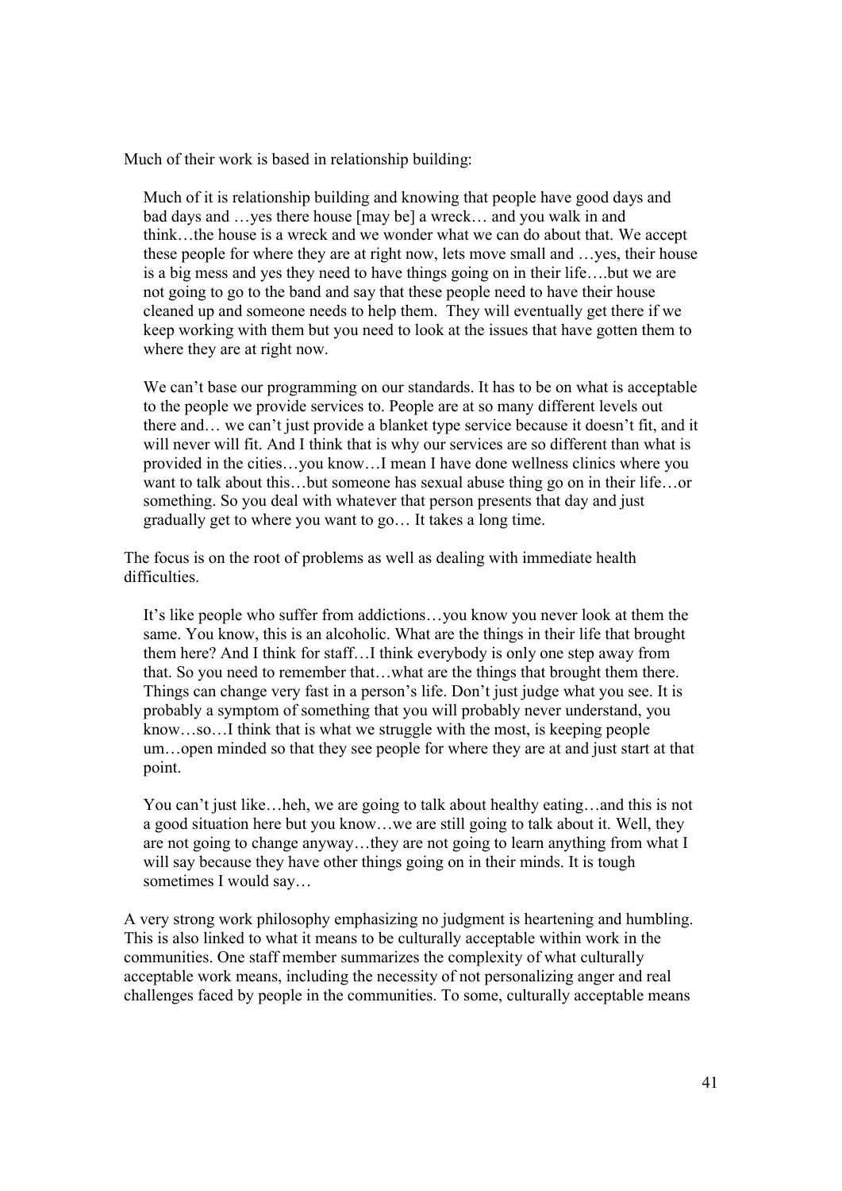Much of their work is based in relationship building:

> Much of it is relationship building and knowing that people have good days and bad days and …yes there house [may be] a wreck… and you walk in and think…the house is a wreck and we wonder what we can do about that. We accept these people for where they are at right now, lets move small and …yes, their house is a big mess and yes they need to have things going on in their life….but we are not going to go to the band and say that these people need to have their house cleaned up and someone needs to help them. They will eventually get there if we keep working with them but you need to look at the issues that have gotten them to where they are at right now.
>
> We can't base our programming on our standards. It has to be on what is acceptable to the people we provide services to. People are at so many different levels out there and… we can't just provide a blanket type service because it doesn't fit, and it will never will fit. And I think that is why our services are so different than what is provided in the cities…you know…I mean I have done wellness clinics where you want to talk about this…but someone has sexual abuse thing go on in their life…or something. So you deal with whatever that person presents that day and just gradually get to where you want to go… It takes a long time.

The focus is on the root of problems as well as dealing with immediate health difficulties.

> It's like people who suffer from addictions…you know you never look at them the same. You know, this is an alcoholic. What are the things in their life that brought them here? And I think for staff…I think everybody is only one step away from that. So you need to remember that…what are the things that brought them there. Things can change very fast in a person's life. Don't just judge what you see. It is probably a symptom of something that you will probably never understand, you know…so…I think that is what we struggle with the most, is keeping people um…open minded so that they see people for where they are at and just start at that point.
>
> You can't just like…heh, we are going to talk about healthy eating…and this is not a good situation here but you know…we are still going to talk about it. Well, they are not going to change anyway…they are not going to learn anything from what I will say because they have other things going on in their minds. It is tough sometimes I would say…

A very strong work philosophy emphasizing no judgment is heartening and humbling. This is also linked to what it means to be culturally acceptable within work in the communities. One staff member summarizes the complexity of what culturally acceptable work means, including the necessity of not personalizing anger and real challenges faced by people in the communities. To some, culturally acceptable means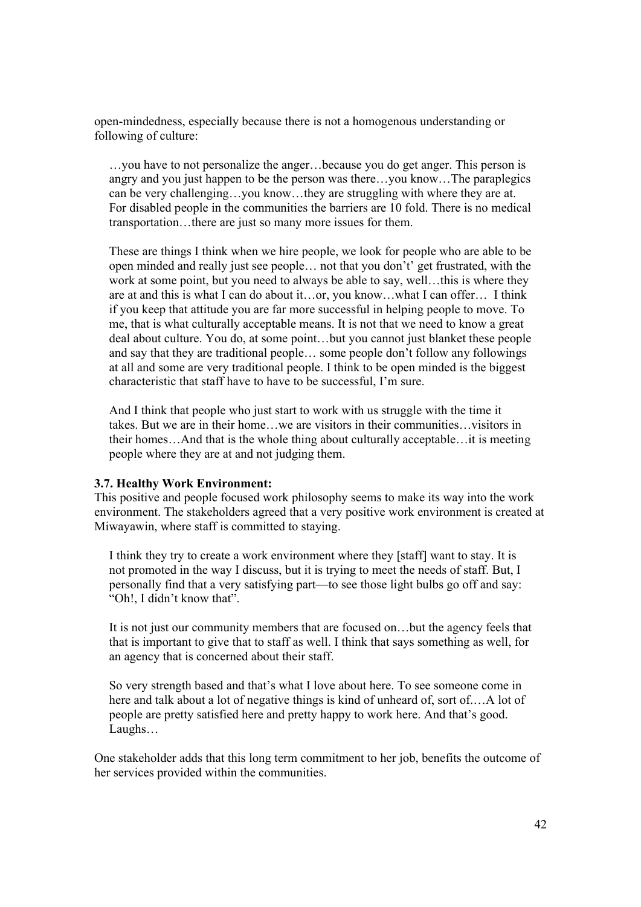open-mindedness, especially because there is not a homogenous understanding or following of culture:

> …you have to not personalize the anger…because you do get anger. This person is angry and you just happen to be the person was there…you know…The paraplegics can be very challenging…you know…they are struggling with where they are at. For disabled people in the communities the barriers are 10 fold. There is no medical transportation…there are just so many more issues for them.
>
> These are things I think when we hire people, we look for people who are able to be open minded and really just see people… not that you don't' get frustrated, with the work at some point, but you need to always be able to say, well…this is where they are at and this is what I can do about it…or, you know…what I can offer… I think if you keep that attitude you are far more successful in helping people to move. To me, that is what culturally acceptable means. It is not that we need to know a great deal about culture. You do, at some point…but you cannot just blanket these people and say that they are traditional people… some people don't follow any followings at all and some are very traditional people. I think to be open minded is the biggest characteristic that staff have to have to be successful, I'm sure.
>
> And I think that people who just start to work with us struggle with the time it takes. But we are in their home…we are visitors in their communities…visitors in their homes…And that is the whole thing about culturally acceptable…it is meeting people where they are at and not judging them.

**3.7. Healthy Work Environment:**

This positive and people focused work philosophy seems to make its way into the work environment. The stakeholders agreed that a very positive work environment is created at Miwayawin, where staff is committed to staying.

> I think they try to create a work environment where they [staff] want to stay. It is not promoted in the way I discuss, but it is trying to meet the needs of staff. But, I personally find that a very satisfying part—to see those light bulbs go off and say: "Oh!, I didn't know that".
>
> It is not just our community members that are focused on…but the agency feels that that is important to give that to staff as well. I think that says something as well, for an agency that is concerned about their staff.
>
> So very strength based and that's what I love about here. To see someone come in here and talk about a lot of negative things is kind of unheard of, sort of.…A lot of people are pretty satisfied here and pretty happy to work here. And that's good. Laughs…

One stakeholder adds that this long term commitment to her job, benefits the outcome of her services provided within the communities.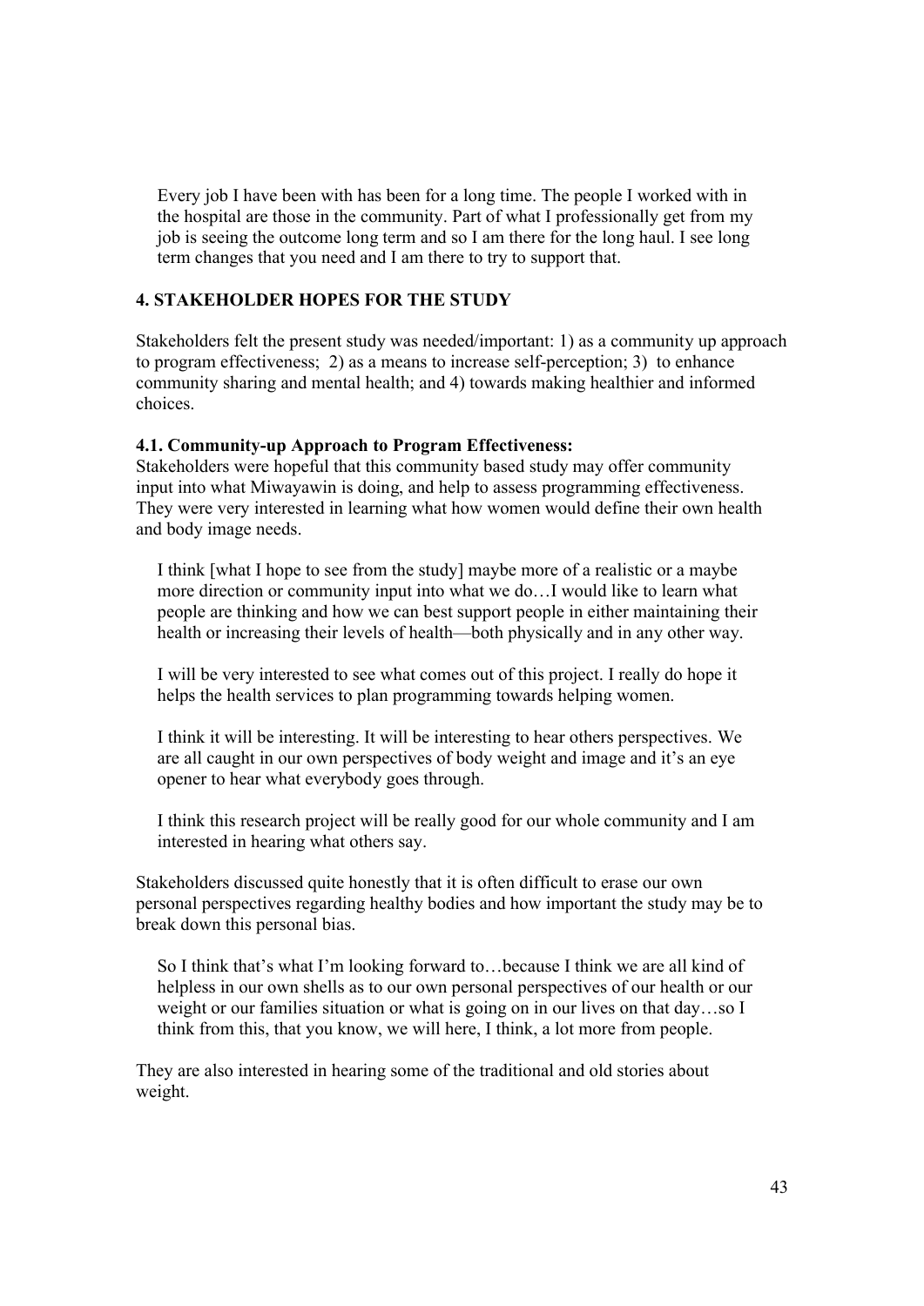> Every job I have been with has been for a long time. The people I worked with in the hospital are those in the community. Part of what I professionally get from my job is seeing the outcome long term and so I am there for the long haul. I see long term changes that you need and I am there to try to support that.

## 4. STAKEHOLDER HOPES FOR THE STUDY

Stakeholders felt the present study was needed/important: 1) as a community up approach to program effectiveness; 2) as a means to increase self-perception; 3) to enhance community sharing and mental health; and 4) towards making healthier and informed choices.

### 4.1. Community-up Approach to Program Effectiveness:

Stakeholders were hopeful that this community based study may offer community input into what Miwayawin is doing, and help to assess programming effectiveness. They were very interested in learning what how women would define their own health and body image needs.

> I think [what I hope to see from the study] maybe more of a realistic or a maybe more direction or community input into what we do…I would like to learn what people are thinking and how we can best support people in either maintaining their health or increasing their levels of health—both physically and in any other way.

> I will be very interested to see what comes out of this project. I really do hope it helps the health services to plan programming towards helping women.

> I think it will be interesting. It will be interesting to hear others perspectives. We are all caught in our own perspectives of body weight and image and it's an eye opener to hear what everybody goes through.

> I think this research project will be really good for our whole community and I am interested in hearing what others say.

Stakeholders discussed quite honestly that it is often difficult to erase our own personal perspectives regarding healthy bodies and how important the study may be to break down this personal bias.

> So I think that's what I'm looking forward to…because I think we are all kind of helpless in our own shells as to our own personal perspectives of our health or our weight or our families situation or what is going on in our lives on that day…so I think from this, that you know, we will here, I think, a lot more from people.

They are also interested in hearing some of the traditional and old stories about weight.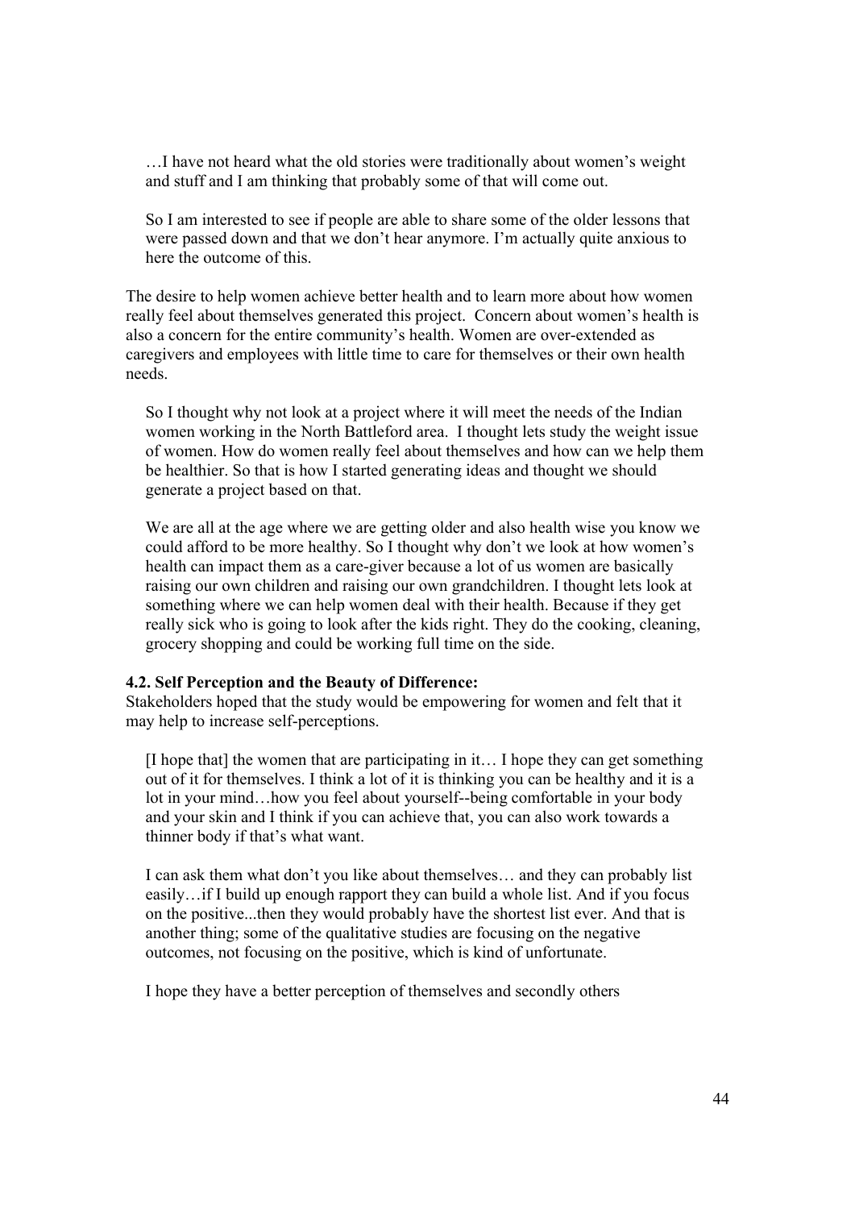> …I have not heard what the old stories were traditionally about women's weight and stuff and I am thinking that probably some of that will come out.
>
> So I am interested to see if people are able to share some of the older lessons that were passed down and that we don't hear anymore. I'm actually quite anxious to here the outcome of this.

The desire to help women achieve better health and to learn more about how women really feel about themselves generated this project. Concern about women's health is also a concern for the entire community's health. Women are over-extended as caregivers and employees with little time to care for themselves or their own health needs.

> So I thought why not look at a project where it will meet the needs of the Indian women working in the North Battleford area. I thought lets study the weight issue of women. How do women really feel about themselves and how can we help them be healthier. So that is how I started generating ideas and thought we should generate a project based on that.
>
> We are all at the age where we are getting older and also health wise you know we could afford to be more healthy. So I thought why don't we look at how women's health can impact them as a care-giver because a lot of us women are basically raising our own children and raising our own grandchildren. I thought lets look at something where we can help women deal with their health. Because if they get really sick who is going to look after the kids right. They do the cooking, cleaning, grocery shopping and could be working full time on the side.

**4.2. Self Perception and the Beauty of Difference:**

Stakeholders hoped that the study would be empowering for women and felt that it may help to increase self-perceptions.

> [I hope that] the women that are participating in it… I hope they can get something out of it for themselves. I think a lot of it is thinking you can be healthy and it is a lot in your mind…how you feel about yourself--being comfortable in your body and your skin and I think if you can achieve that, you can also work towards a thinner body if that's what want.
>
> I can ask them what don't you like about themselves… and they can probably list easily…if I build up enough rapport they can build a whole list. And if you focus on the positive...then they would probably have the shortest list ever. And that is another thing; some of the qualitative studies are focusing on the negative outcomes, not focusing on the positive, which is kind of unfortunate.
>
> I hope they have a better perception of themselves and secondly others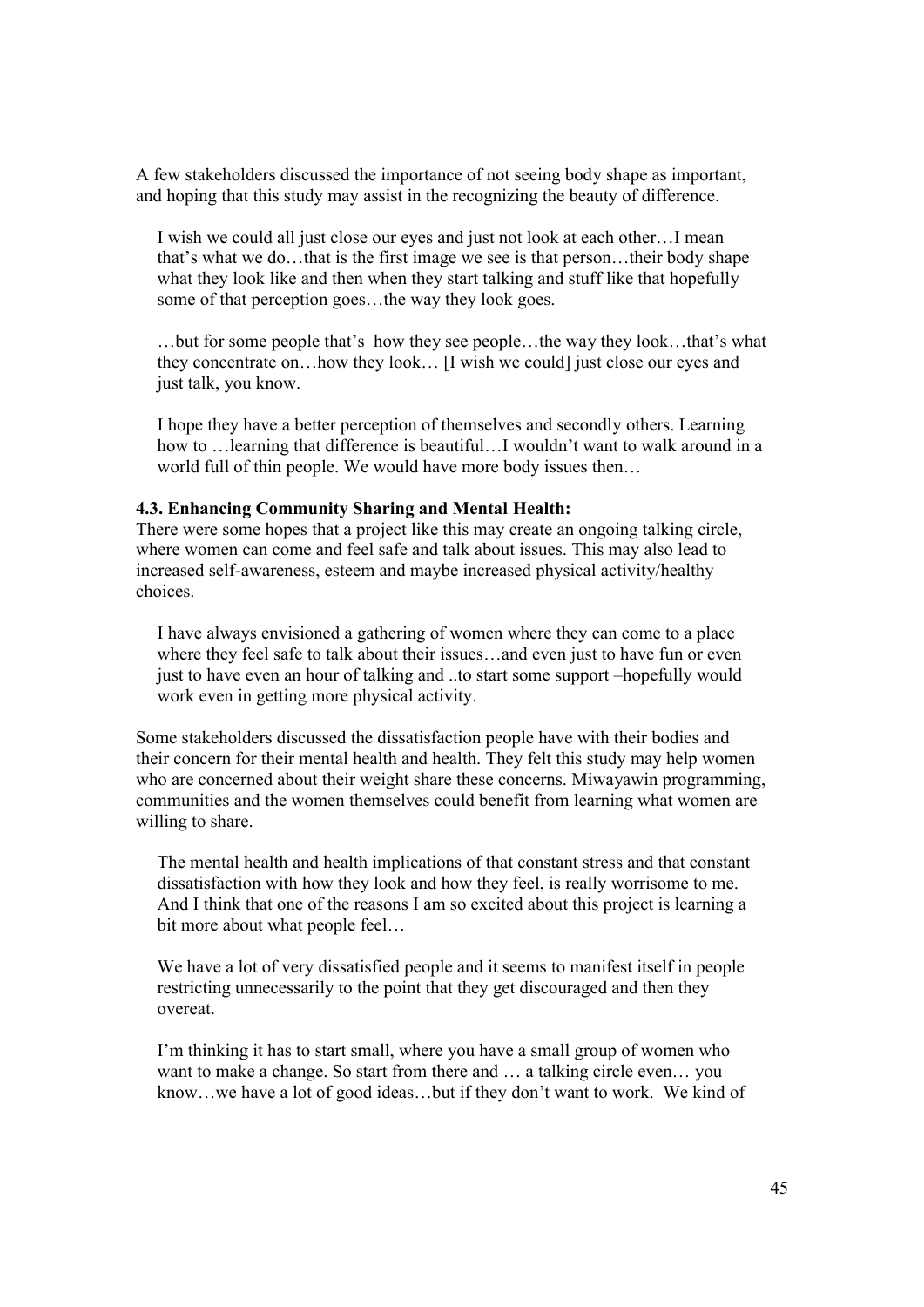A few stakeholders discussed the importance of not seeing body shape as important, and hoping that this study may assist in the recognizing the beauty of difference.

> I wish we could all just close our eyes and just not look at each other…I mean that's what we do…that is the first image we see is that person…their body shape what they look like and then when they start talking and stuff like that hopefully some of that perception goes…the way they look goes.

> …but for some people that's how they see people…the way they look…that's what they concentrate on…how they look… [I wish we could] just close our eyes and just talk, you know.

> I hope they have a better perception of themselves and secondly others. Learning how to …learning that difference is beautiful…I wouldn't want to walk around in a world full of thin people. We would have more body issues then…

**4.3. Enhancing Community Sharing and Mental Health:**

There were some hopes that a project like this may create an ongoing talking circle, where women can come and feel safe and talk about issues. This may also lead to increased self-awareness, esteem and maybe increased physical activity/healthy choices.

> I have always envisioned a gathering of women where they can come to a place where they feel safe to talk about their issues…and even just to have fun or even just to have even an hour of talking and ..to start some support –hopefully would work even in getting more physical activity.

Some stakeholders discussed the dissatisfaction people have with their bodies and their concern for their mental health and health. They felt this study may help women who are concerned about their weight share these concerns. Miwayawin programming, communities and the women themselves could benefit from learning what women are willing to share.

> The mental health and health implications of that constant stress and that constant dissatisfaction with how they look and how they feel, is really worrisome to me. And I think that one of the reasons I am so excited about this project is learning a bit more about what people feel…

> We have a lot of very dissatisfied people and it seems to manifest itself in people restricting unnecessarily to the point that they get discouraged and then they overeat.

> I'm thinking it has to start small, where you have a small group of women who want to make a change. So start from there and … a talking circle even… you know…we have a lot of good ideas…but if they don't want to work. We kind of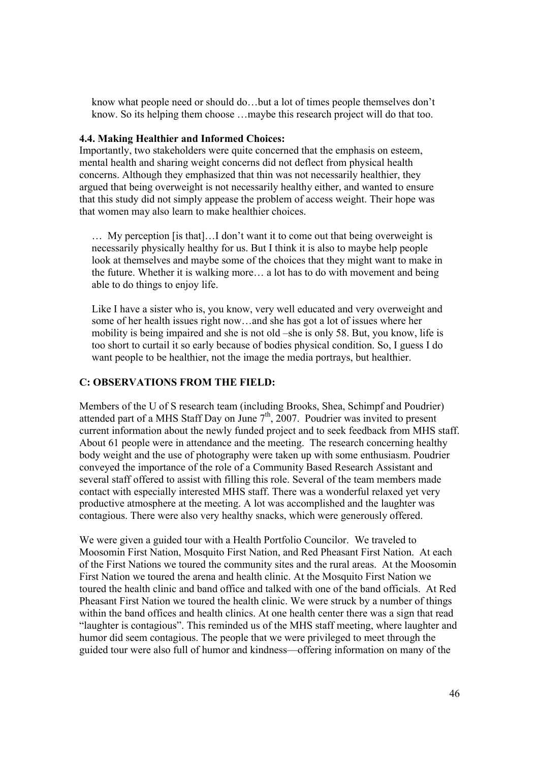> know what people need or should do…but a lot of times people themselves don't know. So its helping them choose …maybe this research project will do that too.

### 4.4. Making Healthier and Informed Choices:

Importantly, two stakeholders were quite concerned that the emphasis on esteem, mental health and sharing weight concerns did not deflect from physical health concerns. Although they emphasized that thin was not necessarily healthier, they argued that being overweight is not necessarily healthy either, and wanted to ensure that this study did not simply appease the problem of access weight. Their hope was that women may also learn to make healthier choices.

> … My perception [is that]…I don't want it to come out that being overweight is necessarily physically healthy for us. But I think it is also to maybe help people look at themselves and maybe some of the choices that they might want to make in the future. Whether it is walking more… a lot has to do with movement and being able to do things to enjoy life.
>
> Like I have a sister who is, you know, very well educated and very overweight and some of her health issues right now…and she has got a lot of issues where her mobility is being impaired and she is not old –she is only 58. But, you know, life is too short to curtail it so early because of bodies physical condition. So, I guess I do want people to be healthier, not the image the media portrays, but healthier.

## C: OBSERVATIONS FROM THE FIELD:

Members of the U of S research team (including Brooks, Shea, Schimpf and Poudrier) attended part of a MHS Staff Day on June 7th, 2007. Poudrier was invited to present current information about the newly funded project and to seek feedback from MHS staff. About 61 people were in attendance and the meeting. The research concerning healthy body weight and the use of photography were taken up with some enthusiasm. Poudrier conveyed the importance of the role of a Community Based Research Assistant and several staff offered to assist with filling this role. Several of the team members made contact with especially interested MHS staff. There was a wonderful relaxed yet very productive atmosphere at the meeting. A lot was accomplished and the laughter was contagious. There were also very healthy snacks, which were generously offered.

We were given a guided tour with a Health Portfolio Councilor. We traveled to Moosomin First Nation, Mosquito First Nation, and Red Pheasant First Nation. At each of the First Nations we toured the community sites and the rural areas. At the Moosomin First Nation we toured the arena and health clinic. At the Mosquito First Nation we toured the health clinic and band office and talked with one of the band officials. At Red Pheasant First Nation we toured the health clinic. We were struck by a number of things within the band offices and health clinics. At one health center there was a sign that read "laughter is contagious". This reminded us of the MHS staff meeting, where laughter and humor did seem contagious. The people that we were privileged to meet through the guided tour were also full of humor and kindness—offering information on many of the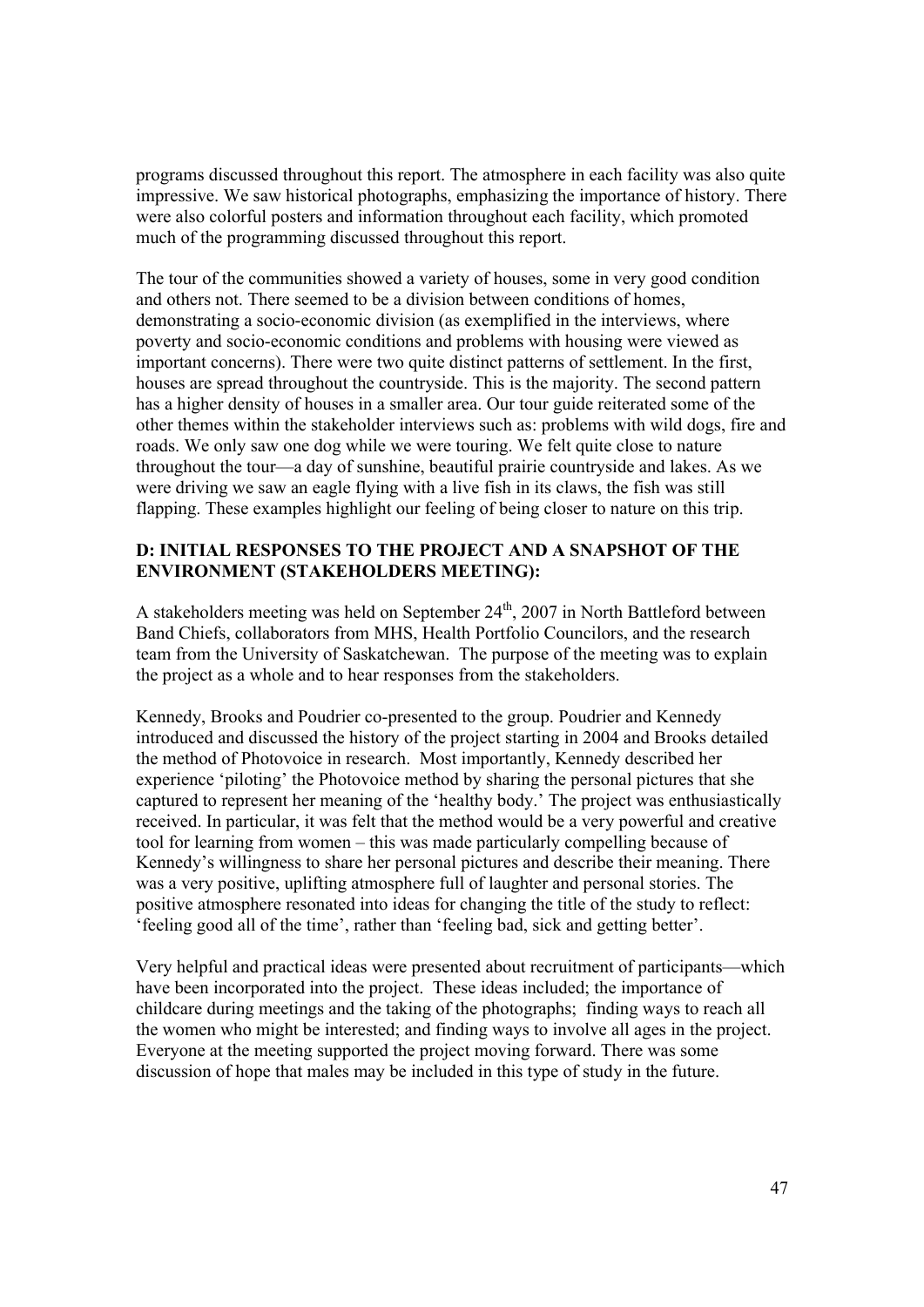programs discussed throughout this report. The atmosphere in each facility was also quite impressive. We saw historical photographs, emphasizing the importance of history. There were also colorful posters and information throughout each facility, which promoted much of the programming discussed throughout this report.

The tour of the communities showed a variety of houses, some in very good condition and others not. There seemed to be a division between conditions of homes, demonstrating a socio-economic division (as exemplified in the interviews, where poverty and socio-economic conditions and problems with housing were viewed as important concerns). There were two quite distinct patterns of settlement. In the first, houses are spread throughout the countryside. This is the majority. The second pattern has a higher density of houses in a smaller area. Our tour guide reiterated some of the other themes within the stakeholder interviews such as: problems with wild dogs, fire and roads. We only saw one dog while we were touring. We felt quite close to nature throughout the tour—a day of sunshine, beautiful prairie countryside and lakes. As we were driving we saw an eagle flying with a live fish in its claws, the fish was still flapping. These examples highlight our feeling of being closer to nature on this trip.

**D: INITIAL RESPONSES TO THE PROJECT AND A SNAPSHOT OF THE ENVIRONMENT (STAKEHOLDERS MEETING):**

A stakeholders meeting was held on September 24th, 2007 in North Battleford between Band Chiefs, collaborators from MHS, Health Portfolio Councilors, and the research team from the University of Saskatchewan. The purpose of the meeting was to explain the project as a whole and to hear responses from the stakeholders.

Kennedy, Brooks and Poudrier co-presented to the group. Poudrier and Kennedy introduced and discussed the history of the project starting in 2004 and Brooks detailed the method of Photovoice in research. Most importantly, Kennedy described her experience 'piloting' the Photovoice method by sharing the personal pictures that she captured to represent her meaning of the 'healthy body.' The project was enthusiastically received. In particular, it was felt that the method would be a very powerful and creative tool for learning from women – this was made particularly compelling because of Kennedy's willingness to share her personal pictures and describe their meaning. There was a very positive, uplifting atmosphere full of laughter and personal stories. The positive atmosphere resonated into ideas for changing the title of the study to reflect: 'feeling good all of the time', rather than 'feeling bad, sick and getting better'.

Very helpful and practical ideas were presented about recruitment of participants—which have been incorporated into the project. These ideas included; the importance of childcare during meetings and the taking of the photographs; finding ways to reach all the women who might be interested; and finding ways to involve all ages in the project. Everyone at the meeting supported the project moving forward. There was some discussion of hope that males may be included in this type of study in the future.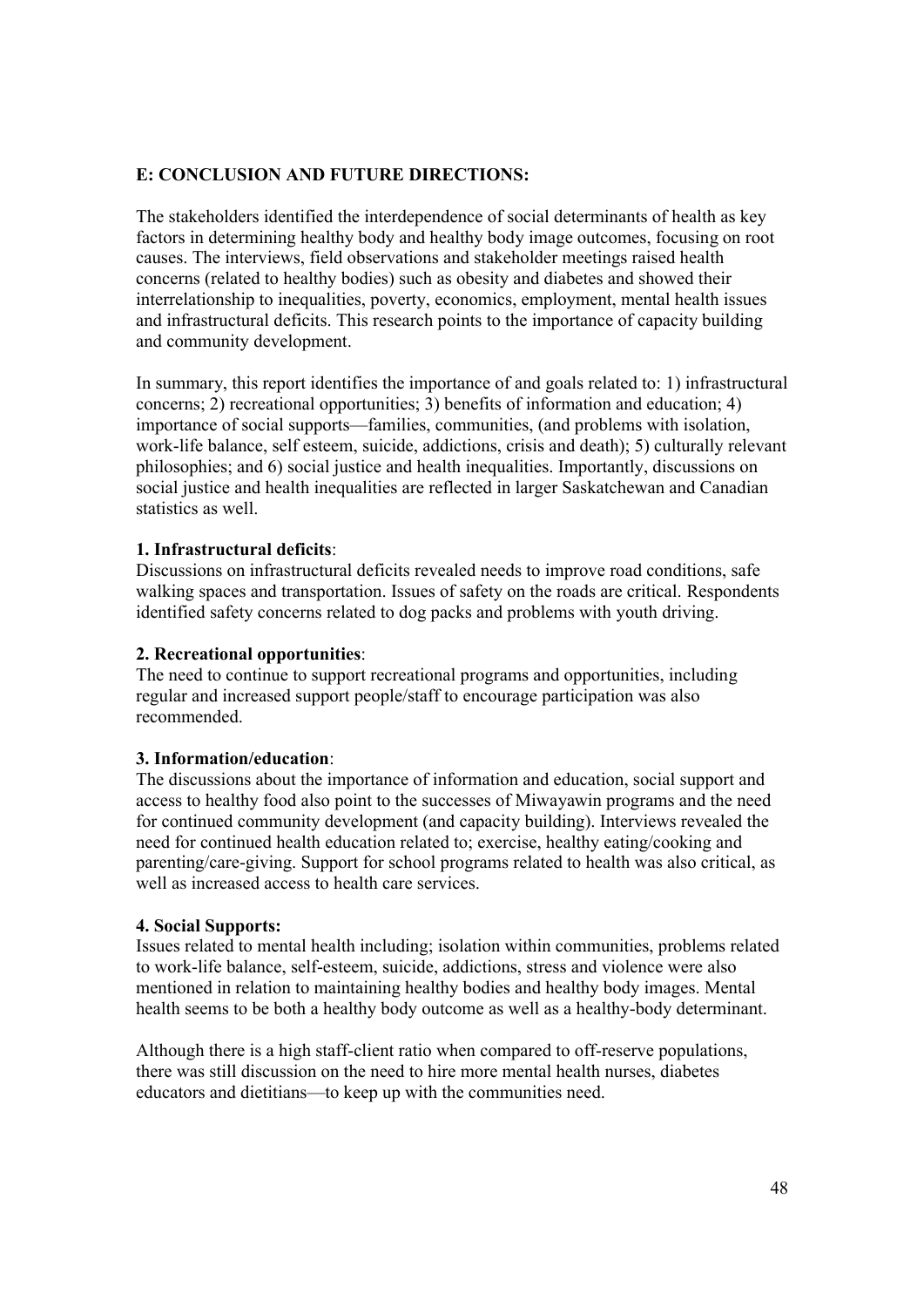**E: CONCLUSION AND FUTURE DIRECTIONS:**

The stakeholders identified the interdependence of social determinants of health as key factors in determining healthy body and healthy body image outcomes, focusing on root causes. The interviews, field observations and stakeholder meetings raised health concerns (related to healthy bodies) such as obesity and diabetes and showed their interrelationship to inequalities, poverty, economics, employment, mental health issues and infrastructural deficits. This research points to the importance of capacity building and community development.

In summary, this report identifies the importance of and goals related to: 1) infrastructural concerns; 2) recreational opportunities; 3) benefits of information and education; 4) importance of social supports—families, communities, (and problems with isolation, work-life balance, self esteem, suicide, addictions, crisis and death); 5) culturally relevant philosophies; and 6) social justice and health inequalities. Importantly, discussions on social justice and health inequalities are reflected in larger Saskatchewan and Canadian statistics as well.

**1. Infrastructural deficits**:
Discussions on infrastructural deficits revealed needs to improve road conditions, safe walking spaces and transportation. Issues of safety on the roads are critical. Respondents identified safety concerns related to dog packs and problems with youth driving.

**2. Recreational opportunities**:
The need to continue to support recreational programs and opportunities, including regular and increased support people/staff to encourage participation was also recommended.

**3. Information/education**:
The discussions about the importance of information and education, social support and access to healthy food also point to the successes of Miwayawin programs and the need for continued community development (and capacity building). Interviews revealed the need for continued health education related to; exercise, healthy eating/cooking and parenting/care-giving. Support for school programs related to health was also critical, as well as increased access to health care services.

**4. Social Supports:**
Issues related to mental health including; isolation within communities, problems related to work-life balance, self-esteem, suicide, addictions, stress and violence were also mentioned in relation to maintaining healthy bodies and healthy body images. Mental health seems to be both a healthy body outcome as well as a healthy-body determinant.

Although there is a high staff-client ratio when compared to off-reserve populations, there was still discussion on the need to hire more mental health nurses, diabetes educators and dietitians—to keep up with the communities need.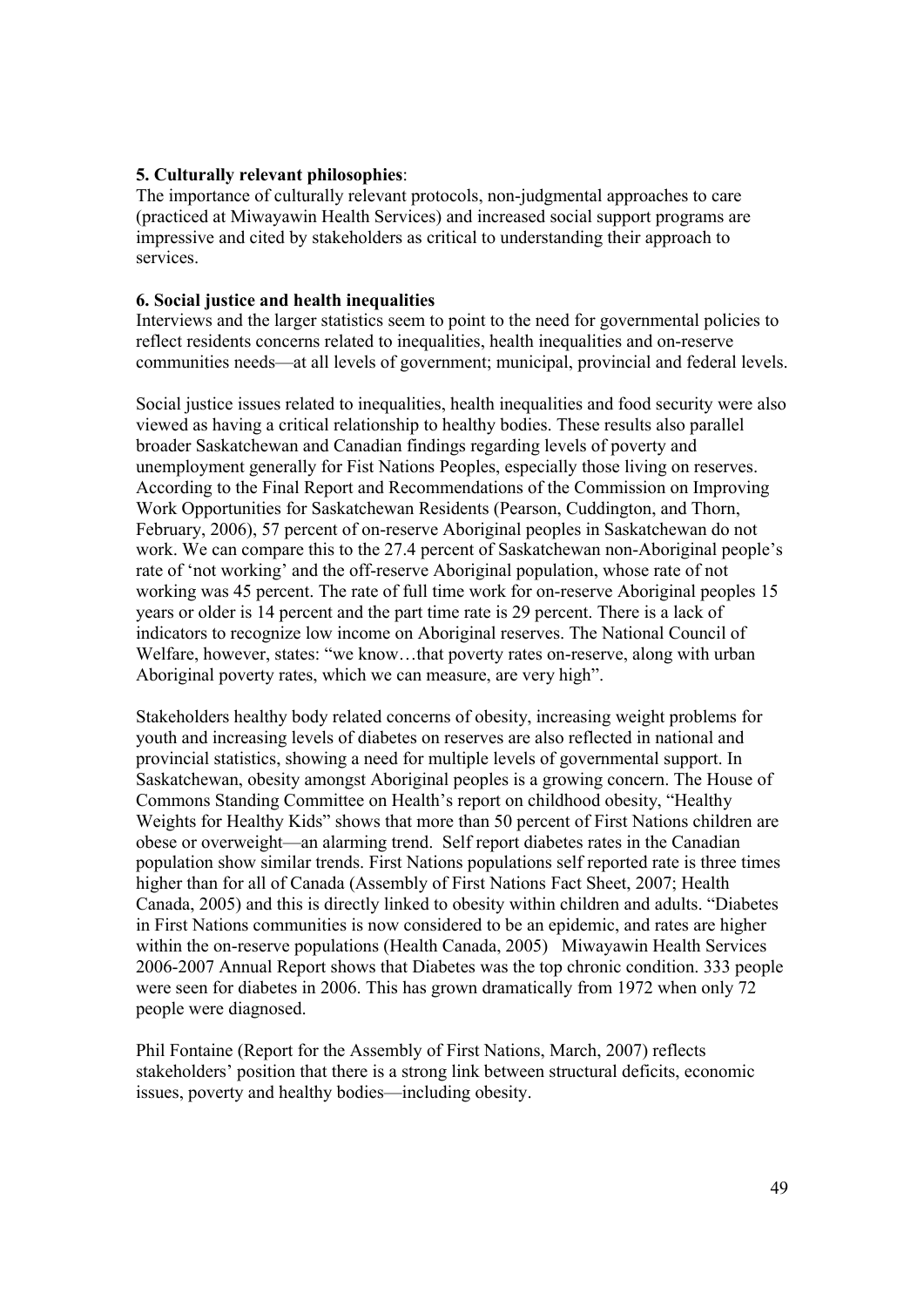**5. Culturally relevant philosophies**:
The importance of culturally relevant protocols, non-judgmental approaches to care (practiced at Miwayawin Health Services) and increased social support programs are impressive and cited by stakeholders as critical to understanding their approach to services.

**6. Social justice and health inequalities**
Interviews and the larger statistics seem to point to the need for governmental policies to reflect residents concerns related to inequalities, health inequalities and on-reserve communities needs—at all levels of government; municipal, provincial and federal levels.

Social justice issues related to inequalities, health inequalities and food security were also viewed as having a critical relationship to healthy bodies. These results also parallel broader Saskatchewan and Canadian findings regarding levels of poverty and unemployment generally for Fist Nations Peoples, especially those living on reserves. According to the Final Report and Recommendations of the Commission on Improving Work Opportunities for Saskatchewan Residents (Pearson, Cuddington, and Thorn, February, 2006), 57 percent of on-reserve Aboriginal peoples in Saskatchewan do not work. We can compare this to the 27.4 percent of Saskatchewan non-Aboriginal people's rate of 'not working' and the off-reserve Aboriginal population, whose rate of not working was 45 percent. The rate of full time work for on-reserve Aboriginal peoples 15 years or older is 14 percent and the part time rate is 29 percent. There is a lack of indicators to recognize low income on Aboriginal reserves. The National Council of Welfare, however, states: "we know…that poverty rates on-reserve, along with urban Aboriginal poverty rates, which we can measure, are very high".

Stakeholders healthy body related concerns of obesity, increasing weight problems for youth and increasing levels of diabetes on reserves are also reflected in national and provincial statistics, showing a need for multiple levels of governmental support. In Saskatchewan, obesity amongst Aboriginal peoples is a growing concern. The House of Commons Standing Committee on Health's report on childhood obesity, "Healthy Weights for Healthy Kids" shows that more than 50 percent of First Nations children are obese or overweight—an alarming trend. Self report diabetes rates in the Canadian population show similar trends. First Nations populations self reported rate is three times higher than for all of Canada (Assembly of First Nations Fact Sheet, 2007; Health Canada, 2005) and this is directly linked to obesity within children and adults. "Diabetes in First Nations communities is now considered to be an epidemic, and rates are higher within the on-reserve populations (Health Canada, 2005) Miwayawin Health Services 2006-2007 Annual Report shows that Diabetes was the top chronic condition. 333 people were seen for diabetes in 2006. This has grown dramatically from 1972 when only 72 people were diagnosed.

Phil Fontaine (Report for the Assembly of First Nations, March, 2007) reflects stakeholders' position that there is a strong link between structural deficits, economic issues, poverty and healthy bodies—including obesity.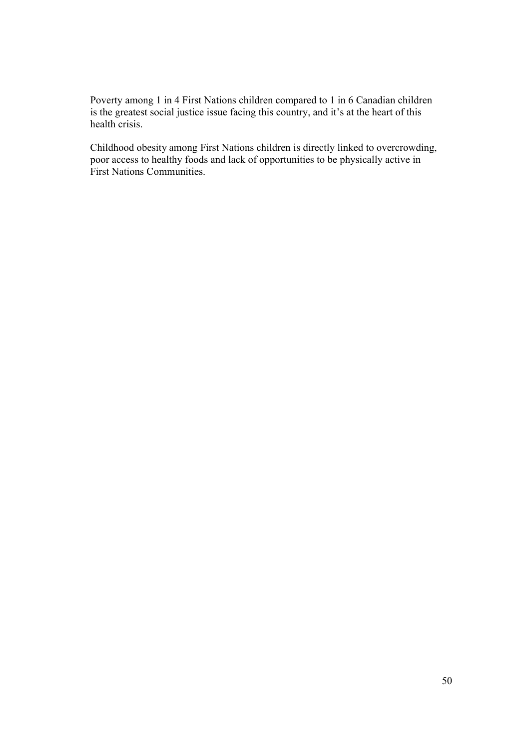Poverty among 1 in 4 First Nations children compared to 1 in 6 Canadian children is the greatest social justice issue facing this country, and it's at the heart of this health crisis.

Childhood obesity among First Nations children is directly linked to overcrowding, poor access to healthy foods and lack of opportunities to be physically active in First Nations Communities.